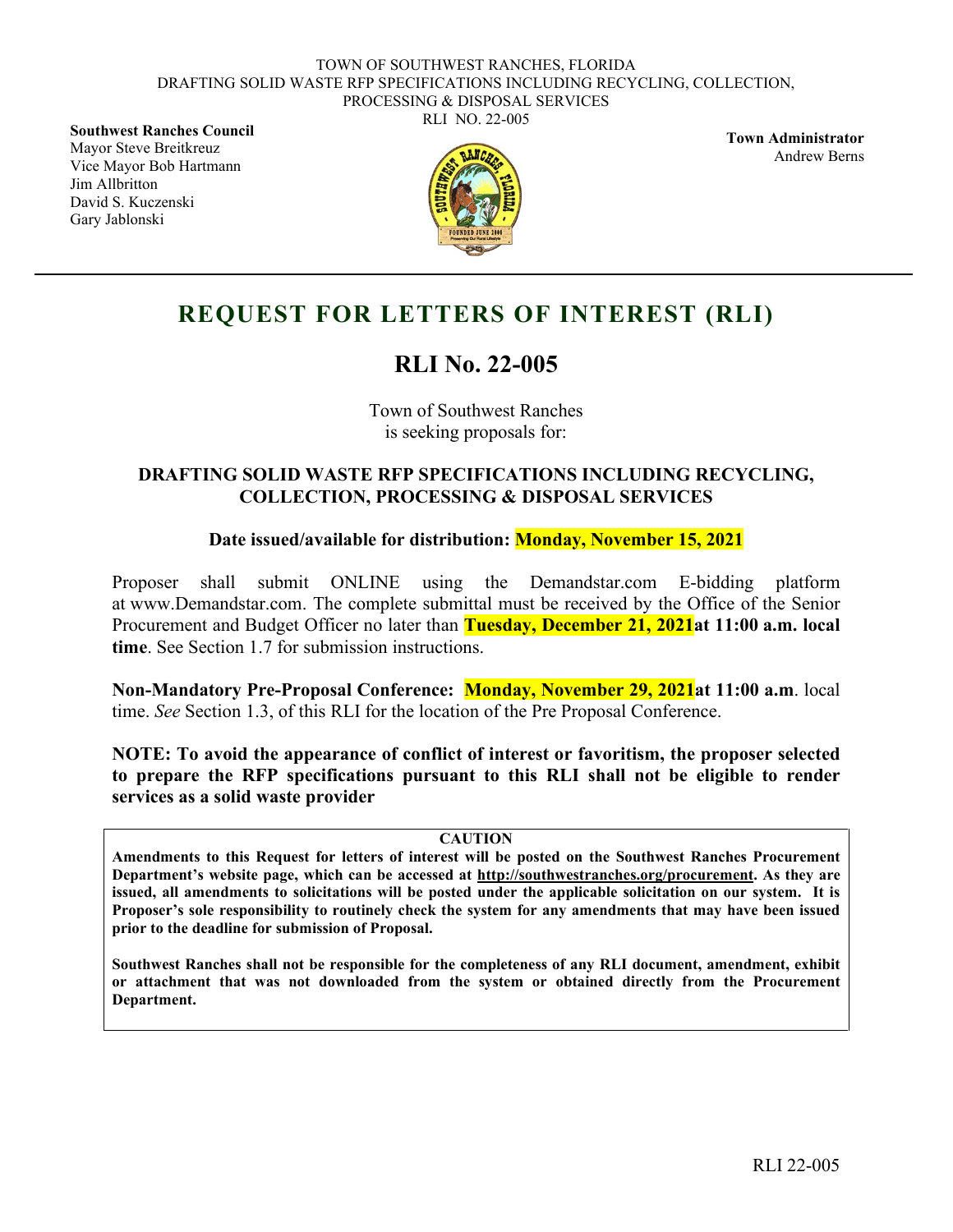TOWN OF SOUTHWEST RANCHES, FLORIDA
DRAFTING SOLID WASTE RFP SPECIFICATIONS INCLUDING RECYCLING, COLLECTION, PROCESSING & DISPOSAL SERVICES
RLI NO. 22-005

**Southwest Ranches Council**
Mayor Steve Breitkreuz
Vice Mayor Bob Hartmann
Jim Allbritton
David S. Kuczenski
Gary Jablonski

**Town Administrator**
Andrew Berns

# REQUEST FOR LETTERS OF INTEREST (RLI)

## RLI No. 22-005

Town of Southwest Ranches
is seeking proposals for:

### DRAFTING SOLID WASTE RFP SPECIFICATIONS INCLUDING RECYCLING, COLLECTION, PROCESSING & DISPOSAL SERVICES

**Date issued/available for distribution: Monday, November 15, 2021**

Proposer shall submit ONLINE using the Demandstar.com E-bidding platform at www.Demandstar.com. The complete submittal must be received by the Office of the Senior Procurement and Budget Officer no later than **Tuesday, December 21, 2021 at 11:00 a.m. local time**. See Section 1.7 for submission instructions.

**Non-Mandatory Pre-Proposal Conference: Monday, November 29, 2021 at 11:00 a.m**. local time. *See* Section 1.3, of this RLI for the location of the Pre Proposal Conference.

**NOTE: To avoid the appearance of conflict of interest or favoritism, the proposer selected to prepare the RFP specifications pursuant to this RLI shall not be eligible to render services as a solid waste provider**

**CAUTION**

**Amendments to this Request for letters of interest will be posted on the Southwest Ranches Procurement Department's website page, which can be accessed at http://southwestranches.org/procurement. As they are issued, all amendments to solicitations will be posted under the applicable solicitation on our system. It is Proposer's sole responsibility to routinely check the system for any amendments that may have been issued prior to the deadline for submission of Proposal.**

**Southwest Ranches shall not be responsible for the completeness of any RLI document, amendment, exhibit or attachment that was not downloaded from the system or obtained directly from the Procurement Department.**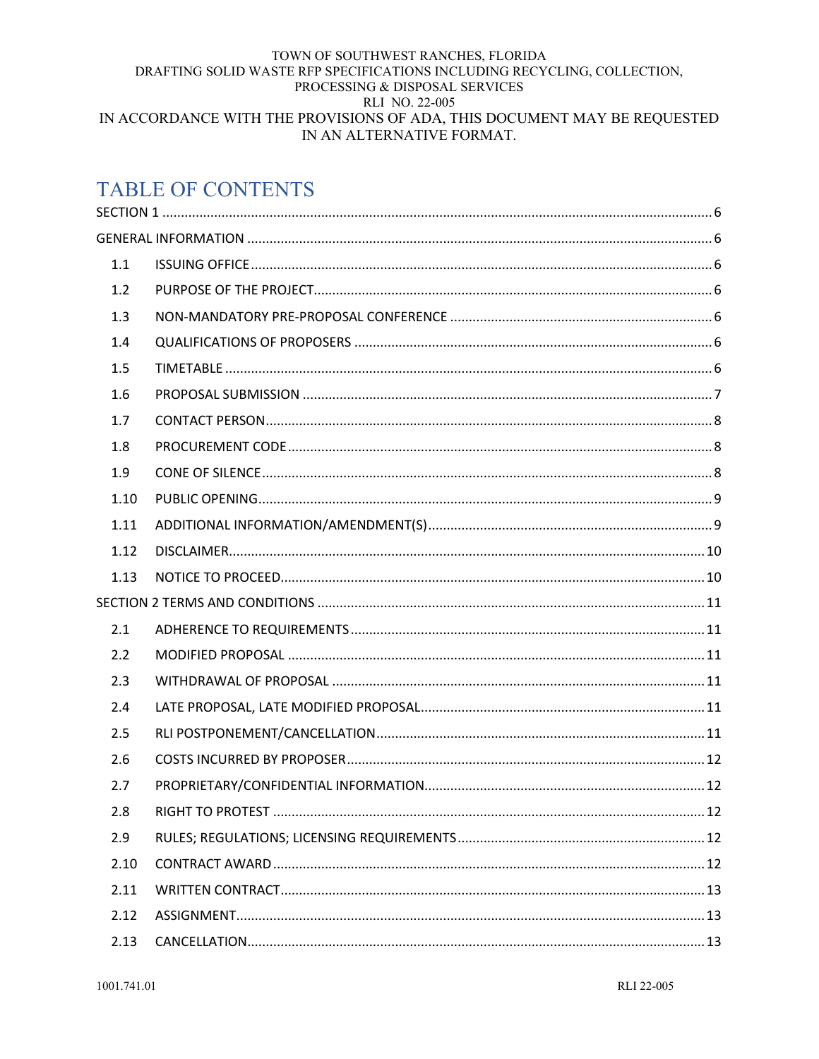TOWN OF SOUTHWEST RANCHES, FLORIDA
DRAFTING SOLID WASTE RFP SPECIFICATIONS INCLUDING RECYCLING, COLLECTION, PROCESSING & DISPOSAL SERVICES
RLI NO. 22-005
IN ACCORDANCE WITH THE PROVISIONS OF ADA, THIS DOCUMENT MAY BE REQUESTED IN AN ALTERNATIVE FORMAT.

# TABLE OF CONTENTS

SECTION 1 ........ 6

GENERAL INFORMATION ........ 6

- 1.1 ISSUING OFFICE ........ 6
- 1.2 PURPOSE OF THE PROJECT ........ 6
- 1.3 NON-MANDATORY PRE-PROPOSAL CONFERENCE ........ 6
- 1.4 QUALIFICATIONS OF PROPOSERS ........ 6
- 1.5 TIMETABLE ........ 6
- 1.6 PROPOSAL SUBMISSION ........ 7
- 1.7 CONTACT PERSON ........ 8
- 1.8 PROCUREMENT CODE ........ 8
- 1.9 CONE OF SILENCE ........ 8
- 1.10 PUBLIC OPENING ........ 9
- 1.11 ADDITIONAL INFORMATION/AMENDMENT(S) ........ 9
- 1.12 DISCLAIMER ........ 10
- 1.13 NOTICE TO PROCEED ........ 10

SECTION 2 TERMS AND CONDITIONS ........ 11

- 2.1 ADHERENCE TO REQUIREMENTS ........ 11
- 2.2 MODIFIED PROPOSAL ........ 11
- 2.3 WITHDRAWAL OF PROPOSAL ........ 11
- 2.4 LATE PROPOSAL, LATE MODIFIED PROPOSAL ........ 11
- 2.5 RLI POSTPONEMENT/CANCELLATION ........ 11
- 2.6 COSTS INCURRED BY PROPOSER ........ 12
- 2.7 PROPRIETARY/CONFIDENTIAL INFORMATION ........ 12
- 2.8 RIGHT TO PROTEST ........ 12
- 2.9 RULES; REGULATIONS; LICENSING REQUIREMENTS ........ 12
- 2.10 CONTRACT AWARD ........ 12
- 2.11 WRITTEN CONTRACT ........ 13
- 2.12 ASSIGNMENT ........ 13
- 2.13 CANCELLATION ........ 13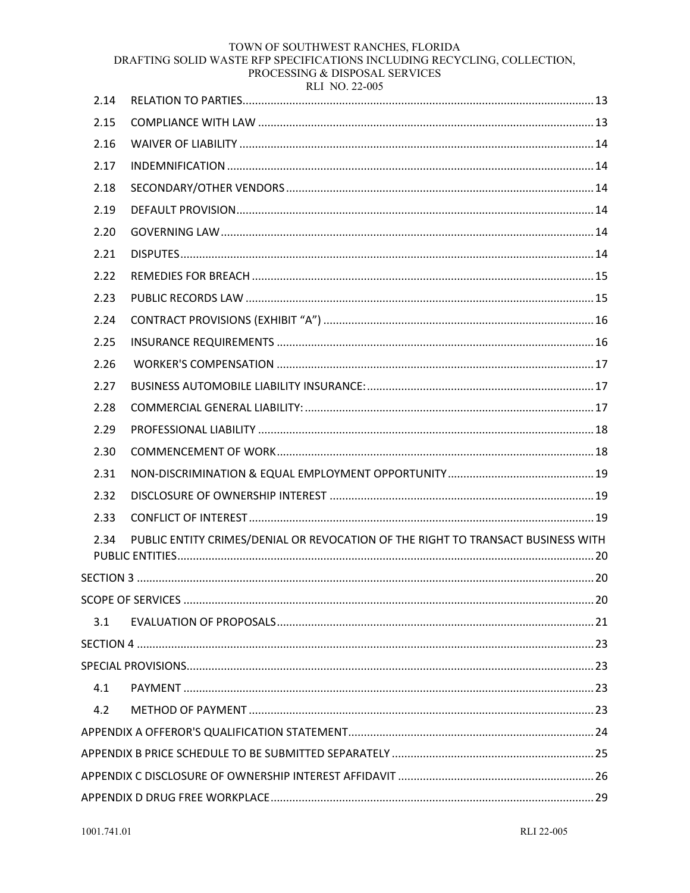| | | |
|---|---|---|
| 2.14 | RELATION TO PARTIES | 13 |
| 2.15 | COMPLIANCE WITH LAW | 13 |
| 2.16 | WAIVER OF LIABILITY | 14 |
| 2.17 | INDEMNIFICATION | 14 |
| 2.18 | SECONDARY/OTHER VENDORS | 14 |
| 2.19 | DEFAULT PROVISION | 14 |
| 2.20 | GOVERNING LAW | 14 |
| 2.21 | DISPUTES | 14 |
| 2.22 | REMEDIES FOR BREACH | 15 |
| 2.23 | PUBLIC RECORDS LAW | 15 |
| 2.24 | CONTRACT PROVISIONS (EXHIBIT "A") | 16 |
| 2.25 | INSURANCE REQUIREMENTS | 16 |
| 2.26 | WORKER'S COMPENSATION | 17 |
| 2.27 | BUSINESS AUTOMOBILE LIABILITY INSURANCE: | 17 |
| 2.28 | COMMERCIAL GENERAL LIABILITY: | 17 |
| 2.29 | PROFESSIONAL LIABILITY | 18 |
| 2.30 | COMMENCEMENT OF WORK | 18 |
| 2.31 | NON-DISCRIMINATION & EQUAL EMPLOYMENT OPPORTUNITY | 19 |
| 2.32 | DISCLOSURE OF OWNERSHIP INTEREST | 19 |
| 2.33 | CONFLICT OF INTEREST | 19 |
| 2.34 | PUBLIC ENTITY CRIMES/DENIAL OR REVOCATION OF THE RIGHT TO TRANSACT BUSINESS WITH PUBLIC ENTITIES | 20 |
| SECTION 3 | | 20 |
| SCOPE OF SERVICES | | 20 |
| 3.1 | EVALUATION OF PROPOSALS | 21 |
| SECTION 4 | | 23 |
| SPECIAL PROVISIONS | | 23 |
| 4.1 | PAYMENT | 23 |
| 4.2 | METHOD OF PAYMENT | 23 |
| APPENDIX A OFFEROR'S QUALIFICATION STATEMENT | | 24 |
| APPENDIX B PRICE SCHEDULE TO BE SUBMITTED SEPARATELY | | 25 |
| APPENDIX C DISCLOSURE OF OWNERSHIP INTEREST AFFIDAVIT | | 26 |
| APPENDIX D DRUG FREE WORKPLACE | | 29 |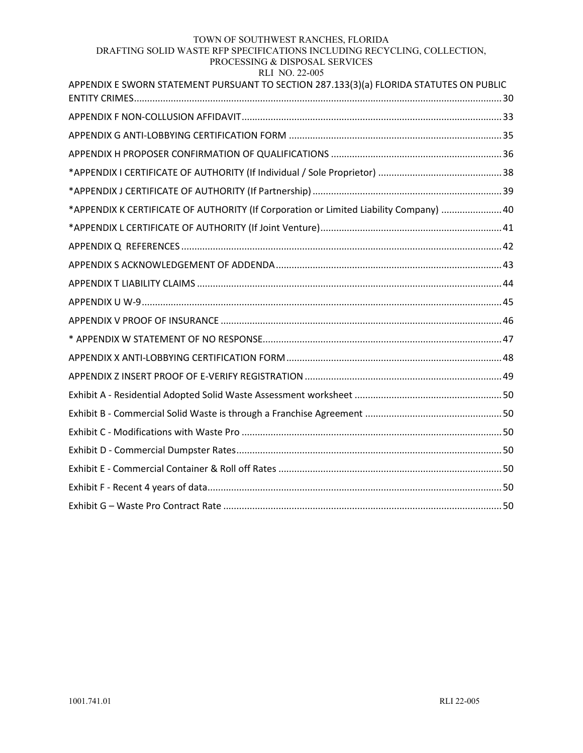APPENDIX E SWORN STATEMENT PURSUANT TO SECTION 287.133(3)(a) FLORIDA STATUTES ON PUBLIC ENTITY CRIMES........................................................................................................................................ 30

APPENDIX F NON-COLLUSION AFFIDAVIT.................................................................................................. 33

APPENDIX G ANTI-LOBBYING CERTIFICATION FORM ................................................................................ 35

APPENDIX H PROPOSER CONFIRMATION OF QUALIFICATIONS ................................................................ 36

*APPENDIX I CERTIFICATE OF AUTHORITY (If Individual / Sole Proprietor) ............................................... 38

*APPENDIX J CERTIFICATE OF AUTHORITY (If Partnership) ....................................................................... 39

*APPENDIX K CERTIFICATE OF AUTHORITY (If Corporation or Limited Liability Company) ....................... 40

*APPENDIX L CERTIFICATE OF AUTHORITY (If Joint Venture).................................................................... 41

APPENDIX Q REFERENCES ......................................................................................................................... 42

APPENDIX S ACKNOWLEDGEMENT OF ADDENDA..................................................................................... 43

APPENDIX T LIABILITY CLAIMS ................................................................................................................... 44

APPENDIX U W-9 ........................................................................................................................................ 45

APPENDIX V PROOF OF INSURANCE .......................................................................................................... 46

* APPENDIX W STATEMENT OF NO RESPONSE.......................................................................................... 47

APPENDIX X ANTI-LOBBYING CERTIFICATION FORM ................................................................................. 48

APPENDIX Z INSERT PROOF OF E-VERIFY REGISTRATION .......................................................................... 49

Exhibit A - Residential Adopted Solid Waste Assessment worksheet ........................................................ 50

Exhibit B - Commercial Solid Waste is through a Franchise Agreement .................................................... 50

Exhibit C - Modifications with Waste Pro ................................................................................................... 50

Exhibit D - Commercial Dumpster Rates..................................................................................................... 50

Exhibit E - Commercial Container & Roll off Rates ..................................................................................... 50

Exhibit F - Recent 4 years of data................................................................................................................ 50

Exhibit G – Waste Pro Contract Rate .......................................................................................................... 50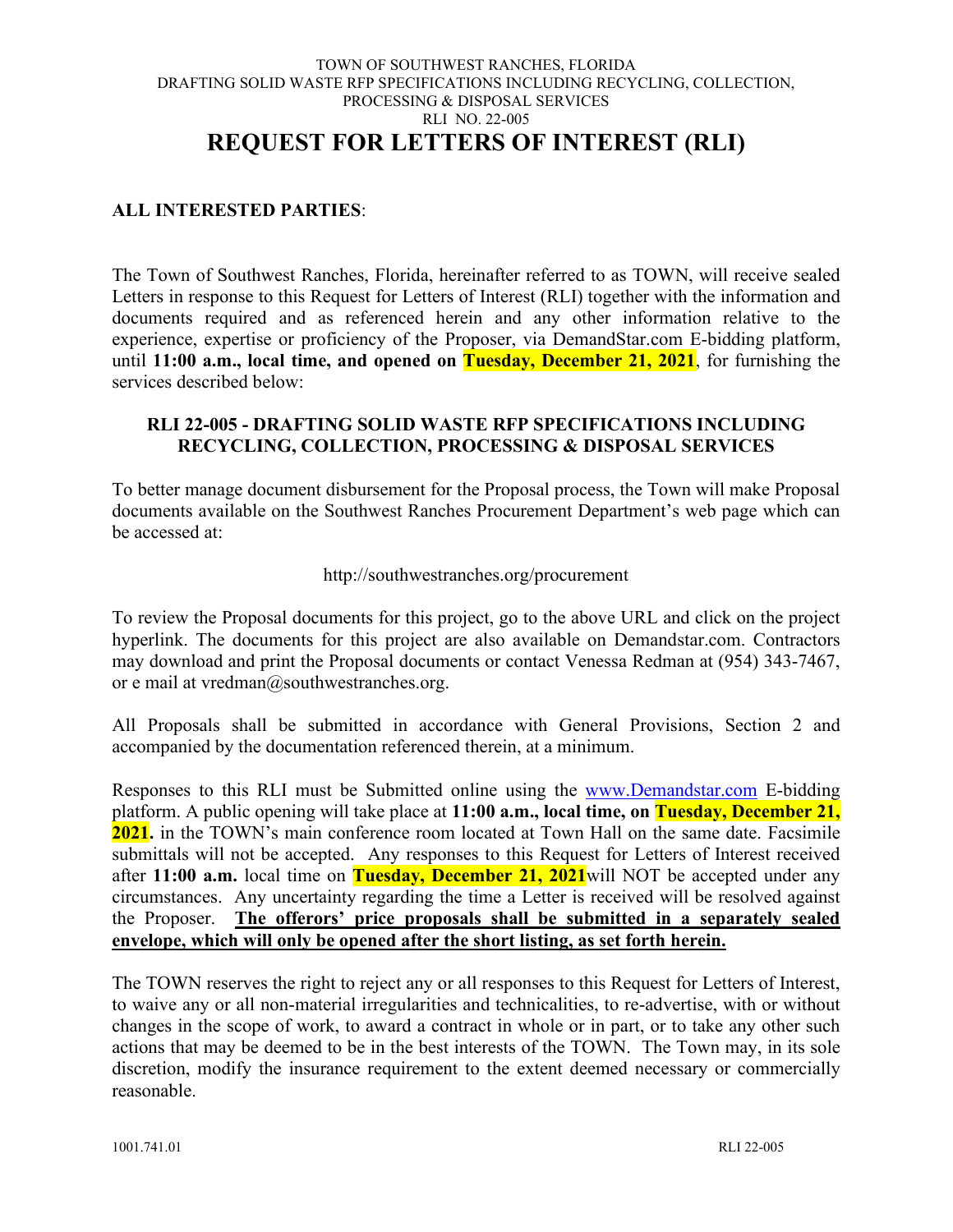TOWN OF SOUTHWEST RANCHES, FLORIDA
DRAFTING SOLID WASTE RFP SPECIFICATIONS INCLUDING RECYCLING, COLLECTION, PROCESSING & DISPOSAL SERVICES
RLI NO. 22-005

# REQUEST FOR LETTERS OF INTEREST (RLI)

**ALL INTERESTED PARTIES**:

The Town of Southwest Ranches, Florida, hereinafter referred to as TOWN, will receive sealed Letters in response to this Request for Letters of Interest (RLI) together with the information and documents required and as referenced herein and any other information relative to the experience, expertise or proficiency of the Proposer, via DemandStar.com E-bidding platform, until **11:00 a.m., local time, and opened on Tuesday, December 21, 2021**, for furnishing the services described below:

**RLI 22-005 - DRAFTING SOLID WASTE RFP SPECIFICATIONS INCLUDING RECYCLING, COLLECTION, PROCESSING & DISPOSAL SERVICES**

To better manage document disbursement for the Proposal process, the Town will make Proposal documents available on the Southwest Ranches Procurement Department's web page which can be accessed at:

http://southwestranches.org/procurement

To review the Proposal documents for this project, go to the above URL and click on the project hyperlink. The documents for this project are also available on Demandstar.com. Contractors may download and print the Proposal documents or contact Venessa Redman at (954) 343-7467, or e mail at vredman@southwestranches.org.

All Proposals shall be submitted in accordance with General Provisions, Section 2 and accompanied by the documentation referenced therein, at a minimum.

Responses to this RLI must be Submitted online using the www.Demandstar.com E-bidding platform. A public opening will take place at **11:00 a.m., local time, on Tuesday, December 21, 2021.** in the TOWN's main conference room located at Town Hall on the same date. Facsimile submittals will not be accepted. Any responses to this Request for Letters of Interest received after **11:00 a.m.** local time on **Tuesday, December 21, 2021**will NOT be accepted under any circumstances. Any uncertainty regarding the time a Letter is received will be resolved against the Proposer. **The offerors' price proposals shall be submitted in a separately sealed envelope, which will only be opened after the short listing, as set forth herein.**

The TOWN reserves the right to reject any or all responses to this Request for Letters of Interest, to waive any or all non-material irregularities and technicalities, to re-advertise, with or without changes in the scope of work, to award a contract in whole or in part, or to take any other such actions that may be deemed to be in the best interests of the TOWN. The Town may, in its sole discretion, modify the insurance requirement to the extent deemed necessary or commercially reasonable.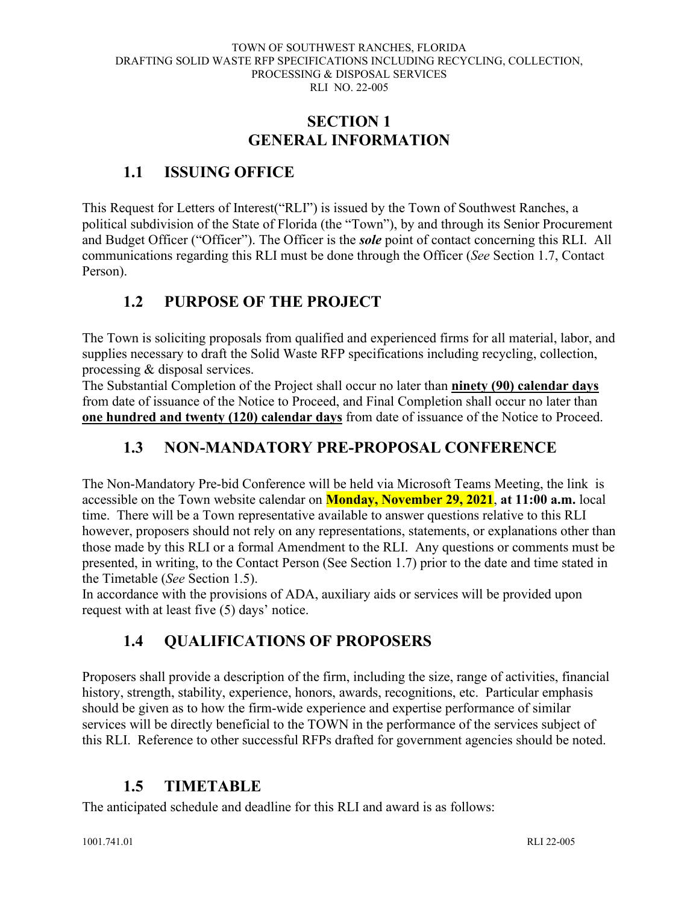# SECTION 1
# GENERAL INFORMATION

## 1.1 ISSUING OFFICE

This Request for Letters of Interest("RLI") is issued by the Town of Southwest Ranches, a political subdivision of the State of Florida (the "Town"), by and through its Senior Procurement and Budget Officer ("Officer"). The Officer is the ***sole*** point of contact concerning this RLI. All communications regarding this RLI must be done through the Officer (*See* Section 1.7, Contact Person).

## 1.2 PURPOSE OF THE PROJECT

The Town is soliciting proposals from qualified and experienced firms for all material, labor, and supplies necessary to draft the Solid Waste RFP specifications including recycling, collection, processing & disposal services.

The Substantial Completion of the Project shall occur no later than **ninety (90) calendar days** from date of issuance of the Notice to Proceed, and Final Completion shall occur no later than **one hundred and twenty (120) calendar days** from date of issuance of the Notice to Proceed.

## 1.3 NON-MANDATORY PRE-PROPOSAL CONFERENCE

The Non-Mandatory Pre-bid Conference will be held via Microsoft Teams Meeting, the link is accessible on the Town website calendar on **Monday, November 29, 2021**, **at 11:00 a.m.** local time. There will be a Town representative available to answer questions relative to this RLI however, proposers should not rely on any representations, statements, or explanations other than those made by this RLI or a formal Amendment to the RLI. Any questions or comments must be presented, in writing, to the Contact Person (See Section 1.7) prior to the date and time stated in the Timetable (*See* Section 1.5).

In accordance with the provisions of ADA, auxiliary aids or services will be provided upon request with at least five (5) days' notice.

## 1.4 QUALIFICATIONS OF PROPOSERS

Proposers shall provide a description of the firm, including the size, range of activities, financial history, strength, stability, experience, honors, awards, recognitions, etc. Particular emphasis should be given as to how the firm-wide experience and expertise performance of similar services will be directly beneficial to the TOWN in the performance of the services subject of this RLI. Reference to other successful RFPs drafted for government agencies should be noted.

## 1.5 TIMETABLE

The anticipated schedule and deadline for this RLI and award is as follows: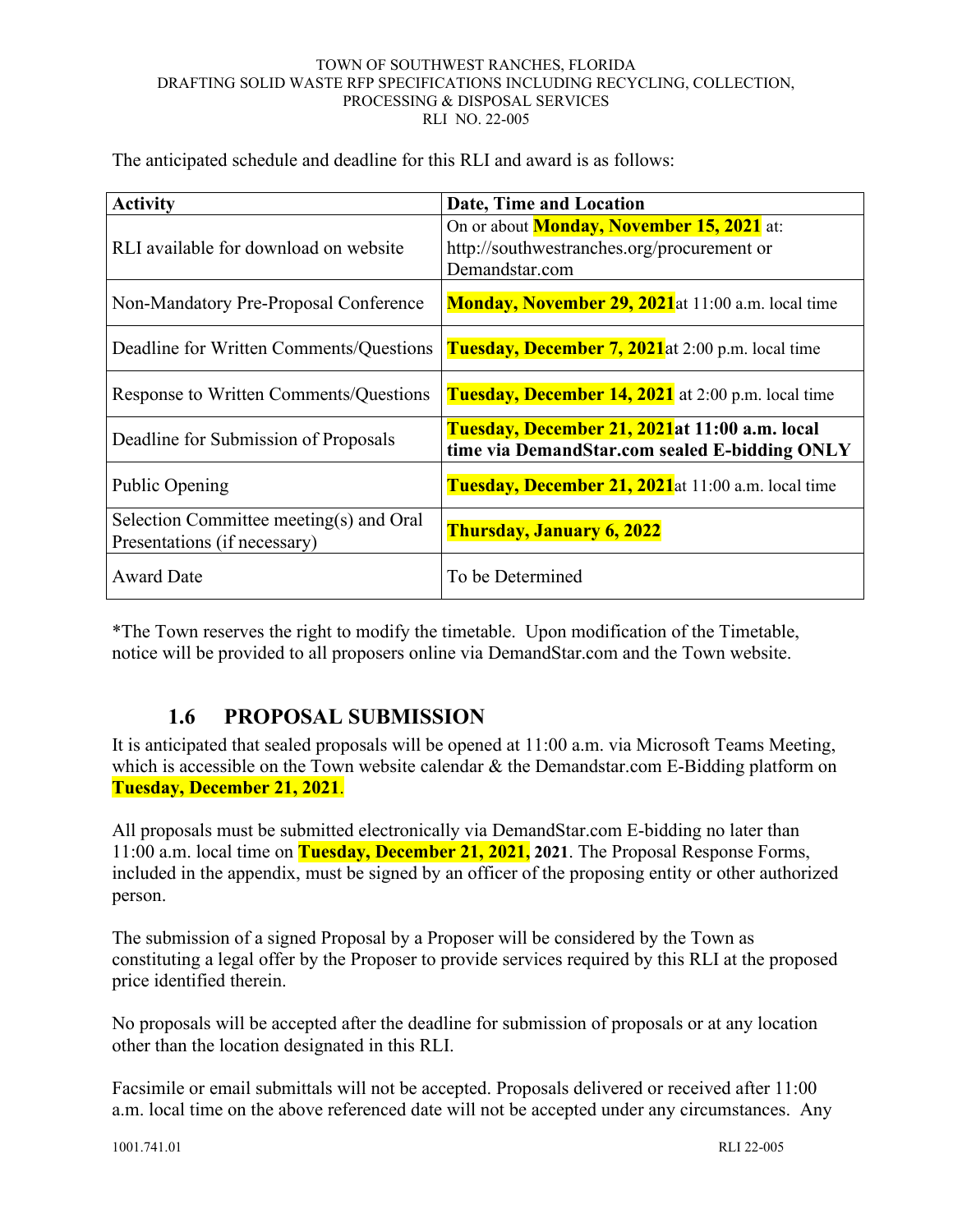The anticipated schedule and deadline for this RLI and award is as follows:

| Activity | Date, Time and Location |
|---|---|
| RLI available for download on website | On or about **Monday, November 15, 2021** at: http://southwestranches.org/procurement or Demandstar.com |
| Non-Mandatory Pre-Proposal Conference | **Monday, November 29, 2021** at 11:00 a.m. local time |
| Deadline for Written Comments/Questions | **Tuesday, December 7, 2021** at 2:00 p.m. local time |
| Response to Written Comments/Questions | **Tuesday, December 14, 2021** at 2:00 p.m. local time |
| Deadline for Submission of Proposals | **Tuesday, December 21, 2021 at 11:00 a.m. local time via DemandStar.com sealed E-bidding ONLY** |
| Public Opening | **Tuesday, December 21, 2021** at 11:00 a.m. local time |
| Selection Committee meeting(s) and Oral Presentations (if necessary) | **Thursday, January 6, 2022** |
| Award Date | To be Determined |

*The Town reserves the right to modify the timetable. Upon modification of the Timetable, notice will be provided to all proposers online via DemandStar.com and the Town website.

## 1.6 PROPOSAL SUBMISSION

It is anticipated that sealed proposals will be opened at 11:00 a.m. via Microsoft Teams Meeting, which is accessible on the Town website calendar & the Demandstar.com E-Bidding platform on **Tuesday, December 21, 2021**.

All proposals must be submitted electronically via DemandStar.com E-bidding no later than 11:00 a.m. local time on **Tuesday, December 21, 2021, 2021**. The Proposal Response Forms, included in the appendix, must be signed by an officer of the proposing entity or other authorized person.

The submission of a signed Proposal by a Proposer will be considered by the Town as constituting a legal offer by the Proposer to provide services required by this RLI at the proposed price identified therein.

No proposals will be accepted after the deadline for submission of proposals or at any location other than the location designated in this RLI.

Facsimile or email submittals will not be accepted. Proposals delivered or received after 11:00 a.m. local time on the above referenced date will not be accepted under any circumstances. Any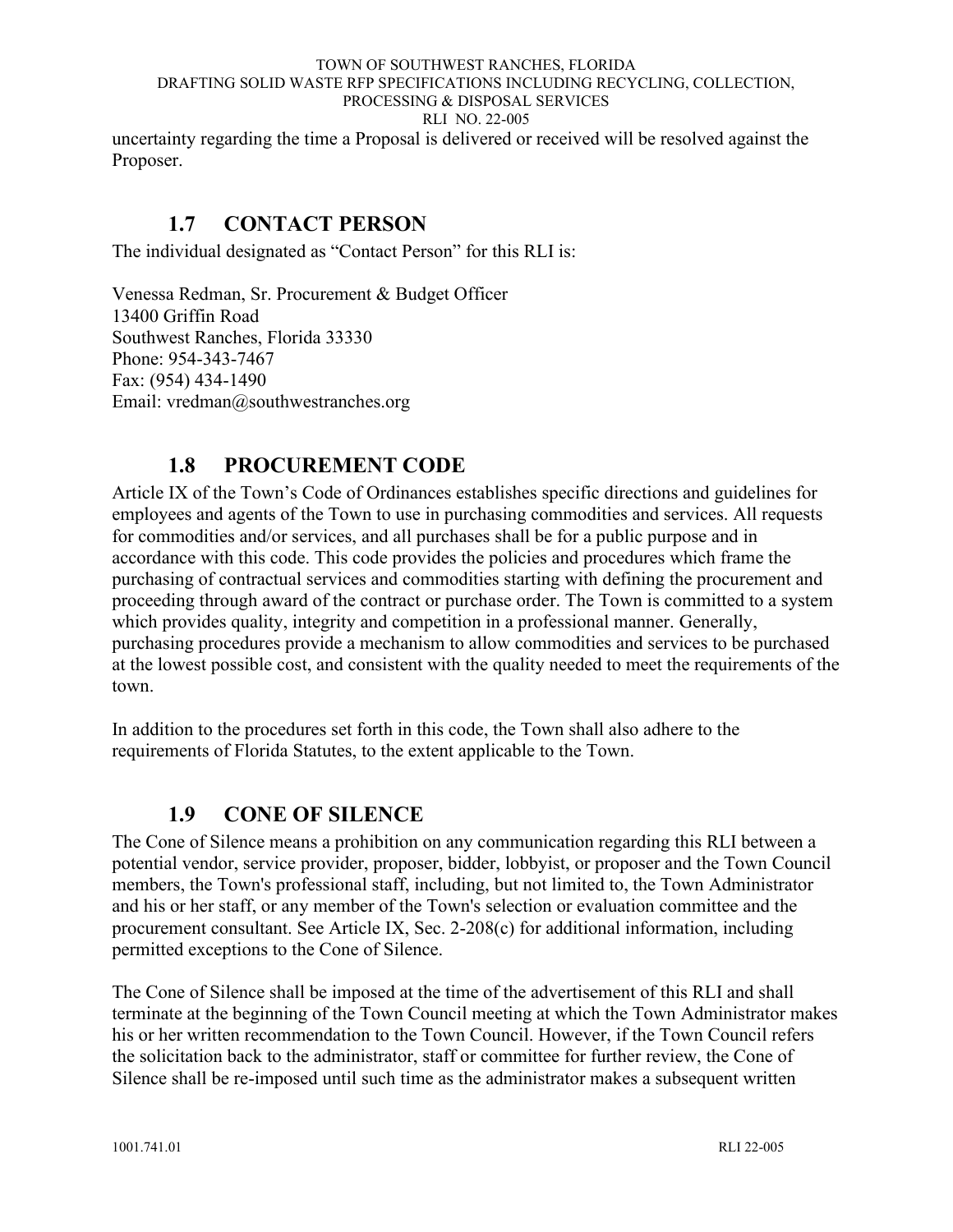uncertainty regarding the time a Proposal is delivered or received will be resolved against the Proposer.

## 1.7 CONTACT PERSON

The individual designated as "Contact Person" for this RLI is:

Venessa Redman, Sr. Procurement & Budget Officer
13400 Griffin Road
Southwest Ranches, Florida 33330
Phone: 954-343-7467
Fax: (954) 434-1490
Email: vredman@southwestranches.org

## 1.8 PROCUREMENT CODE

Article IX of the Town's Code of Ordinances establishes specific directions and guidelines for employees and agents of the Town to use in purchasing commodities and services. All requests for commodities and/or services, and all purchases shall be for a public purpose and in accordance with this code. This code provides the policies and procedures which frame the purchasing of contractual services and commodities starting with defining the procurement and proceeding through award of the contract or purchase order. The Town is committed to a system which provides quality, integrity and competition in a professional manner. Generally, purchasing procedures provide a mechanism to allow commodities and services to be purchased at the lowest possible cost, and consistent with the quality needed to meet the requirements of the town.

In addition to the procedures set forth in this code, the Town shall also adhere to the requirements of Florida Statutes, to the extent applicable to the Town.

## 1.9 CONE OF SILENCE

The Cone of Silence means a prohibition on any communication regarding this RLI between a potential vendor, service provider, proposer, bidder, lobbyist, or proposer and the Town Council members, the Town's professional staff, including, but not limited to, the Town Administrator and his or her staff, or any member of the Town's selection or evaluation committee and the procurement consultant. See Article IX, Sec. 2-208(c) for additional information, including permitted exceptions to the Cone of Silence.

The Cone of Silence shall be imposed at the time of the advertisement of this RLI and shall terminate at the beginning of the Town Council meeting at which the Town Administrator makes his or her written recommendation to the Town Council. However, if the Town Council refers the solicitation back to the administrator, staff or committee for further review, the Cone of Silence shall be re-imposed until such time as the administrator makes a subsequent written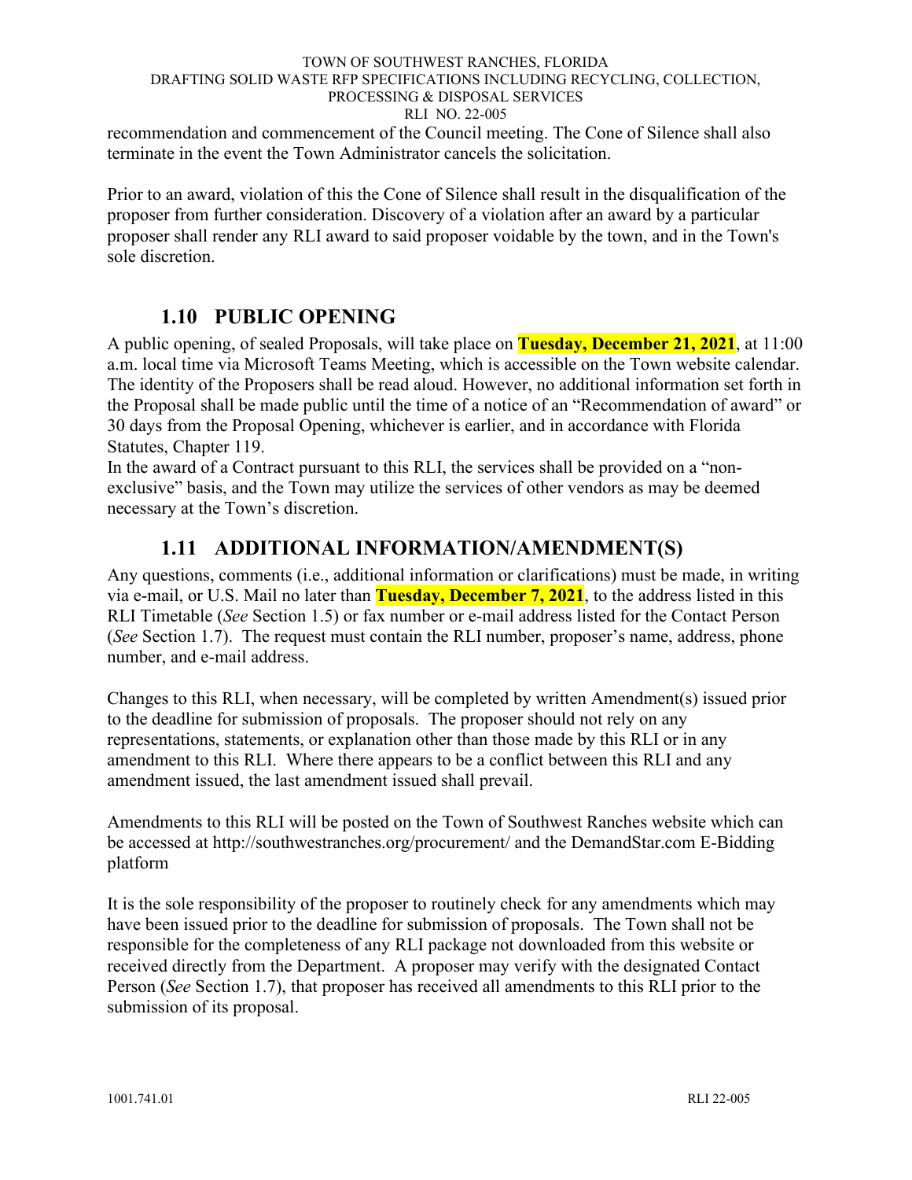recommendation and commencement of the Council meeting. The Cone of Silence shall also terminate in the event the Town Administrator cancels the solicitation.

Prior to an award, violation of this the Cone of Silence shall result in the disqualification of the proposer from further consideration. Discovery of a violation after an award by a particular proposer shall render any RLI award to said proposer voidable by the town, and in the Town's sole discretion.

## 1.10 PUBLIC OPENING

A public opening, of sealed Proposals, will take place on **Tuesday, December 21, 2021**, at 11:00 a.m. local time via Microsoft Teams Meeting, which is accessible on the Town website calendar. The identity of the Proposers shall be read aloud. However, no additional information set forth in the Proposal shall be made public until the time of a notice of an "Recommendation of award" or 30 days from the Proposal Opening, whichever is earlier, and in accordance with Florida Statutes, Chapter 119.

In the award of a Contract pursuant to this RLI, the services shall be provided on a "non-exclusive" basis, and the Town may utilize the services of other vendors as may be deemed necessary at the Town's discretion.

## 1.11 ADDITIONAL INFORMATION/AMENDMENT(S)

Any questions, comments (i.e., additional information or clarifications) must be made, in writing via e-mail, or U.S. Mail no later than **Tuesday, December 7, 2021**, to the address listed in this RLI Timetable (*See* Section 1.5) or fax number or e-mail address listed for the Contact Person (*See* Section 1.7). The request must contain the RLI number, proposer's name, address, phone number, and e-mail address.

Changes to this RLI, when necessary, will be completed by written Amendment(s) issued prior to the deadline for submission of proposals. The proposer should not rely on any representations, statements, or explanation other than those made by this RLI or in any amendment to this RLI. Where there appears to be a conflict between this RLI and any amendment issued, the last amendment issued shall prevail.

Amendments to this RLI will be posted on the Town of Southwest Ranches website which can be accessed at http://southwestranches.org/procurement/ and the DemandStar.com E-Bidding platform

It is the sole responsibility of the proposer to routinely check for any amendments which may have been issued prior to the deadline for submission of proposals. The Town shall not be responsible for the completeness of any RLI package not downloaded from this website or received directly from the Department. A proposer may verify with the designated Contact Person (*See* Section 1.7), that proposer has received all amendments to this RLI prior to the submission of its proposal.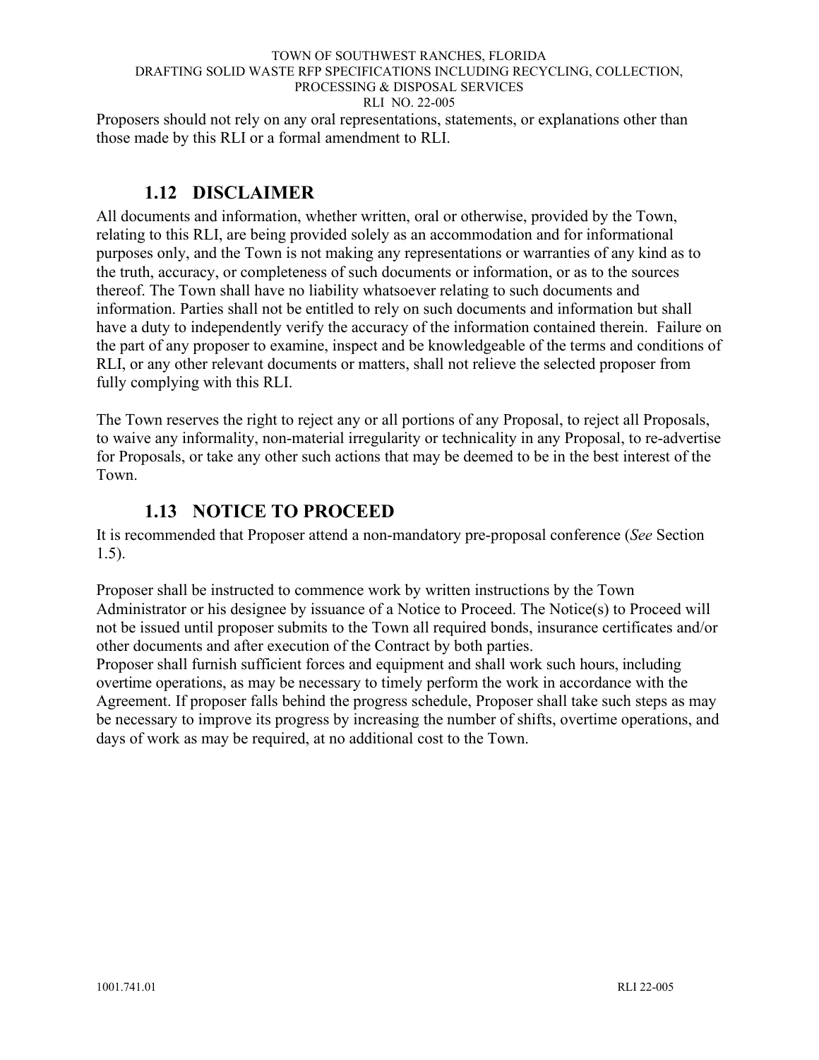Proposers should not rely on any oral representations, statements, or explanations other than those made by this RLI or a formal amendment to RLI.

## 1.12 DISCLAIMER

All documents and information, whether written, oral or otherwise, provided by the Town, relating to this RLI, are being provided solely as an accommodation and for informational purposes only, and the Town is not making any representations or warranties of any kind as to the truth, accuracy, or completeness of such documents or information, or as to the sources thereof. The Town shall have no liability whatsoever relating to such documents and information. Parties shall not be entitled to rely on such documents and information but shall have a duty to independently verify the accuracy of the information contained therein. Failure on the part of any proposer to examine, inspect and be knowledgeable of the terms and conditions of RLI, or any other relevant documents or matters, shall not relieve the selected proposer from fully complying with this RLI.

The Town reserves the right to reject any or all portions of any Proposal, to reject all Proposals, to waive any informality, non-material irregularity or technicality in any Proposal, to re-advertise for Proposals, or take any other such actions that may be deemed to be in the best interest of the Town.

## 1.13 NOTICE TO PROCEED

It is recommended that Proposer attend a non-mandatory pre-proposal conference (*See* Section 1.5).

Proposer shall be instructed to commence work by written instructions by the Town Administrator or his designee by issuance of a Notice to Proceed. The Notice(s) to Proceed will not be issued until proposer submits to the Town all required bonds, insurance certificates and/or other documents and after execution of the Contract by both parties.

Proposer shall furnish sufficient forces and equipment and shall work such hours, including overtime operations, as may be necessary to timely perform the work in accordance with the Agreement. If proposer falls behind the progress schedule, Proposer shall take such steps as may be necessary to improve its progress by increasing the number of shifts, overtime operations, and days of work as may be required, at no additional cost to the Town.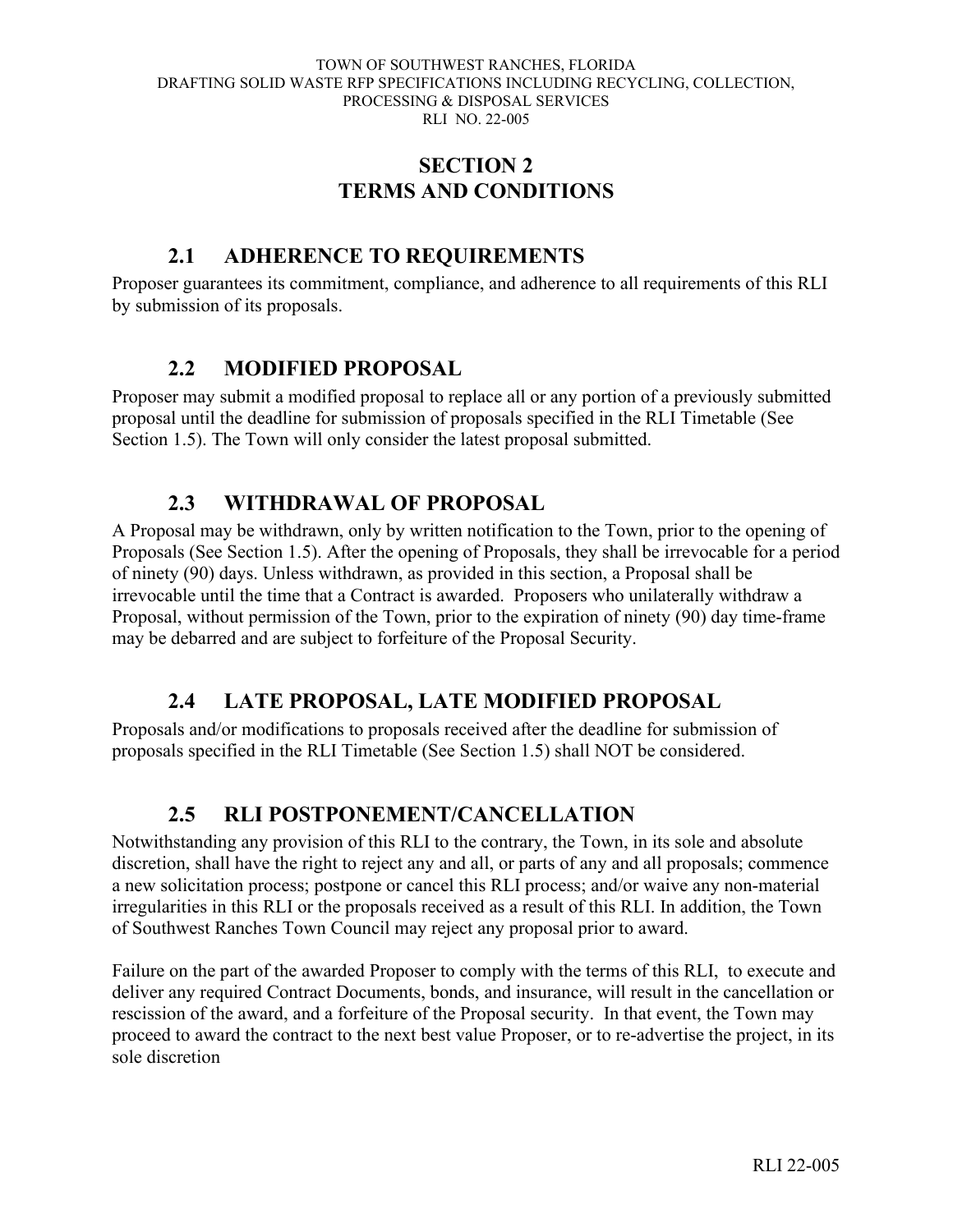# SECTION 2
# TERMS AND CONDITIONS

## 2.1 ADHERENCE TO REQUIREMENTS

Proposer guarantees its commitment, compliance, and adherence to all requirements of this RLI by submission of its proposals.

## 2.2 MODIFIED PROPOSAL

Proposer may submit a modified proposal to replace all or any portion of a previously submitted proposal until the deadline for submission of proposals specified in the RLI Timetable (See Section 1.5). The Town will only consider the latest proposal submitted.

## 2.3 WITHDRAWAL OF PROPOSAL

A Proposal may be withdrawn, only by written notification to the Town, prior to the opening of Proposals (See Section 1.5). After the opening of Proposals, they shall be irrevocable for a period of ninety (90) days. Unless withdrawn, as provided in this section, a Proposal shall be irrevocable until the time that a Contract is awarded. Proposers who unilaterally withdraw a Proposal, without permission of the Town, prior to the expiration of ninety (90) day time-frame may be debarred and are subject to forfeiture of the Proposal Security.

## 2.4 LATE PROPOSAL, LATE MODIFIED PROPOSAL

Proposals and/or modifications to proposals received after the deadline for submission of proposals specified in the RLI Timetable (See Section 1.5) shall NOT be considered.

## 2.5 RLI POSTPONEMENT/CANCELLATION

Notwithstanding any provision of this RLI to the contrary, the Town, in its sole and absolute discretion, shall have the right to reject any and all, or parts of any and all proposals; commence a new solicitation process; postpone or cancel this RLI process; and/or waive any non-material irregularities in this RLI or the proposals received as a result of this RLI. In addition, the Town of Southwest Ranches Town Council may reject any proposal prior to award.

Failure on the part of the awarded Proposer to comply with the terms of this RLI, to execute and deliver any required Contract Documents, bonds, and insurance, will result in the cancellation or rescission of the award, and a forfeiture of the Proposal security. In that event, the Town may proceed to award the contract to the next best value Proposer, or to re-advertise the project, in its sole discretion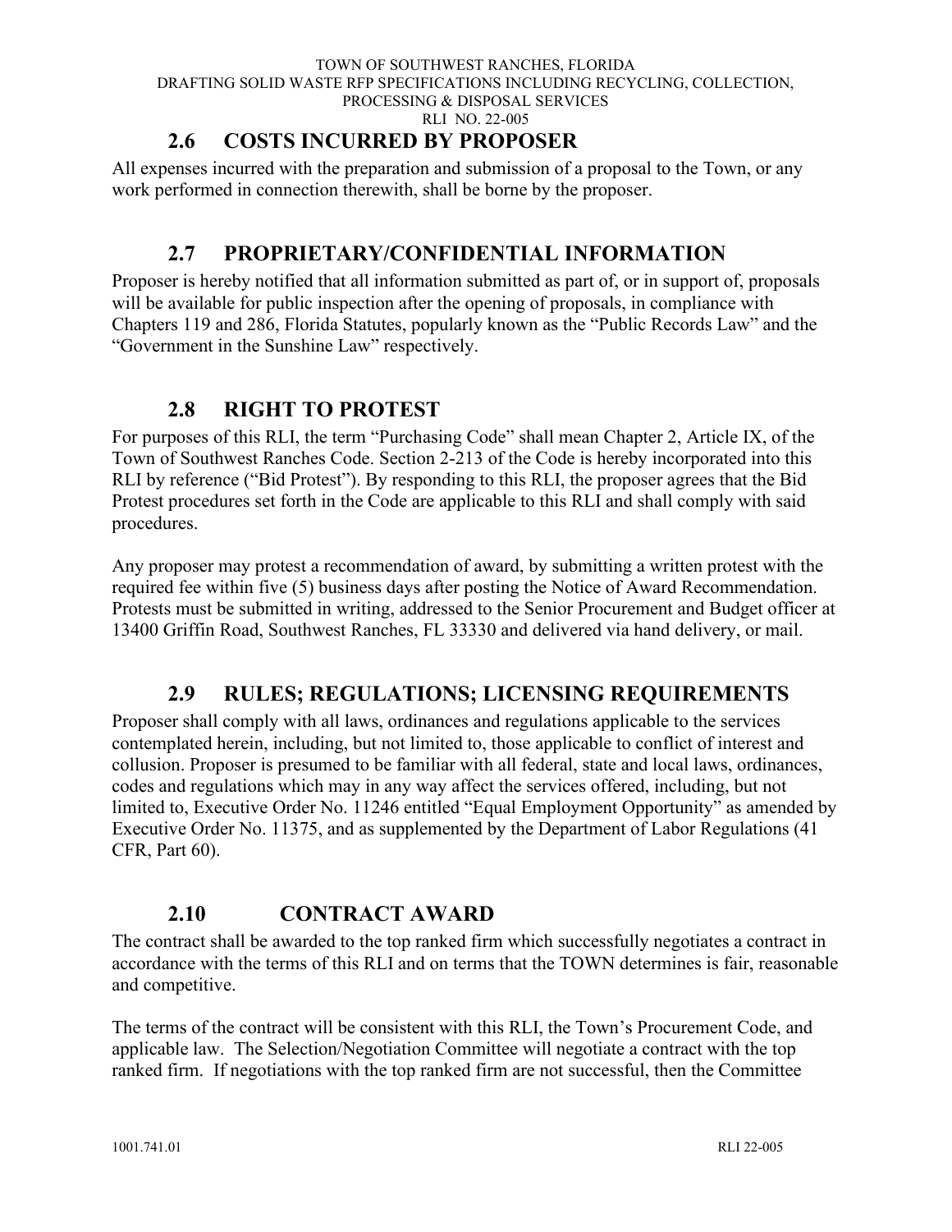## 2.6 COSTS INCURRED BY PROPOSER

All expenses incurred with the preparation and submission of a proposal to the Town, or any work performed in connection therewith, shall be borne by the proposer.

## 2.7 PROPRIETARY/CONFIDENTIAL INFORMATION

Proposer is hereby notified that all information submitted as part of, or in support of, proposals will be available for public inspection after the opening of proposals, in compliance with Chapters 119 and 286, Florida Statutes, popularly known as the "Public Records Law" and the "Government in the Sunshine Law" respectively.

## 2.8 RIGHT TO PROTEST

For purposes of this RLI, the term "Purchasing Code" shall mean Chapter 2, Article IX, of the Town of Southwest Ranches Code. Section 2-213 of the Code is hereby incorporated into this RLI by reference ("Bid Protest"). By responding to this RLI, the proposer agrees that the Bid Protest procedures set forth in the Code are applicable to this RLI and shall comply with said procedures.

Any proposer may protest a recommendation of award, by submitting a written protest with the required fee within five (5) business days after posting the Notice of Award Recommendation. Protests must be submitted in writing, addressed to the Senior Procurement and Budget officer at 13400 Griffin Road, Southwest Ranches, FL 33330 and delivered via hand delivery, or mail.

## 2.9 RULES; REGULATIONS; LICENSING REQUIREMENTS

Proposer shall comply with all laws, ordinances and regulations applicable to the services contemplated herein, including, but not limited to, those applicable to conflict of interest and collusion. Proposer is presumed to be familiar with all federal, state and local laws, ordinances, codes and regulations which may in any way affect the services offered, including, but not limited to, Executive Order No. 11246 entitled "Equal Employment Opportunity" as amended by Executive Order No. 11375, and as supplemented by the Department of Labor Regulations (41 CFR, Part 60).

## 2.10 CONTRACT AWARD

The contract shall be awarded to the top ranked firm which successfully negotiates a contract in accordance with the terms of this RLI and on terms that the TOWN determines is fair, reasonable and competitive.

The terms of the contract will be consistent with this RLI, the Town's Procurement Code, and applicable law. The Selection/Negotiation Committee will negotiate a contract with the top ranked firm. If negotiations with the top ranked firm are not successful, then the Committee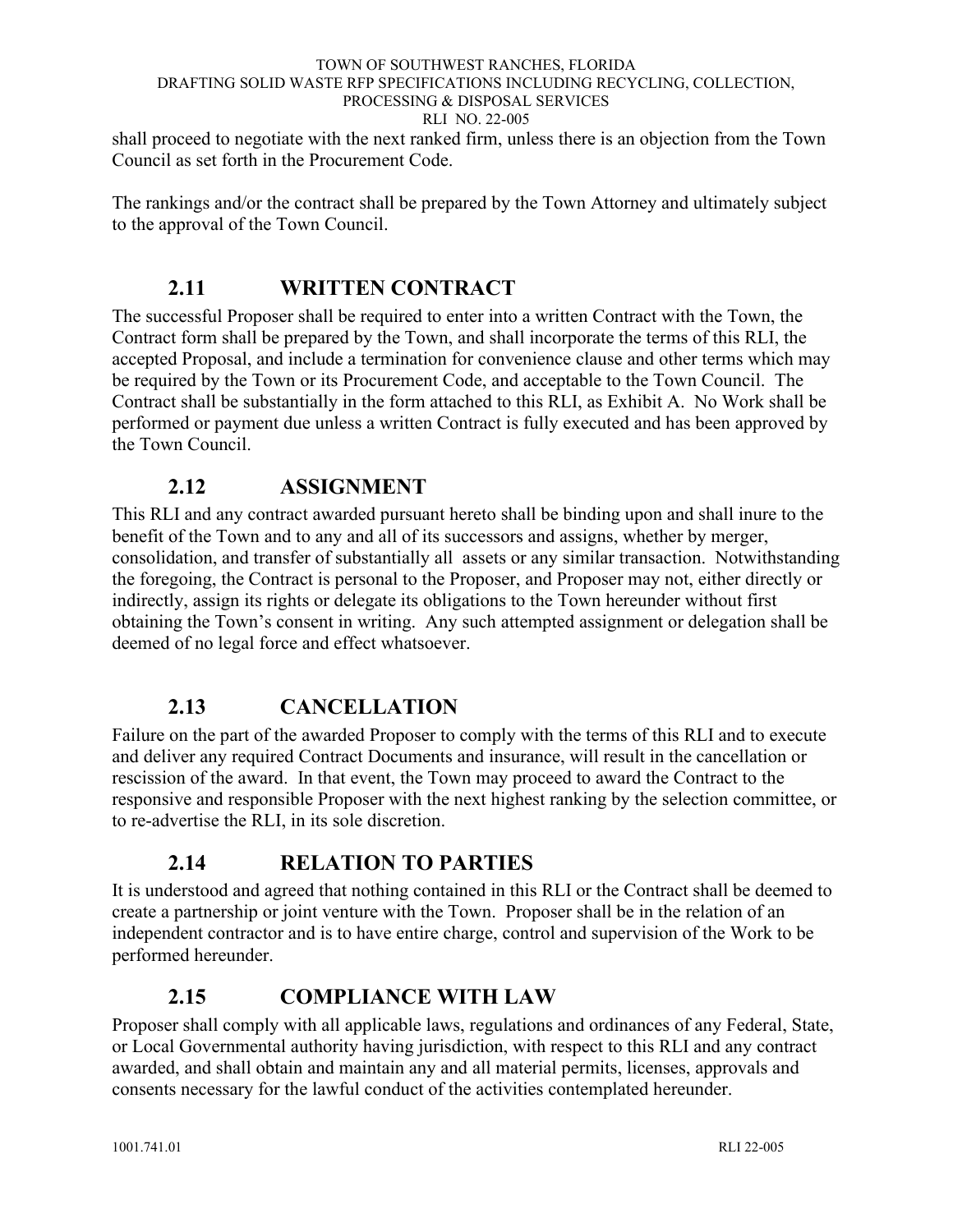shall proceed to negotiate with the next ranked firm, unless there is an objection from the Town Council as set forth in the Procurement Code.

The rankings and/or the contract shall be prepared by the Town Attorney and ultimately subject to the approval of the Town Council.

## 2.11 WRITTEN CONTRACT

The successful Proposer shall be required to enter into a written Contract with the Town, the Contract form shall be prepared by the Town, and shall incorporate the terms of this RLI, the accepted Proposal, and include a termination for convenience clause and other terms which may be required by the Town or its Procurement Code, and acceptable to the Town Council. The Contract shall be substantially in the form attached to this RLI, as Exhibit A. No Work shall be performed or payment due unless a written Contract is fully executed and has been approved by the Town Council.

## 2.12 ASSIGNMENT

This RLI and any contract awarded pursuant hereto shall be binding upon and shall inure to the benefit of the Town and to any and all of its successors and assigns, whether by merger, consolidation, and transfer of substantially all assets or any similar transaction. Notwithstanding the foregoing, the Contract is personal to the Proposer, and Proposer may not, either directly or indirectly, assign its rights or delegate its obligations to the Town hereunder without first obtaining the Town's consent in writing. Any such attempted assignment or delegation shall be deemed of no legal force and effect whatsoever.

## 2.13 CANCELLATION

Failure on the part of the awarded Proposer to comply with the terms of this RLI and to execute and deliver any required Contract Documents and insurance, will result in the cancellation or rescission of the award. In that event, the Town may proceed to award the Contract to the responsive and responsible Proposer with the next highest ranking by the selection committee, or to re-advertise the RLI, in its sole discretion.

## 2.14 RELATION TO PARTIES

It is understood and agreed that nothing contained in this RLI or the Contract shall be deemed to create a partnership or joint venture with the Town. Proposer shall be in the relation of an independent contractor and is to have entire charge, control and supervision of the Work to be performed hereunder.

## 2.15 COMPLIANCE WITH LAW

Proposer shall comply with all applicable laws, regulations and ordinances of any Federal, State, or Local Governmental authority having jurisdiction, with respect to this RLI and any contract awarded, and shall obtain and maintain any and all material permits, licenses, approvals and consents necessary for the lawful conduct of the activities contemplated hereunder.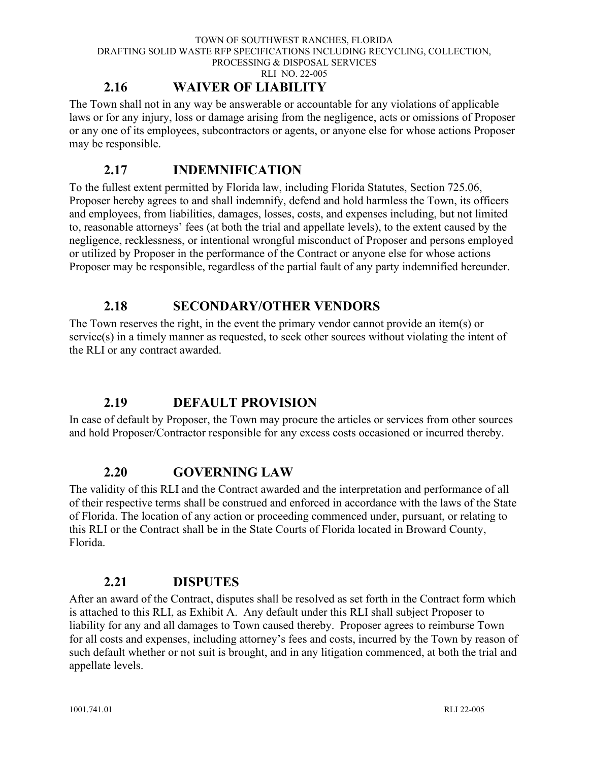## 2.16 WAIVER OF LIABILITY

The Town shall not in any way be answerable or accountable for any violations of applicable laws or for any injury, loss or damage arising from the negligence, acts or omissions of Proposer or any one of its employees, subcontractors or agents, or anyone else for whose actions Proposer may be responsible.

## 2.17 INDEMNIFICATION

To the fullest extent permitted by Florida law, including Florida Statutes, Section 725.06, Proposer hereby agrees to and shall indemnify, defend and hold harmless the Town, its officers and employees, from liabilities, damages, losses, costs, and expenses including, but not limited to, reasonable attorneys' fees (at both the trial and appellate levels), to the extent caused by the negligence, recklessness, or intentional wrongful misconduct of Proposer and persons employed or utilized by Proposer in the performance of the Contract or anyone else for whose actions Proposer may be responsible, regardless of the partial fault of any party indemnified hereunder.

## 2.18 SECONDARY/OTHER VENDORS

The Town reserves the right, in the event the primary vendor cannot provide an item(s) or service(s) in a timely manner as requested, to seek other sources without violating the intent of the RLI or any contract awarded.

## 2.19 DEFAULT PROVISION

In case of default by Proposer, the Town may procure the articles or services from other sources and hold Proposer/Contractor responsible for any excess costs occasioned or incurred thereby.

## 2.20 GOVERNING LAW

The validity of this RLI and the Contract awarded and the interpretation and performance of all of their respective terms shall be construed and enforced in accordance with the laws of the State of Florida. The location of any action or proceeding commenced under, pursuant, or relating to this RLI or the Contract shall be in the State Courts of Florida located in Broward County, Florida.

## 2.21 DISPUTES

After an award of the Contract, disputes shall be resolved as set forth in the Contract form which is attached to this RLI, as Exhibit A. Any default under this RLI shall subject Proposer to liability for any and all damages to Town caused thereby. Proposer agrees to reimburse Town for all costs and expenses, including attorney's fees and costs, incurred by the Town by reason of such default whether or not suit is brought, and in any litigation commenced, at both the trial and appellate levels.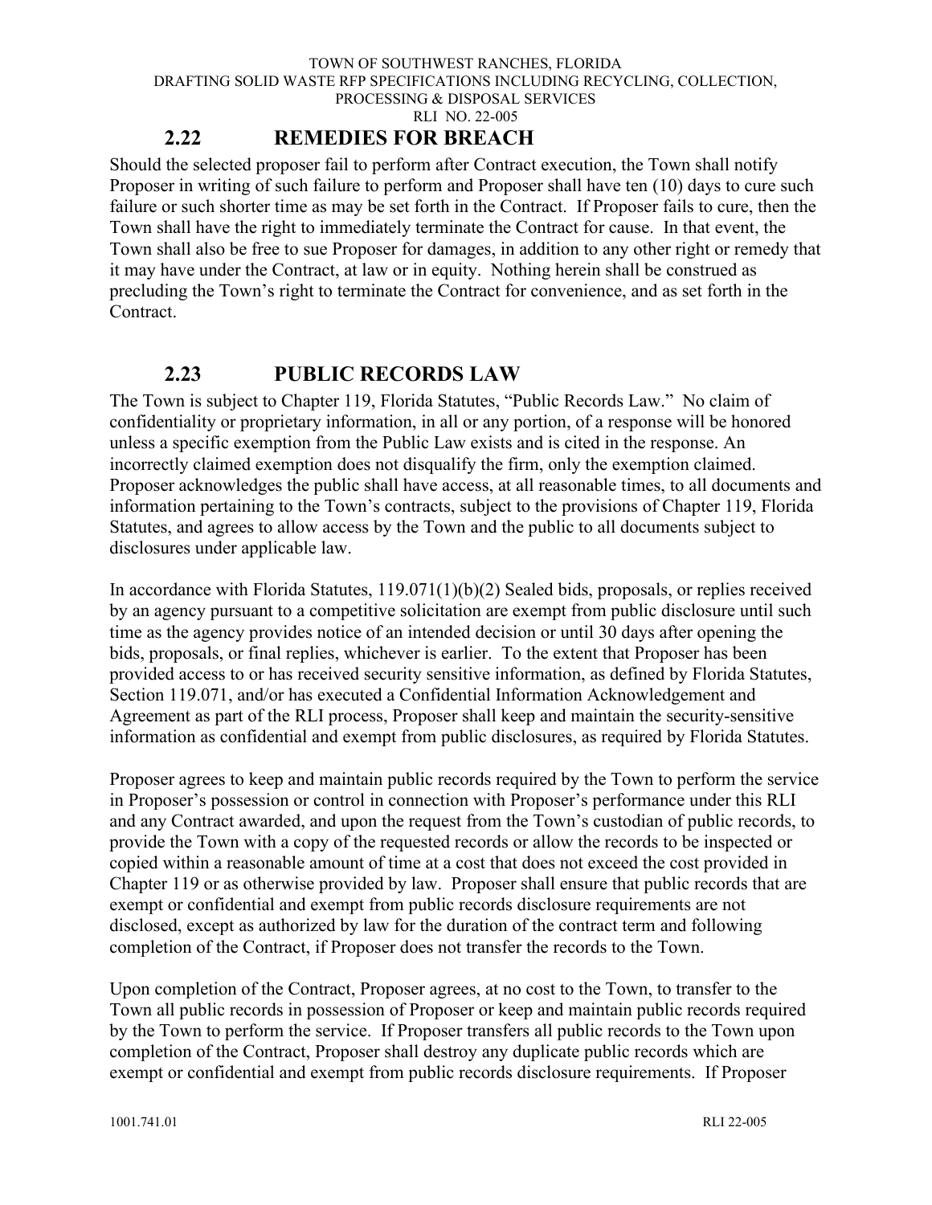## 2.22 REMEDIES FOR BREACH

Should the selected proposer fail to perform after Contract execution, the Town shall notify Proposer in writing of such failure to perform and Proposer shall have ten (10) days to cure such failure or such shorter time as may be set forth in the Contract. If Proposer fails to cure, then the Town shall have the right to immediately terminate the Contract for cause. In that event, the Town shall also be free to sue Proposer for damages, in addition to any other right or remedy that it may have under the Contract, at law or in equity. Nothing herein shall be construed as precluding the Town's right to terminate the Contract for convenience, and as set forth in the Contract.

## 2.23 PUBLIC RECORDS LAW

The Town is subject to Chapter 119, Florida Statutes, "Public Records Law." No claim of confidentiality or proprietary information, in all or any portion, of a response will be honored unless a specific exemption from the Public Law exists and is cited in the response. An incorrectly claimed exemption does not disqualify the firm, only the exemption claimed. Proposer acknowledges the public shall have access, at all reasonable times, to all documents and information pertaining to the Town's contracts, subject to the provisions of Chapter 119, Florida Statutes, and agrees to allow access by the Town and the public to all documents subject to disclosures under applicable law.

In accordance with Florida Statutes, 119.071(1)(b)(2) Sealed bids, proposals, or replies received by an agency pursuant to a competitive solicitation are exempt from public disclosure until such time as the agency provides notice of an intended decision or until 30 days after opening the bids, proposals, or final replies, whichever is earlier. To the extent that Proposer has been provided access to or has received security sensitive information, as defined by Florida Statutes, Section 119.071, and/or has executed a Confidential Information Acknowledgement and Agreement as part of the RLI process, Proposer shall keep and maintain the security-sensitive information as confidential and exempt from public disclosures, as required by Florida Statutes.

Proposer agrees to keep and maintain public records required by the Town to perform the service in Proposer's possession or control in connection with Proposer's performance under this RLI and any Contract awarded, and upon the request from the Town's custodian of public records, to provide the Town with a copy of the requested records or allow the records to be inspected or copied within a reasonable amount of time at a cost that does not exceed the cost provided in Chapter 119 or as otherwise provided by law. Proposer shall ensure that public records that are exempt or confidential and exempt from public records disclosure requirements are not disclosed, except as authorized by law for the duration of the contract term and following completion of the Contract, if Proposer does not transfer the records to the Town.

Upon completion of the Contract, Proposer agrees, at no cost to the Town, to transfer to the Town all public records in possession of Proposer or keep and maintain public records required by the Town to perform the service. If Proposer transfers all public records to the Town upon completion of the Contract, Proposer shall destroy any duplicate public records which are exempt or confidential and exempt from public records disclosure requirements. If Proposer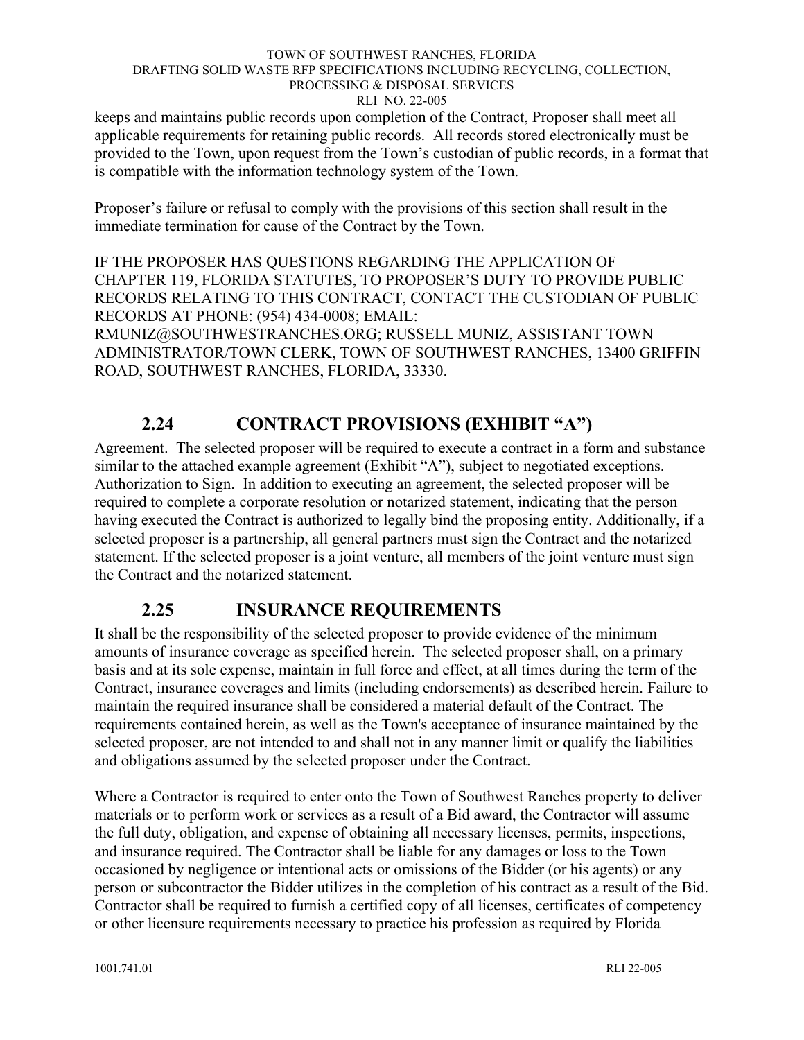keeps and maintains public records upon completion of the Contract, Proposer shall meet all applicable requirements for retaining public records. All records stored electronically must be provided to the Town, upon request from the Town's custodian of public records, in a format that is compatible with the information technology system of the Town.

Proposer's failure or refusal to comply with the provisions of this section shall result in the immediate termination for cause of the Contract by the Town.

IF THE PROPOSER HAS QUESTIONS REGARDING THE APPLICATION OF CHAPTER 119, FLORIDA STATUTES, TO PROPOSER'S DUTY TO PROVIDE PUBLIC RECORDS RELATING TO THIS CONTRACT, CONTACT THE CUSTODIAN OF PUBLIC RECORDS AT PHONE: (954) 434-0008; EMAIL: RMUNIZ@SOUTHWESTRANCHES.ORG; RUSSELL MUNIZ, ASSISTANT TOWN ADMINISTRATOR/TOWN CLERK, TOWN OF SOUTHWEST RANCHES, 13400 GRIFFIN ROAD, SOUTHWEST RANCHES, FLORIDA, 33330.

## 2.24 CONTRACT PROVISIONS (EXHIBIT "A")

Agreement. The selected proposer will be required to execute a contract in a form and substance similar to the attached example agreement (Exhibit "A"), subject to negotiated exceptions. Authorization to Sign. In addition to executing an agreement, the selected proposer will be required to complete a corporate resolution or notarized statement, indicating that the person having executed the Contract is authorized to legally bind the proposing entity. Additionally, if a selected proposer is a partnership, all general partners must sign the Contract and the notarized statement. If the selected proposer is a joint venture, all members of the joint venture must sign the Contract and the notarized statement.

## 2.25 INSURANCE REQUIREMENTS

It shall be the responsibility of the selected proposer to provide evidence of the minimum amounts of insurance coverage as specified herein. The selected proposer shall, on a primary basis and at its sole expense, maintain in full force and effect, at all times during the term of the Contract, insurance coverages and limits (including endorsements) as described herein. Failure to maintain the required insurance shall be considered a material default of the Contract. The requirements contained herein, as well as the Town's acceptance of insurance maintained by the selected proposer, are not intended to and shall not in any manner limit or qualify the liabilities and obligations assumed by the selected proposer under the Contract.

Where a Contractor is required to enter onto the Town of Southwest Ranches property to deliver materials or to perform work or services as a result of a Bid award, the Contractor will assume the full duty, obligation, and expense of obtaining all necessary licenses, permits, inspections, and insurance required. The Contractor shall be liable for any damages or loss to the Town occasioned by negligence or intentional acts or omissions of the Bidder (or his agents) or any person or subcontractor the Bidder utilizes in the completion of his contract as a result of the Bid. Contractor shall be required to furnish a certified copy of all licenses, certificates of competency or other licensure requirements necessary to practice his profession as required by Florida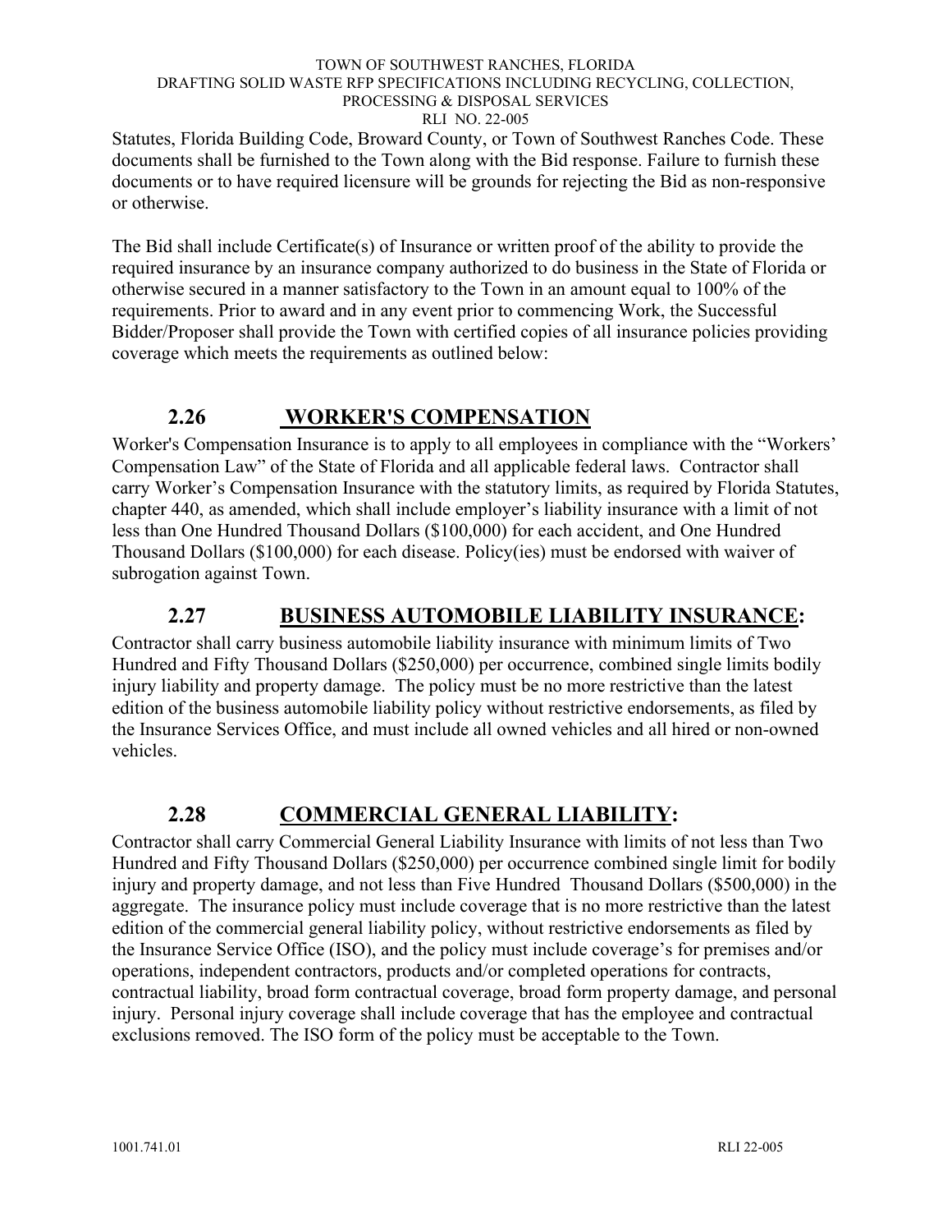Statutes, Florida Building Code, Broward County, or Town of Southwest Ranches Code. These documents shall be furnished to the Town along with the Bid response. Failure to furnish these documents or to have required licensure will be grounds for rejecting the Bid as non-responsive or otherwise.

The Bid shall include Certificate(s) of Insurance or written proof of the ability to provide the required insurance by an insurance company authorized to do business in the State of Florida or otherwise secured in a manner satisfactory to the Town in an amount equal to 100% of the requirements. Prior to award and in any event prior to commencing Work, the Successful Bidder/Proposer shall provide the Town with certified copies of all insurance policies providing coverage which meets the requirements as outlined below:

## 2.26 WORKER'S COMPENSATION

Worker's Compensation Insurance is to apply to all employees in compliance with the "Workers' Compensation Law" of the State of Florida and all applicable federal laws. Contractor shall carry Worker's Compensation Insurance with the statutory limits, as required by Florida Statutes, chapter 440, as amended, which shall include employer's liability insurance with a limit of not less than One Hundred Thousand Dollars ($100,000) for each accident, and One Hundred Thousand Dollars ($100,000) for each disease. Policy(ies) must be endorsed with waiver of subrogation against Town.

## 2.27 BUSINESS AUTOMOBILE LIABILITY INSURANCE:

Contractor shall carry business automobile liability insurance with minimum limits of Two Hundred and Fifty Thousand Dollars ($250,000) per occurrence, combined single limits bodily injury liability and property damage. The policy must be no more restrictive than the latest edition of the business automobile liability policy without restrictive endorsements, as filed by the Insurance Services Office, and must include all owned vehicles and all hired or non-owned vehicles.

## 2.28 COMMERCIAL GENERAL LIABILITY:

Contractor shall carry Commercial General Liability Insurance with limits of not less than Two Hundred and Fifty Thousand Dollars ($250,000) per occurrence combined single limit for bodily injury and property damage, and not less than Five Hundred Thousand Dollars ($500,000) in the aggregate. The insurance policy must include coverage that is no more restrictive than the latest edition of the commercial general liability policy, without restrictive endorsements as filed by the Insurance Service Office (ISO), and the policy must include coverage's for premises and/or operations, independent contractors, products and/or completed operations for contracts, contractual liability, broad form contractual coverage, broad form property damage, and personal injury. Personal injury coverage shall include coverage that has the employee and contractual exclusions removed. The ISO form of the policy must be acceptable to the Town.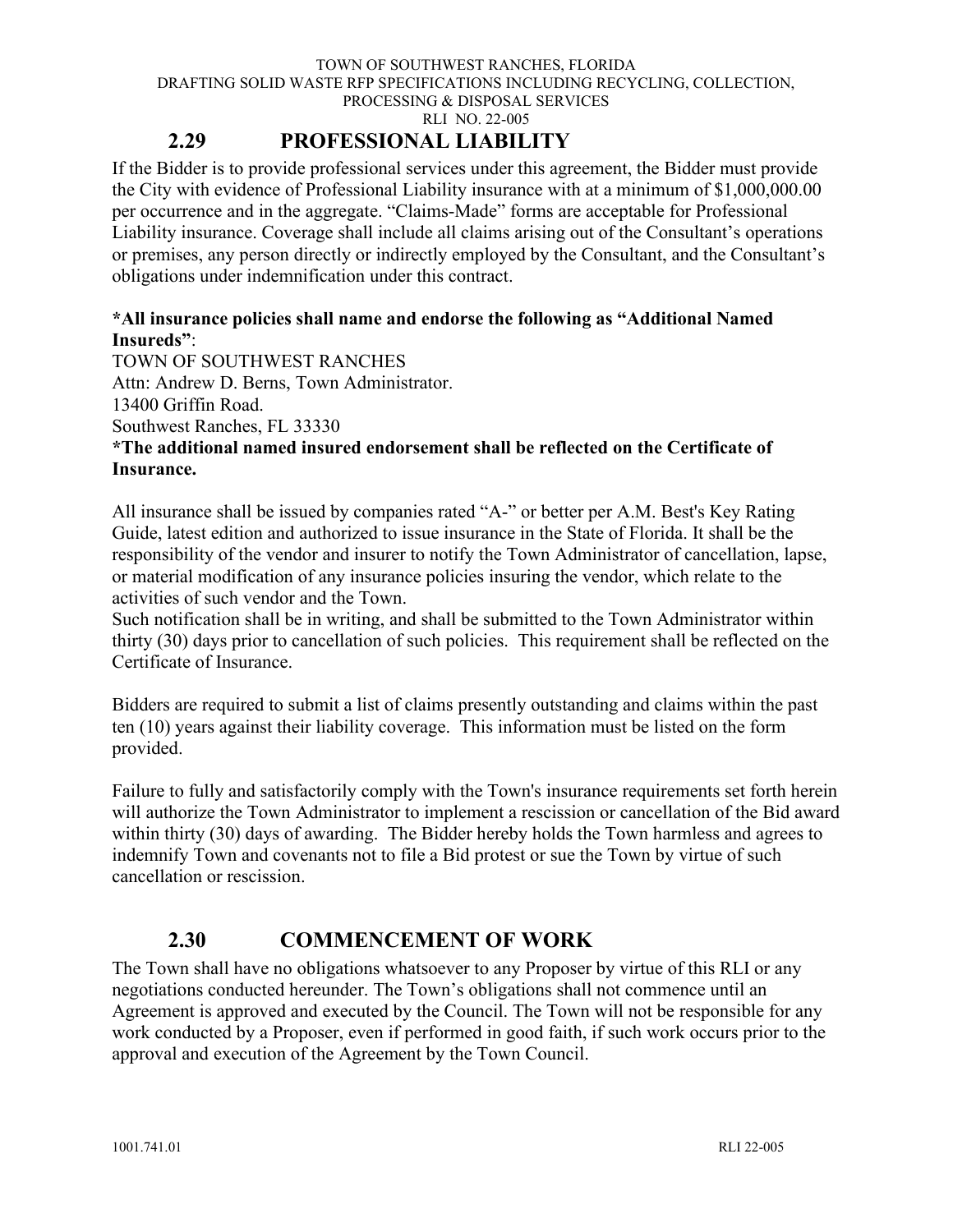## 2.29 PROFESSIONAL LIABILITY

If the Bidder is to provide professional services under this agreement, the Bidder must provide the City with evidence of Professional Liability insurance with at a minimum of $1,000,000.00 per occurrence and in the aggregate. "Claims-Made" forms are acceptable for Professional Liability insurance. Coverage shall include all claims arising out of the Consultant's operations or premises, any person directly or indirectly employed by the Consultant, and the Consultant's obligations under indemnification under this contract.

**\*All insurance policies shall name and endorse the following as "Additional Named Insureds"**:
TOWN OF SOUTHWEST RANCHES
Attn: Andrew D. Berns, Town Administrator.
13400 Griffin Road.
Southwest Ranches, FL 33330
**\*The additional named insured endorsement shall be reflected on the Certificate of Insurance.**

All insurance shall be issued by companies rated "A-" or better per A.M. Best's Key Rating Guide, latest edition and authorized to issue insurance in the State of Florida. It shall be the responsibility of the vendor and insurer to notify the Town Administrator of cancellation, lapse, or material modification of any insurance policies insuring the vendor, which relate to the activities of such vendor and the Town.
Such notification shall be in writing, and shall be submitted to the Town Administrator within thirty (30) days prior to cancellation of such policies. This requirement shall be reflected on the Certificate of Insurance.

Bidders are required to submit a list of claims presently outstanding and claims within the past ten (10) years against their liability coverage. This information must be listed on the form provided.

Failure to fully and satisfactorily comply with the Town's insurance requirements set forth herein will authorize the Town Administrator to implement a rescission or cancellation of the Bid award within thirty (30) days of awarding. The Bidder hereby holds the Town harmless and agrees to indemnify Town and covenants not to file a Bid protest or sue the Town by virtue of such cancellation or rescission.

## 2.30 COMMENCEMENT OF WORK

The Town shall have no obligations whatsoever to any Proposer by virtue of this RLI or any negotiations conducted hereunder. The Town's obligations shall not commence until an Agreement is approved and executed by the Council. The Town will not be responsible for any work conducted by a Proposer, even if performed in good faith, if such work occurs prior to the approval and execution of the Agreement by the Town Council.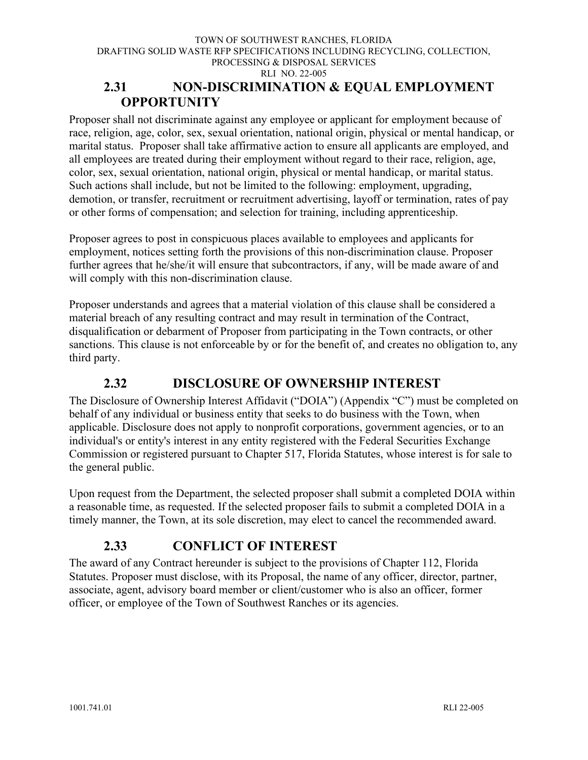## 2.31 NON-DISCRIMINATION & EQUAL EMPLOYMENT OPPORTUNITY

Proposer shall not discriminate against any employee or applicant for employment because of race, religion, age, color, sex, sexual orientation, national origin, physical or mental handicap, or marital status. Proposer shall take affirmative action to ensure all applicants are employed, and all employees are treated during their employment without regard to their race, religion, age, color, sex, sexual orientation, national origin, physical or mental handicap, or marital status. Such actions shall include, but not be limited to the following: employment, upgrading, demotion, or transfer, recruitment or recruitment advertising, layoff or termination, rates of pay or other forms of compensation; and selection for training, including apprenticeship.

Proposer agrees to post in conspicuous places available to employees and applicants for employment, notices setting forth the provisions of this non-discrimination clause. Proposer further agrees that he/she/it will ensure that subcontractors, if any, will be made aware of and will comply with this non-discrimination clause.

Proposer understands and agrees that a material violation of this clause shall be considered a material breach of any resulting contract and may result in termination of the Contract, disqualification or debarment of Proposer from participating in the Town contracts, or other sanctions. This clause is not enforceable by or for the benefit of, and creates no obligation to, any third party.

## 2.32 DISCLOSURE OF OWNERSHIP INTEREST

The Disclosure of Ownership Interest Affidavit ("DOIA") (Appendix "C") must be completed on behalf of any individual or business entity that seeks to do business with the Town, when applicable. Disclosure does not apply to nonprofit corporations, government agencies, or to an individual's or entity's interest in any entity registered with the Federal Securities Exchange Commission or registered pursuant to Chapter 517, Florida Statutes, whose interest is for sale to the general public.

Upon request from the Department, the selected proposer shall submit a completed DOIA within a reasonable time, as requested. If the selected proposer fails to submit a completed DOIA in a timely manner, the Town, at its sole discretion, may elect to cancel the recommended award.

## 2.33 CONFLICT OF INTEREST

The award of any Contract hereunder is subject to the provisions of Chapter 112, Florida Statutes. Proposer must disclose, with its Proposal, the name of any officer, director, partner, associate, agent, advisory board member or client/customer who is also an officer, former officer, or employee of the Town of Southwest Ranches or its agencies.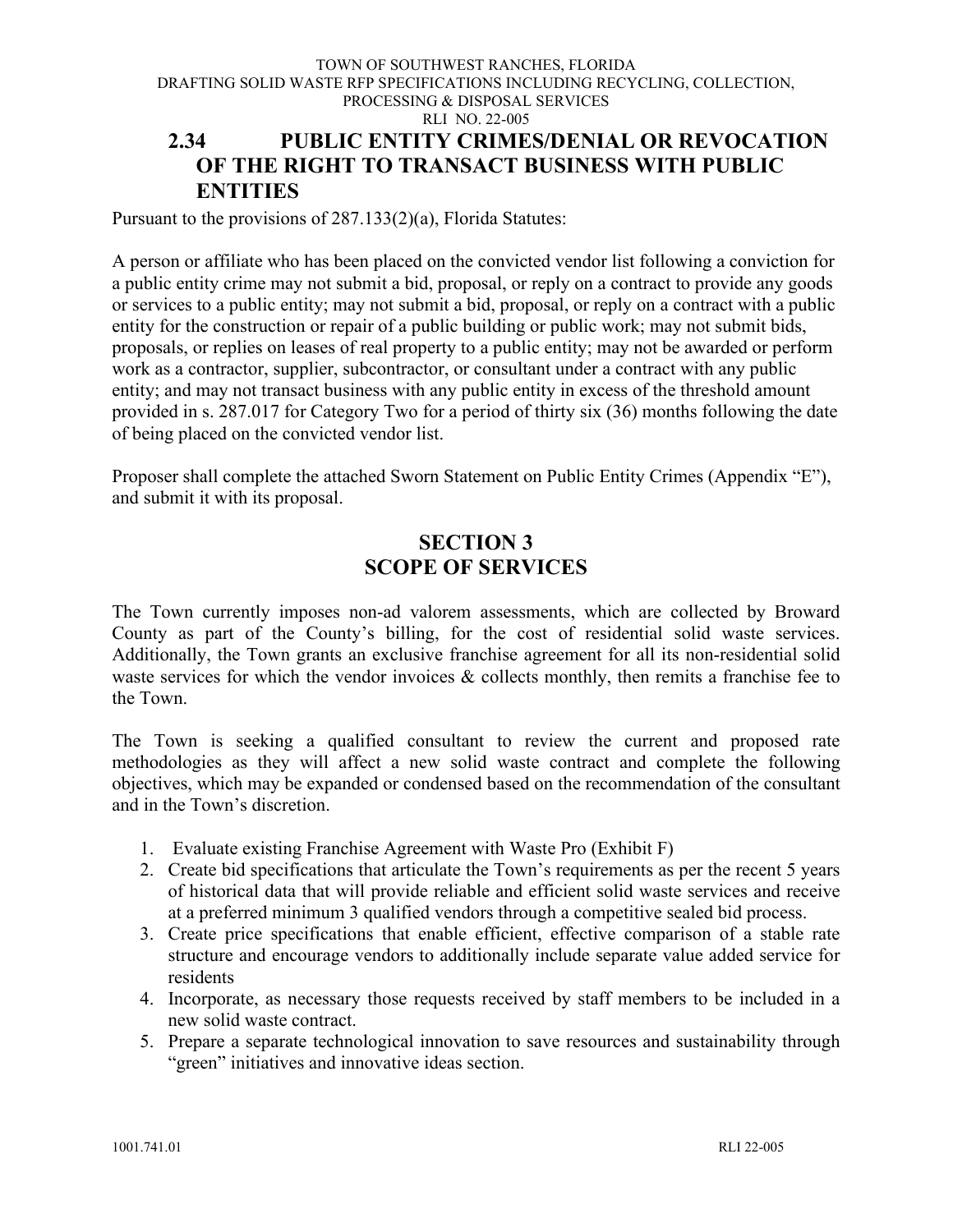### 2.34 PUBLIC ENTITY CRIMES/DENIAL OR REVOCATION OF THE RIGHT TO TRANSACT BUSINESS WITH PUBLIC ENTITIES

Pursuant to the provisions of 287.133(2)(a), Florida Statutes:

A person or affiliate who has been placed on the convicted vendor list following a conviction for a public entity crime may not submit a bid, proposal, or reply on a contract to provide any goods or services to a public entity; may not submit a bid, proposal, or reply on a contract with a public entity for the construction or repair of a public building or public work; may not submit bids, proposals, or replies on leases of real property to a public entity; may not be awarded or perform work as a contractor, supplier, subcontractor, or consultant under a contract with any public entity; and may not transact business with any public entity in excess of the threshold amount provided in s. 287.017 for Category Two for a period of thirty six (36) months following the date of being placed on the convicted vendor list.

Proposer shall complete the attached Sworn Statement on Public Entity Crimes (Appendix "E"), and submit it with its proposal.

## SECTION 3
## SCOPE OF SERVICES

The Town currently imposes non-ad valorem assessments, which are collected by Broward County as part of the County's billing, for the cost of residential solid waste services. Additionally, the Town grants an exclusive franchise agreement for all its non-residential solid waste services for which the vendor invoices & collects monthly, then remits a franchise fee to the Town.

The Town is seeking a qualified consultant to review the current and proposed rate methodologies as they will affect a new solid waste contract and complete the following objectives, which may be expanded or condensed based on the recommendation of the consultant and in the Town's discretion.

1. Evaluate existing Franchise Agreement with Waste Pro (Exhibit F)
2. Create bid specifications that articulate the Town's requirements as per the recent 5 years of historical data that will provide reliable and efficient solid waste services and receive at a preferred minimum 3 qualified vendors through a competitive sealed bid process.
3. Create price specifications that enable efficient, effective comparison of a stable rate structure and encourage vendors to additionally include separate value added service for residents
4. Incorporate, as necessary those requests received by staff members to be included in a new solid waste contract.
5. Prepare a separate technological innovation to save resources and sustainability through "green" initiatives and innovative ideas section.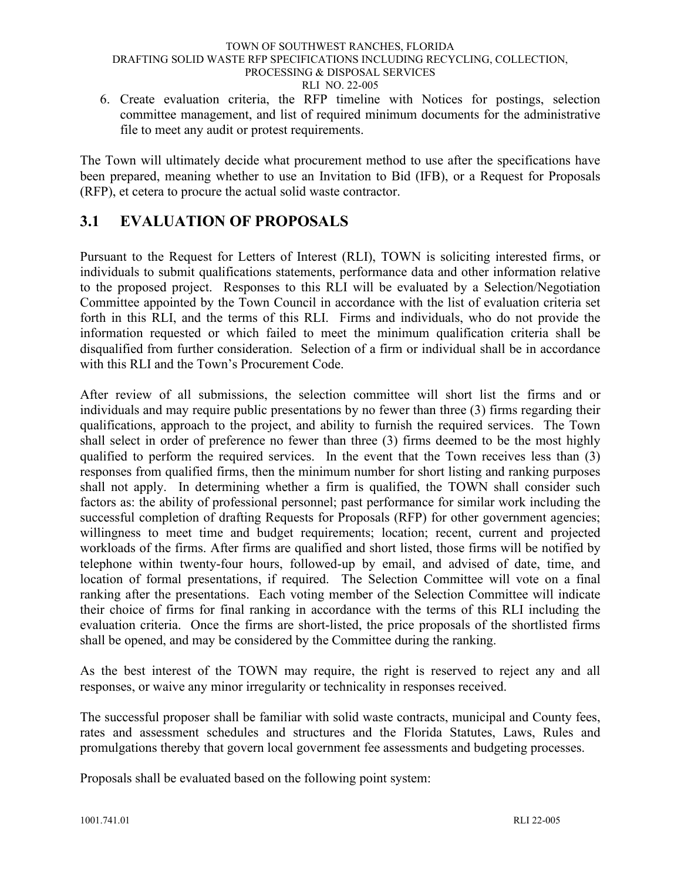6. Create evaluation criteria, the RFP timeline with Notices for postings, selection committee management, and list of required minimum documents for the administrative file to meet any audit or protest requirements.

The Town will ultimately decide what procurement method to use after the specifications have been prepared, meaning whether to use an Invitation to Bid (IFB), or a Request for Proposals (RFP), et cetera to procure the actual solid waste contractor.

## 3.1 EVALUATION OF PROPOSALS

Pursuant to the Request for Letters of Interest (RLI), TOWN is soliciting interested firms, or individuals to submit qualifications statements, performance data and other information relative to the proposed project. Responses to this RLI will be evaluated by a Selection/Negotiation Committee appointed by the Town Council in accordance with the list of evaluation criteria set forth in this RLI, and the terms of this RLI. Firms and individuals, who do not provide the information requested or which failed to meet the minimum qualification criteria shall be disqualified from further consideration. Selection of a firm or individual shall be in accordance with this RLI and the Town's Procurement Code.

After review of all submissions, the selection committee will short list the firms and or individuals and may require public presentations by no fewer than three (3) firms regarding their qualifications, approach to the project, and ability to furnish the required services. The Town shall select in order of preference no fewer than three (3) firms deemed to be the most highly qualified to perform the required services. In the event that the Town receives less than (3) responses from qualified firms, then the minimum number for short listing and ranking purposes shall not apply. In determining whether a firm is qualified, the TOWN shall consider such factors as: the ability of professional personnel; past performance for similar work including the successful completion of drafting Requests for Proposals (RFP) for other government agencies; willingness to meet time and budget requirements; location; recent, current and projected workloads of the firms. After firms are qualified and short listed, those firms will be notified by telephone within twenty-four hours, followed-up by email, and advised of date, time, and location of formal presentations, if required. The Selection Committee will vote on a final ranking after the presentations. Each voting member of the Selection Committee will indicate their choice of firms for final ranking in accordance with the terms of this RLI including the evaluation criteria. Once the firms are short-listed, the price proposals of the shortlisted firms shall be opened, and may be considered by the Committee during the ranking.

As the best interest of the TOWN may require, the right is reserved to reject any and all responses, or waive any minor irregularity or technicality in responses received.

The successful proposer shall be familiar with solid waste contracts, municipal and County fees, rates and assessment schedules and structures and the Florida Statutes, Laws, Rules and promulgations thereby that govern local government fee assessments and budgeting processes.

Proposals shall be evaluated based on the following point system: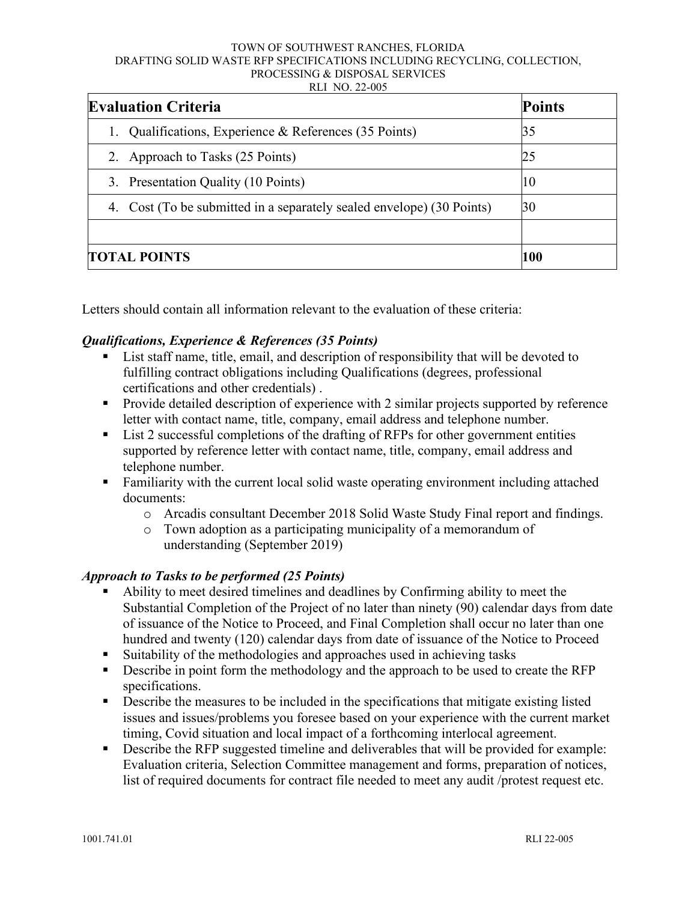| Evaluation Criteria | Points |
| --- | --- |
| 1. Qualifications, Experience & References (35 Points) | 35 |
| 2. Approach to Tasks (25 Points) | 25 |
| 3. Presentation Quality (10 Points) | 10 |
| 4. Cost (To be submitted in a separately sealed envelope) (30 Points) | 30 |
| | |
| **TOTAL POINTS** | **100** |

Letters should contain all information relevant to the evaluation of these criteria:

***Qualifications, Experience & References (35 Points)***

- List staff name, title, email, and description of responsibility that will be devoted to fulfilling contract obligations including Qualifications (degrees, professional certifications and other credentials) .
- Provide detailed description of experience with 2 similar projects supported by reference letter with contact name, title, company, email address and telephone number.
- List 2 successful completions of the drafting of RFPs for other government entities supported by reference letter with contact name, title, company, email address and telephone number.
- Familiarity with the current local solid waste operating environment including attached documents:
  - Arcadis consultant December 2018 Solid Waste Study Final report and findings.
  - Town adoption as a participating municipality of a memorandum of understanding (September 2019)

***Approach to Tasks to be performed (25 Points)***

- Ability to meet desired timelines and deadlines by Confirming ability to meet the Substantial Completion of the Project of no later than ninety (90) calendar days from date of issuance of the Notice to Proceed, and Final Completion shall occur no later than one hundred and twenty (120) calendar days from date of issuance of the Notice to Proceed
- Suitability of the methodologies and approaches used in achieving tasks
- Describe in point form the methodology and the approach to be used to create the RFP specifications.
- Describe the measures to be included in the specifications that mitigate existing listed issues and issues/problems you foresee based on your experience with the current market timing, Covid situation and local impact of a forthcoming interlocal agreement.
- Describe the RFP suggested timeline and deliverables that will be provided for example: Evaluation criteria, Selection Committee management and forms, preparation of notices, list of required documents for contract file needed to meet any audit /protest request etc.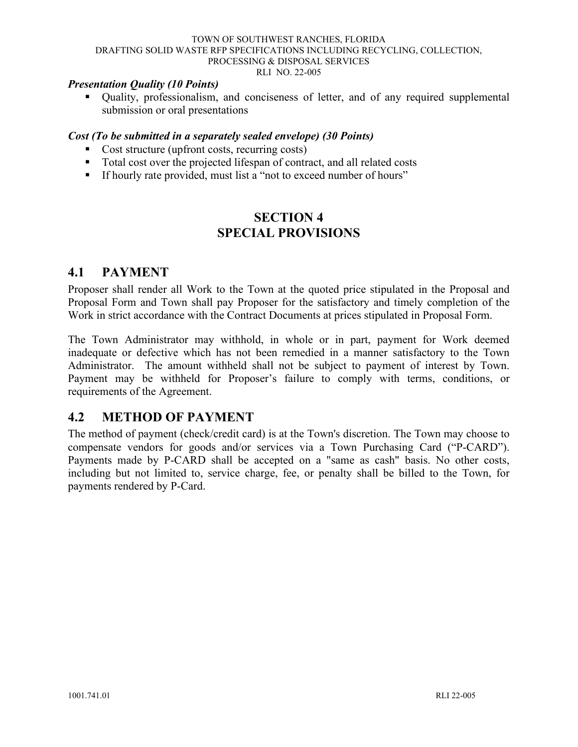***Presentation Quality (10 Points)***

- Quality, professionalism, and conciseness of letter, and of any required supplemental submission or oral presentations

***Cost (To be submitted in a separately sealed envelope) (30 Points)***

- Cost structure (upfront costs, recurring costs)
- Total cost over the projected lifespan of contract, and all related costs
- If hourly rate provided, must list a "not to exceed number of hours"

# SECTION 4
# SPECIAL PROVISIONS

## 4.1 PAYMENT

Proposer shall render all Work to the Town at the quoted price stipulated in the Proposal and Proposal Form and Town shall pay Proposer for the satisfactory and timely completion of the Work in strict accordance with the Contract Documents at prices stipulated in Proposal Form.

The Town Administrator may withhold, in whole or in part, payment for Work deemed inadequate or defective which has not been remedied in a manner satisfactory to the Town Administrator. The amount withheld shall not be subject to payment of interest by Town. Payment may be withheld for Proposer's failure to comply with terms, conditions, or requirements of the Agreement.

## 4.2 METHOD OF PAYMENT

The method of payment (check/credit card) is at the Town's discretion. The Town may choose to compensate vendors for goods and/or services via a Town Purchasing Card ("P-CARD"). Payments made by P-CARD shall be accepted on a "same as cash" basis. No other costs, including but not limited to, service charge, fee, or penalty shall be billed to the Town, for payments rendered by P-Card.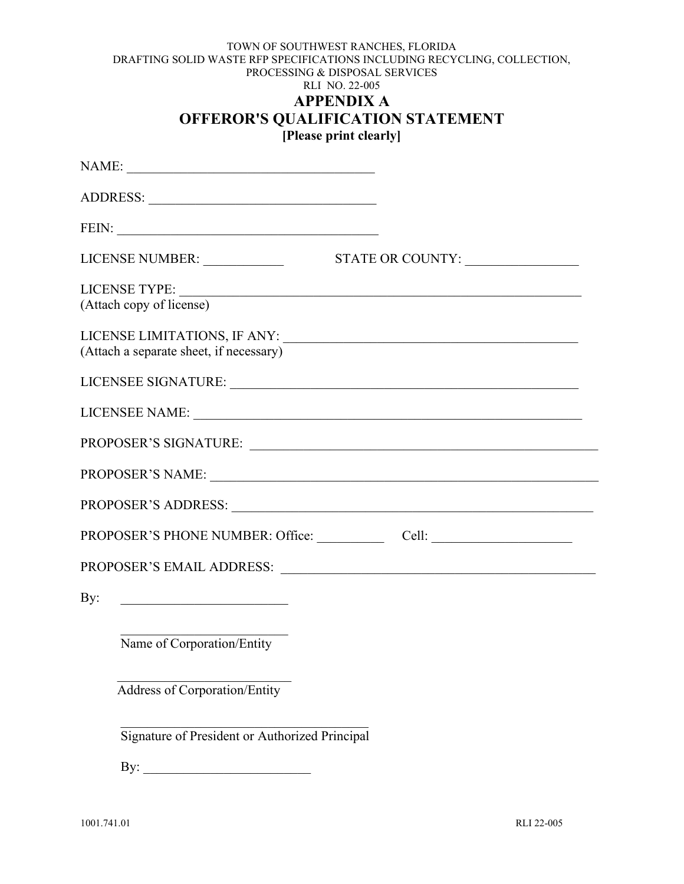TOWN OF SOUTHWEST RANCHES, FLORIDA
DRAFTING SOLID WASTE RFP SPECIFICATIONS INCLUDING RECYCLING, COLLECTION, PROCESSING & DISPOSAL SERVICES
RLI NO. 22-005

# APPENDIX A
# OFFEROR'S QUALIFICATION STATEMENT

**[Please print clearly]**

NAME: ____________________________________

ADDRESS: _________________________________

FEIN: _____________________________________

LICENSE NUMBER: ___________ STATE OR COUNTY: ________________

LICENSE TYPE: _____________________________________________________________
(Attach copy of license)

LICENSE LIMITATIONS, IF ANY: ____________________________________________
(Attach a separate sheet, if necessary)

LICENSEE SIGNATURE: ___________________________________________________

LICENSEE NAME: _________________________________________________________

PROPOSER'S SIGNATURE: __________________________________________________

PROPOSER'S NAME: ______________________________________________________

PROPOSER'S ADDRESS: ___________________________________________________

PROPOSER'S PHONE NUMBER: Office: __________ Cell: ____________________

PROPOSER'S EMAIL ADDRESS: ______________________________________________

By: ________________________

________________________
Name of Corporation/Entity

________________________
Address of Corporation/Entity

____________________________________
Signature of President or Authorized Principal

By: ________________________

1001.741.01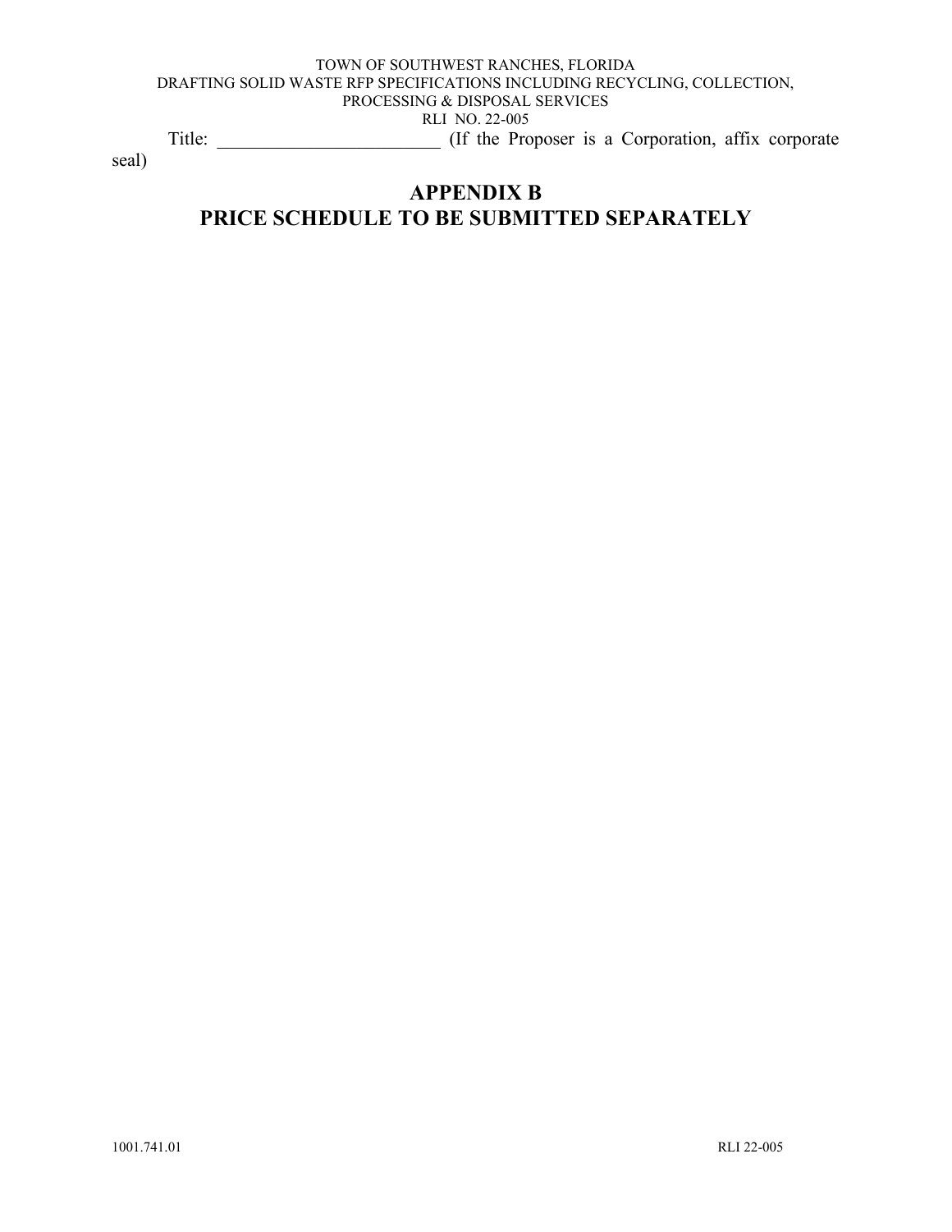Title: ________________________ (If the Proposer is a Corporation, affix corporate seal)

# APPENDIX B
# PRICE SCHEDULE TO BE SUBMITTED SEPARATELY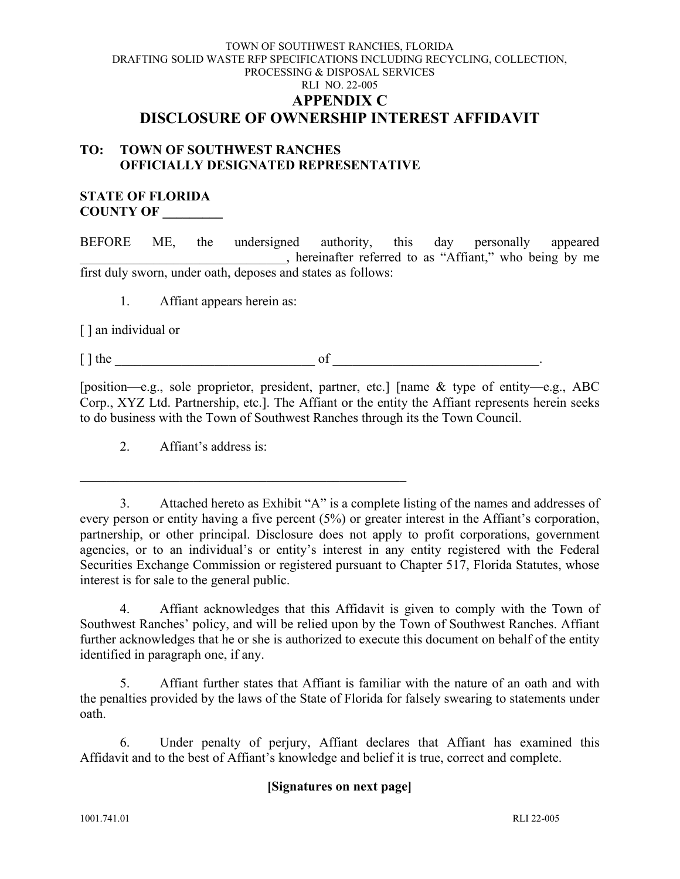TOWN OF SOUTHWEST RANCHES, FLORIDA
DRAFTING SOLID WASTE RFP SPECIFICATIONS INCLUDING RECYCLING, COLLECTION, PROCESSING & DISPOSAL SERVICES
RLI NO. 22-005

# APPENDIX C
# DISCLOSURE OF OWNERSHIP INTEREST AFFIDAVIT

**TO: TOWN OF SOUTHWEST RANCHES**
**OFFICIALLY DESIGNATED REPRESENTATIVE**

**STATE OF FLORIDA**
**COUNTY OF _________**

BEFORE ME, the undersigned authority, this day personally appeared _______________________________, hereinafter referred to as "Affiant," who being by me first duly sworn, under oath, deposes and states as follows:

1. Affiant appears herein as:

[ ] an individual or

[ ] the _______________________________ of _______________________________.

[position—e.g., sole proprietor, president, partner, etc.] [name & type of entity—e.g., ABC Corp., XYZ Ltd. Partnership, etc.]. The Affiant or the entity the Affiant represents herein seeks to do business with the Town of Southwest Ranches through its the Town Council.

2. Affiant's address is:

___________________________________________________

3. Attached hereto as Exhibit "A" is a complete listing of the names and addresses of every person or entity having a five percent (5%) or greater interest in the Affiant's corporation, partnership, or other principal. Disclosure does not apply to profit corporations, government agencies, or to an individual's or entity's interest in any entity registered with the Federal Securities Exchange Commission or registered pursuant to Chapter 517, Florida Statutes, whose interest is for sale to the general public.

4. Affiant acknowledges that this Affidavit is given to comply with the Town of Southwest Ranches' policy, and will be relied upon by the Town of Southwest Ranches. Affiant further acknowledges that he or she is authorized to execute this document on behalf of the entity identified in paragraph one, if any.

5. Affiant further states that Affiant is familiar with the nature of an oath and with the penalties provided by the laws of the State of Florida for falsely swearing to statements under oath.

6. Under penalty of perjury, Affiant declares that Affiant has examined this Affidavit and to the best of Affiant's knowledge and belief it is true, correct and complete.

**[Signatures on next page]**

1001.741.01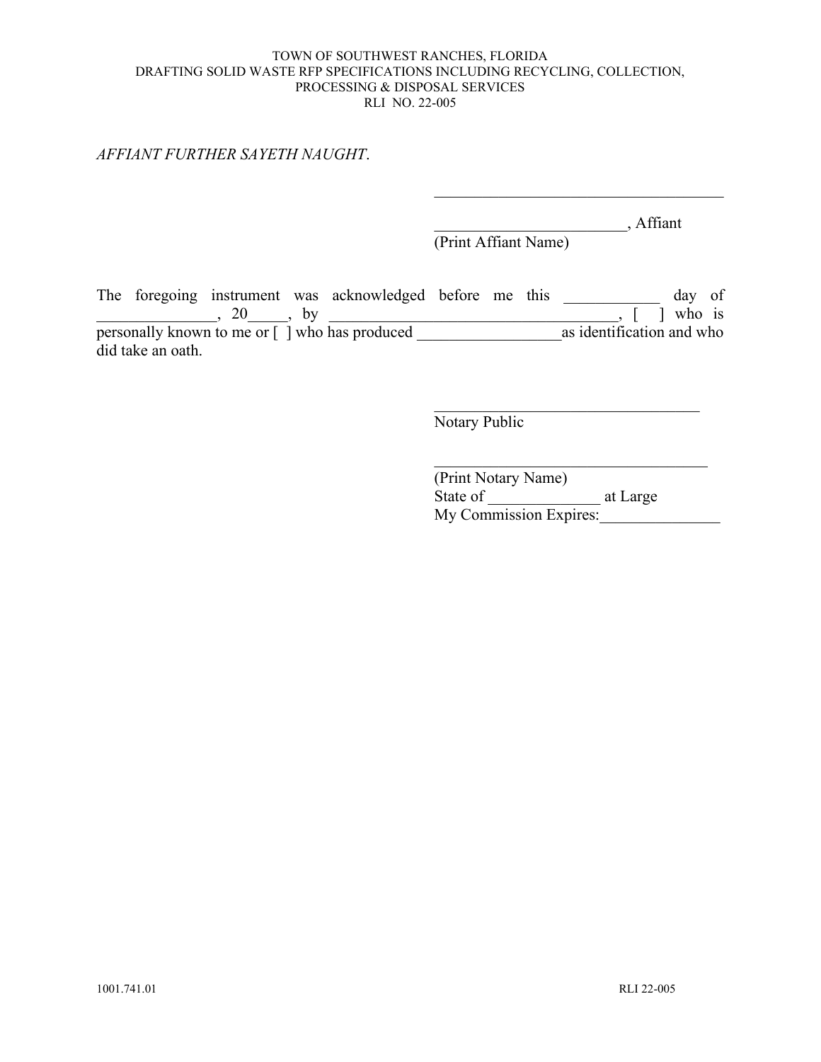*AFFIANT FURTHER SAYETH NAUGHT*.

_____________________________________

________________________, Affiant
(Print Affiant Name)

The foregoing instrument was acknowledged before me this ____________ day of _______________, 20_____, by ____________________________________, [ ] who is personally known to me or [ ] who has produced __________________as identification and who did take an oath.

__________________________________
Notary Public

___________________________________
(Print Notary Name)
State of ______________ at Large
My Commission Expires:_______________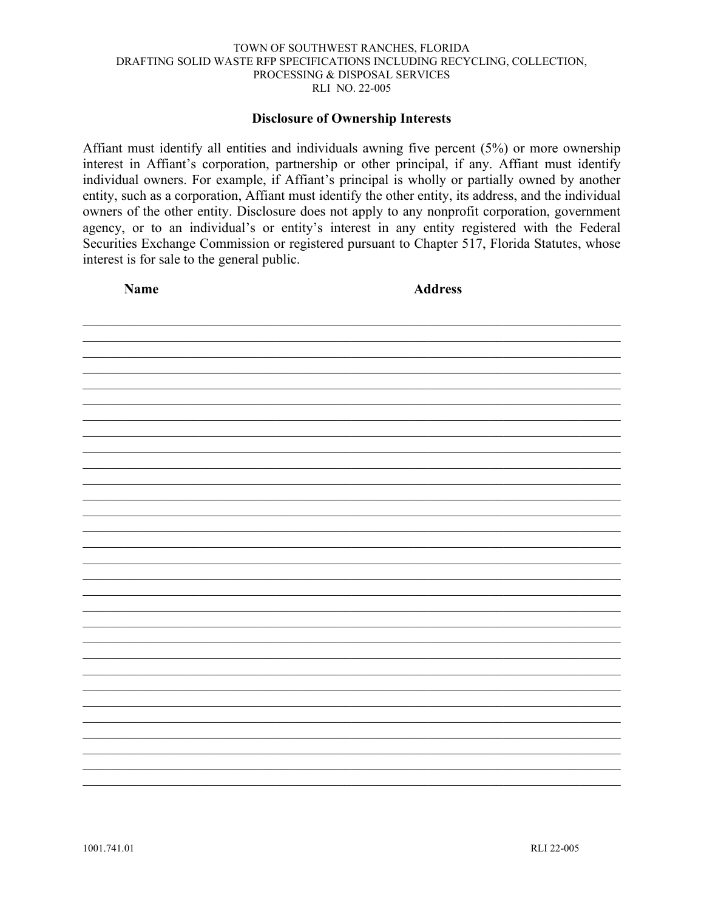## Disclosure of Ownership Interests

Affiant must identify all entities and individuals awning five percent (5%) or more ownership interest in Affiant's corporation, partnership or other principal, if any. Affiant must identify individual owners. For example, if Affiant's principal is wholly or partially owned by another entity, such as a corporation, Affiant must identify the other entity, its address, and the individual owners of the other entity. Disclosure does not apply to any nonprofit corporation, government agency, or to an individual's or entity's interest in any entity registered with the Federal Securities Exchange Commission or registered pursuant to Chapter 517, Florida Statutes, whose interest is for sale to the general public.

| Name | Address |
|---|---|
| | |
| | |
| | |
| | |
| | |
| | |
| | |
| | |
| | |
| | |
| | |
| | |
| | |
| | |
| | |
| | |
| | |
| | |
| | |
| | |
| | |
| | |
| | |
| | |
| | |
| | |
| | |
| | |
| | |
| | |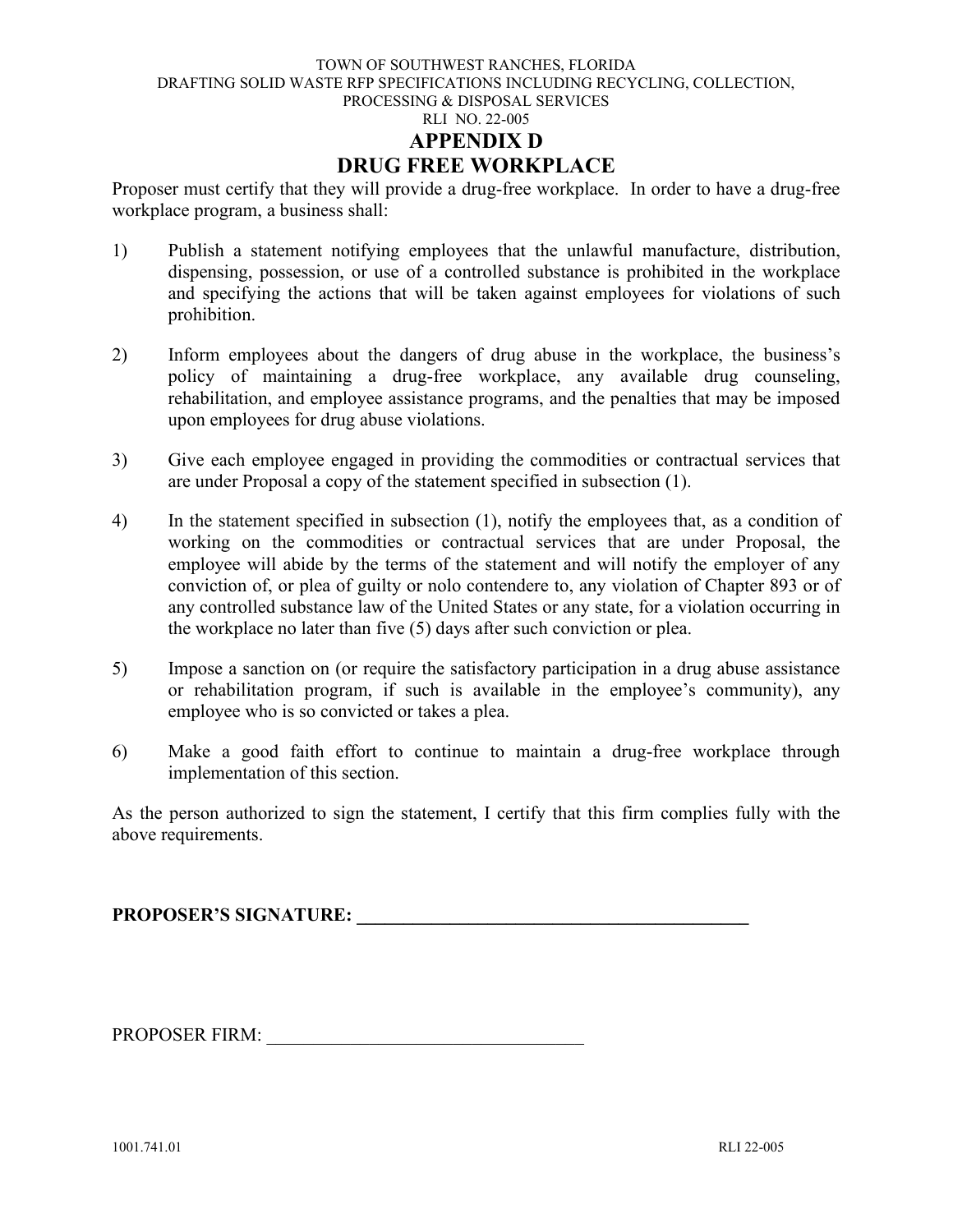# APPENDIX D
# DRUG FREE WORKPLACE

Proposer must certify that they will provide a drug-free workplace. In order to have a drug-free workplace program, a business shall:

1) Publish a statement notifying employees that the unlawful manufacture, distribution, dispensing, possession, or use of a controlled substance is prohibited in the workplace and specifying the actions that will be taken against employees for violations of such prohibition.

2) Inform employees about the dangers of drug abuse in the workplace, the business's policy of maintaining a drug-free workplace, any available drug counseling, rehabilitation, and employee assistance programs, and the penalties that may be imposed upon employees for drug abuse violations.

3) Give each employee engaged in providing the commodities or contractual services that are under Proposal a copy of the statement specified in subsection (1).

4) In the statement specified in subsection (1), notify the employees that, as a condition of working on the commodities or contractual services that are under Proposal, the employee will abide by the terms of the statement and will notify the employer of any conviction of, or plea of guilty or nolo contendere to, any violation of Chapter 893 or of any controlled substance law of the United States or any state, for a violation occurring in the workplace no later than five (5) days after such conviction or plea.

5) Impose a sanction on (or require the satisfactory participation in a drug abuse assistance or rehabilitation program, if such is available in the employee's community), any employee who is so convicted or takes a plea.

6) Make a good faith effort to continue to maintain a drug-free workplace through implementation of this section.

As the person authorized to sign the statement, I certify that this firm complies fully with the above requirements.

**PROPOSER'S SIGNATURE: ___________________________________________**

PROPOSER FIRM: __________________________________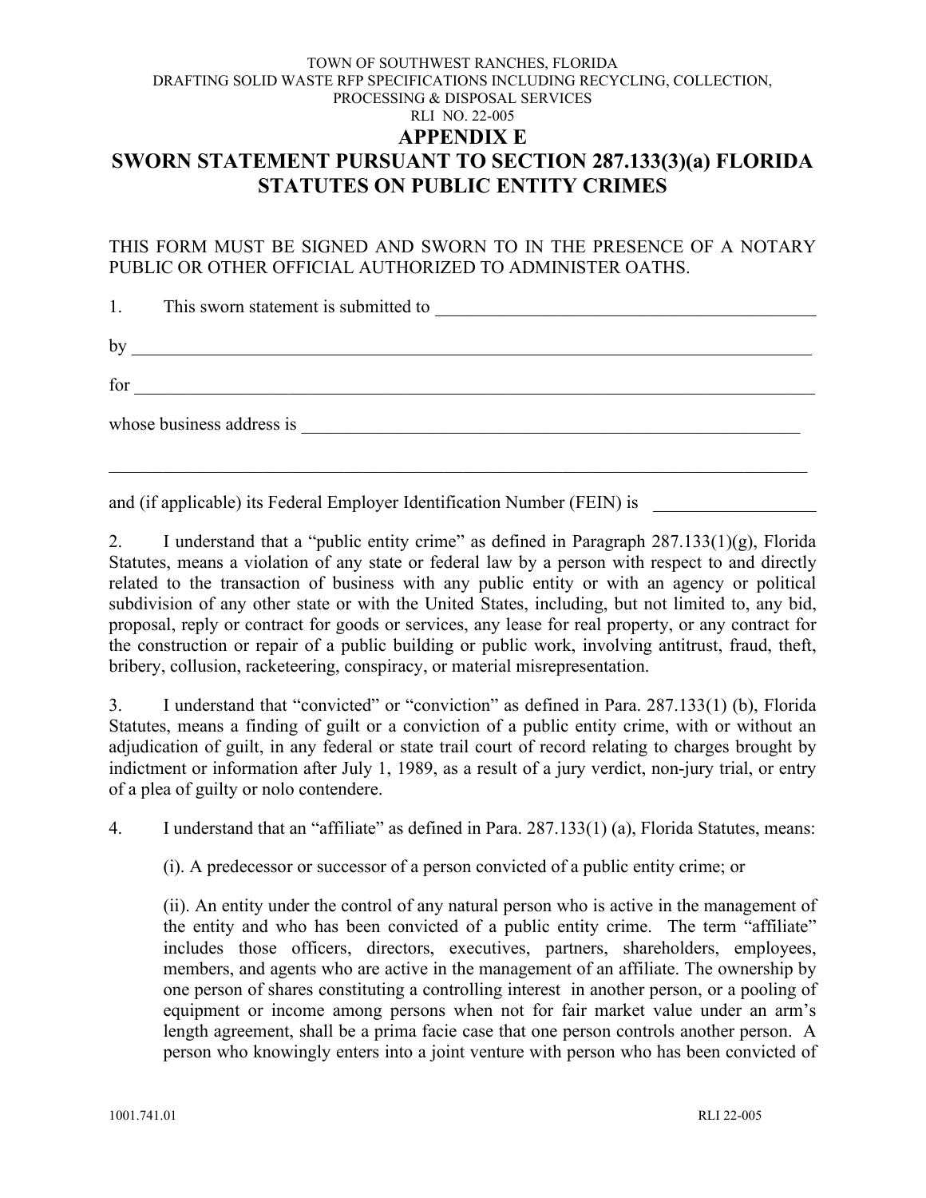TOWN OF SOUTHWEST RANCHES, FLORIDA
DRAFTING SOLID WASTE RFP SPECIFICATIONS INCLUDING RECYCLING, COLLECTION, PROCESSING & DISPOSAL SERVICES
RLI NO. 22-005

# APPENDIX E

# SWORN STATEMENT PURSUANT TO SECTION 287.133(3)(a) FLORIDA STATUTES ON PUBLIC ENTITY CRIMES

THIS FORM MUST BE SIGNED AND SWORN TO IN THE PRESENCE OF A NOTARY PUBLIC OR OTHER OFFICIAL AUTHORIZED TO ADMINISTER OATHS.

1. This sworn statement is submitted to ____________________________________________

by ______________________________________________________________________________

for ______________________________________________________________________________

whose business address is ____________________________________________________________

_________________________________________________________________________________

and (if applicable) its Federal Employer Identification Number (FEIN) is __________________

2. I understand that a "public entity crime" as defined in Paragraph 287.133(1)(g), Florida Statutes, means a violation of any state or federal law by a person with respect to and directly related to the transaction of business with any public entity or with an agency or political subdivision of any other state or with the United States, including, but not limited to, any bid, proposal, reply or contract for goods or services, any lease for real property, or any contract for the construction or repair of a public building or public work, involving antitrust, fraud, theft, bribery, collusion, racketeering, conspiracy, or material misrepresentation.

3. I understand that "convicted" or "conviction" as defined in Para. 287.133(1) (b), Florida Statutes, means a finding of guilt or a conviction of a public entity crime, with or without an adjudication of guilt, in any federal or state trail court of record relating to charges brought by indictment or information after July 1, 1989, as a result of a jury verdict, non-jury trial, or entry of a plea of guilty or nolo contendere.

4. I understand that an "affiliate" as defined in Para. 287.133(1) (a), Florida Statutes, means:

(i). A predecessor or successor of a person convicted of a public entity crime; or

(ii). An entity under the control of any natural person who is active in the management of the entity and who has been convicted of a public entity crime. The term "affiliate" includes those officers, directors, executives, partners, shareholders, employees, members, and agents who are active in the management of an affiliate. The ownership by one person of shares constituting a controlling interest in another person, or a pooling of equipment or income among persons when not for fair market value under an arm's length agreement, shall be a prima facie case that one person controls another person. A person who knowingly enters into a joint venture with person who has been convicted of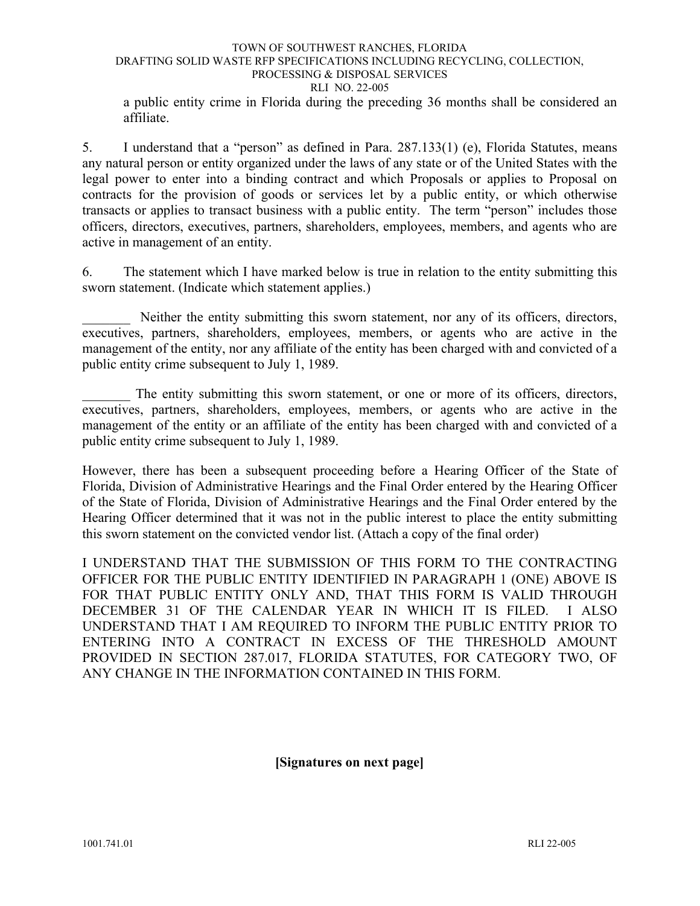a public entity crime in Florida during the preceding 36 months shall be considered an affiliate.

5. I understand that a "person" as defined in Para. 287.133(1) (e), Florida Statutes, means any natural person or entity organized under the laws of any state or of the United States with the legal power to enter into a binding contract and which Proposals or applies to Proposal on contracts for the provision of goods or services let by a public entity, or which otherwise transacts or applies to transact business with a public entity. The term "person" includes those officers, directors, executives, partners, shareholders, employees, members, and agents who are active in management of an entity.

6. The statement which I have marked below is true in relation to the entity submitting this sworn statement. (Indicate which statement applies.)

_______ Neither the entity submitting this sworn statement, nor any of its officers, directors, executives, partners, shareholders, employees, members, or agents who are active in the management of the entity, nor any affiliate of the entity has been charged with and convicted of a public entity crime subsequent to July 1, 1989.

_______ The entity submitting this sworn statement, or one or more of its officers, directors, executives, partners, shareholders, employees, members, or agents who are active in the management of the entity or an affiliate of the entity has been charged with and convicted of a public entity crime subsequent to July 1, 1989.

However, there has been a subsequent proceeding before a Hearing Officer of the State of Florida, Division of Administrative Hearings and the Final Order entered by the Hearing Officer of the State of Florida, Division of Administrative Hearings and the Final Order entered by the Hearing Officer determined that it was not in the public interest to place the entity submitting this sworn statement on the convicted vendor list. (Attach a copy of the final order)

I UNDERSTAND THAT THE SUBMISSION OF THIS FORM TO THE CONTRACTING OFFICER FOR THE PUBLIC ENTITY IDENTIFIED IN PARAGRAPH 1 (ONE) ABOVE IS FOR THAT PUBLIC ENTITY ONLY AND, THAT THIS FORM IS VALID THROUGH DECEMBER 31 OF THE CALENDAR YEAR IN WHICH IT IS FILED. I ALSO UNDERSTAND THAT I AM REQUIRED TO INFORM THE PUBLIC ENTITY PRIOR TO ENTERING INTO A CONTRACT IN EXCESS OF THE THRESHOLD AMOUNT PROVIDED IN SECTION 287.017, FLORIDA STATUTES, FOR CATEGORY TWO, OF ANY CHANGE IN THE INFORMATION CONTAINED IN THIS FORM.

**[Signatures on next page]**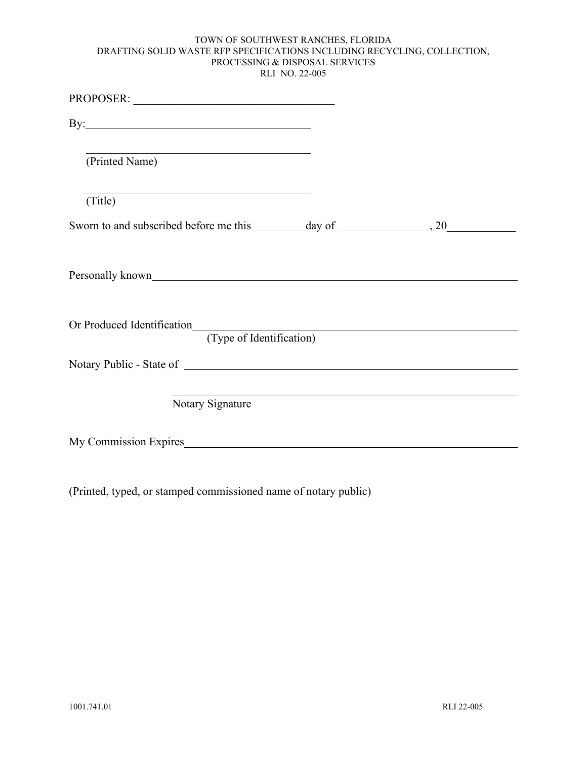TOWN OF SOUTHWEST RANCHES, FLORIDA
DRAFTING SOLID WASTE RFP SPECIFICATIONS INCLUDING RECYCLING, COLLECTION, PROCESSING & DISPOSAL SERVICES
RLI NO. 22-005

PROPOSER: ___________________________________

By:________________________________________

________________________________________
(Printed Name)

________________________________________
(Title)

Sworn to and subscribed before me this _________day of ________________, 20___________

Personally known_________________________________________________________________

Or Produced Identification____________________________________________________________
(Type of Identification)

Notary Public - State of _____________________________________________________________

_____________________________________________________________
Notary Signature

My Commission Expires______________________________________________________________

(Printed, typed, or stamped commissioned name of notary public)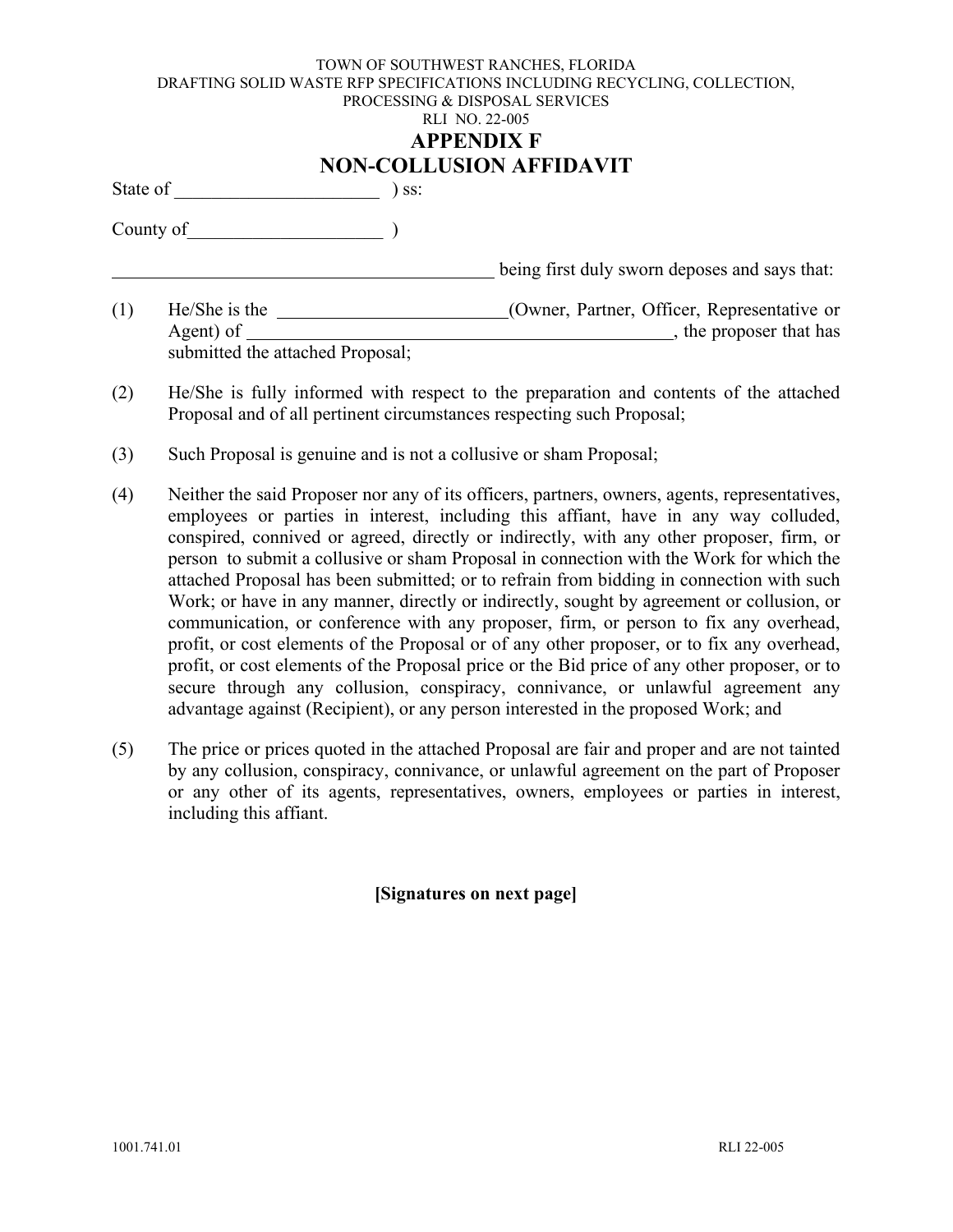TOWN OF SOUTHWEST RANCHES, FLORIDA
DRAFTING SOLID WASTE RFP SPECIFICATIONS INCLUDING RECYCLING, COLLECTION, PROCESSING & DISPOSAL SERVICES
RLI NO. 22-005

# APPENDIX F
# NON-COLLUSION AFFIDAVIT

State of ______________________ ) ss:

County of_____________________ )

__________________________________________ being first duly sworn deposes and says that:

(1) He/She is the _________________________(Owner, Partner, Officer, Representative or Agent) of _______________________________________________, the proposer that has submitted the attached Proposal;

(2) He/She is fully informed with respect to the preparation and contents of the attached Proposal and of all pertinent circumstances respecting such Proposal;

(3) Such Proposal is genuine and is not a collusive or sham Proposal;

(4) Neither the said Proposer nor any of its officers, partners, owners, agents, representatives, employees or parties in interest, including this affiant, have in any way colluded, conspired, connived or agreed, directly or indirectly, with any other proposer, firm, or person to submit a collusive or sham Proposal in connection with the Work for which the attached Proposal has been submitted; or to refrain from bidding in connection with such Work; or have in any manner, directly or indirectly, sought by agreement or collusion, or communication, or conference with any proposer, firm, or person to fix any overhead, profit, or cost elements of the Proposal or of any other proposer, or to fix any overhead, profit, or cost elements of the Proposal price or the Bid price of any other proposer, or to secure through any collusion, conspiracy, connivance, or unlawful agreement any advantage against (Recipient), or any person interested in the proposed Work; and

(5) The price or prices quoted in the attached Proposal are fair and proper and are not tainted by any collusion, conspiracy, connivance, or unlawful agreement on the part of Proposer or any other of its agents, representatives, owners, employees or parties in interest, including this affiant.

**[Signatures on next page]**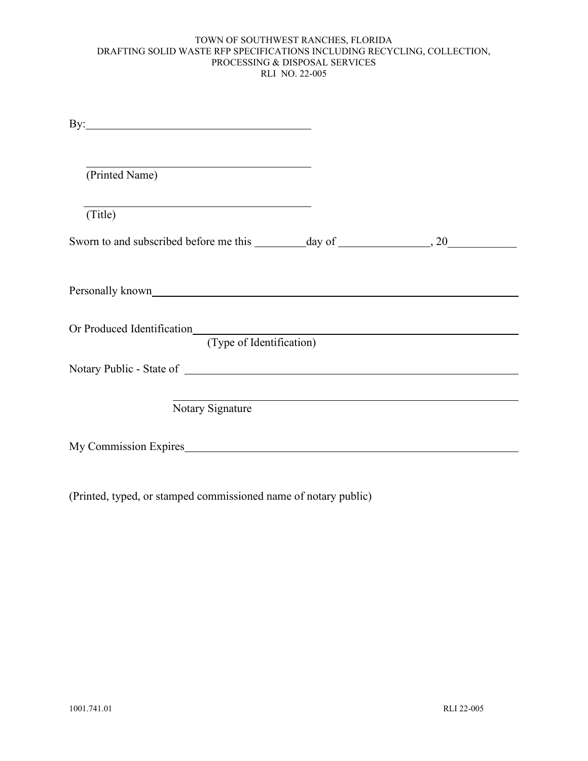TOWN OF SOUTHWEST RANCHES, FLORIDA
DRAFTING SOLID WASTE RFP SPECIFICATIONS INCLUDING RECYCLING, COLLECTION, PROCESSING & DISPOSAL SERVICES
RLI NO. 22-005

By:________________________________________

________________________________________
(Printed Name)

________________________________________
(Title)

Sworn to and subscribed before me this _________day of ________________, 20____________

Personally known________________________________________________________________

Or Produced Identification________________________________________________________
(Type of Identification)

Notary Public - State of ___________________________________________________________

________________________________________________________
Notary Signature

My Commission Expires____________________________________________________________

(Printed, typed, or stamped commissioned name of notary public)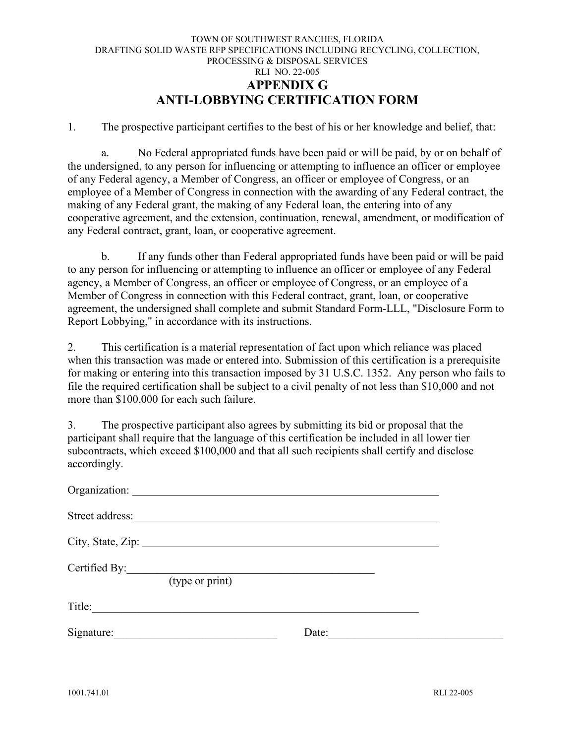TOWN OF SOUTHWEST RANCHES, FLORIDA
DRAFTING SOLID WASTE RFP SPECIFICATIONS INCLUDING RECYCLING, COLLECTION, PROCESSING & DISPOSAL SERVICES
RLI NO. 22-005

# APPENDIX G
# ANTI-LOBBYING CERTIFICATION FORM

1. The prospective participant certifies to the best of his or her knowledge and belief, that:

   a. No Federal appropriated funds have been paid or will be paid, by or on behalf of the undersigned, to any person for influencing or attempting to influence an officer or employee of any Federal agency, a Member of Congress, an officer or employee of Congress, or an employee of a Member of Congress in connection with the awarding of any Federal contract, the making of any Federal grant, the making of any Federal loan, the entering into of any cooperative agreement, and the extension, continuation, renewal, amendment, or modification of any Federal contract, grant, loan, or cooperative agreement.

   b. If any funds other than Federal appropriated funds have been paid or will be paid to any person for influencing or attempting to influence an officer or employee of any Federal agency, a Member of Congress, an officer or employee of Congress, or an employee of a Member of Congress in connection with this Federal contract, grant, loan, or cooperative agreement, the undersigned shall complete and submit Standard Form-LLL, "Disclosure Form to Report Lobbying," in accordance with its instructions.

2. This certification is a material representation of fact upon which reliance was placed when this transaction was made or entered into. Submission of this certification is a prerequisite for making or entering into this transaction imposed by 31 U.S.C. 1352. Any person who fails to file the required certification shall be subject to a civil penalty of not less than $10,000 and not more than $100,000 for each such failure.

3. The prospective participant also agrees by submitting its bid or proposal that the participant shall require that the language of this certification be included in all lower tier subcontracts, which exceed $100,000 and that all such recipients shall certify and disclose accordingly.

Organization: ______________________________________________

Street address: ______________________________________________

City, State, Zip: ______________________________________________

Certified By: ______________________________________
(type or print)

Title: ______________________________________________

Signature: ____________________________ Date: ____________________________

1001.741.01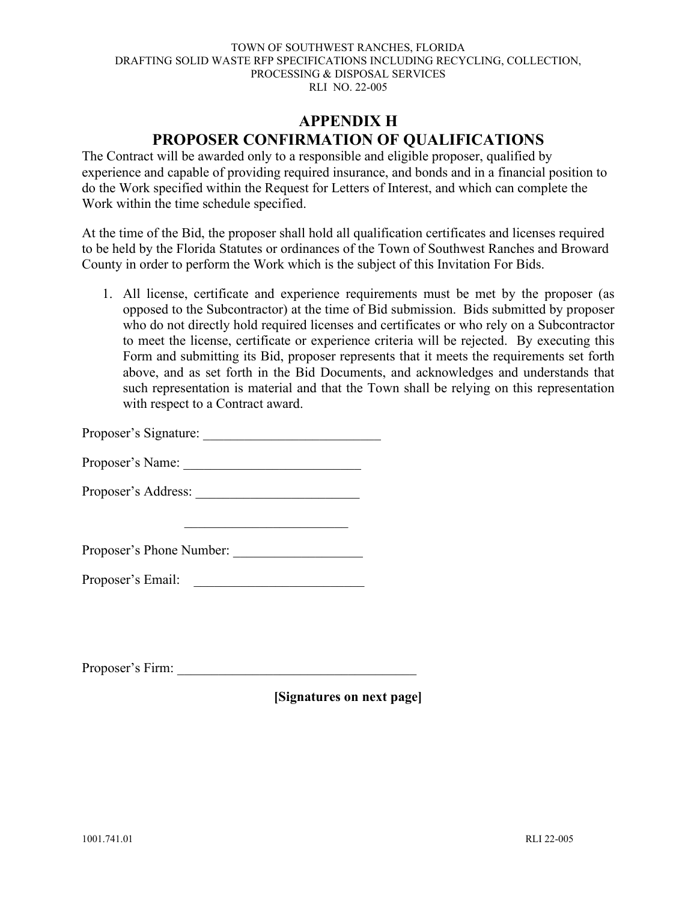# APPENDIX H
# PROPOSER CONFIRMATION OF QUALIFICATIONS

The Contract will be awarded only to a responsible and eligible proposer, qualified by experience and capable of providing required insurance, and bonds and in a financial position to do the Work specified within the Request for Letters of Interest, and which can complete the Work within the time schedule specified.

At the time of the Bid, the proposer shall hold all qualification certificates and licenses required to be held by the Florida Statutes or ordinances of the Town of Southwest Ranches and Broward County in order to perform the Work which is the subject of this Invitation For Bids.

1. All license, certificate and experience requirements must be met by the proposer (as opposed to the Subcontractor) at the time of Bid submission. Bids submitted by proposer who do not directly hold required licenses and certificates or who rely on a Subcontractor to meet the license, certificate or experience criteria will be rejected. By executing this Form and submitting its Bid, proposer represents that it meets the requirements set forth above, and as set forth in the Bid Documents, and acknowledges and understands that such representation is material and that the Town shall be relying on this representation with respect to a Contract award.

Proposer's Signature: __________________________

Proposer's Name: __________________________

Proposer's Address: ________________________

________________________

Proposer's Phone Number: ___________________

Proposer's Email: _________________________

Proposer's Firm: ___________________________________

**[Signatures on next page]**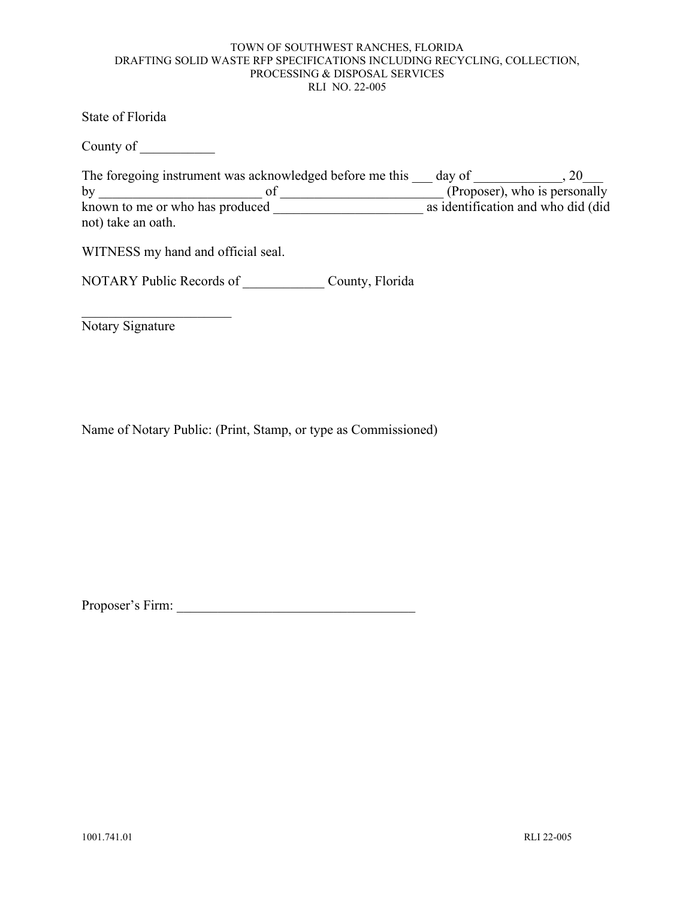State of Florida

County of ___________

The foregoing instrument was acknowledged before me this ___ day of _____________, 20___ by ________________________ of ________________________ (Proposer), who is personally known to me or who has produced ______________________ as identification and who did (did not) take an oath.

WITNESS my hand and official seal.

NOTARY Public Records of ____________ County, Florida

______________________
Notary Signature

Name of Notary Public: (Print, Stamp, or type as Commissioned)

Proposer's Firm: ___________________________________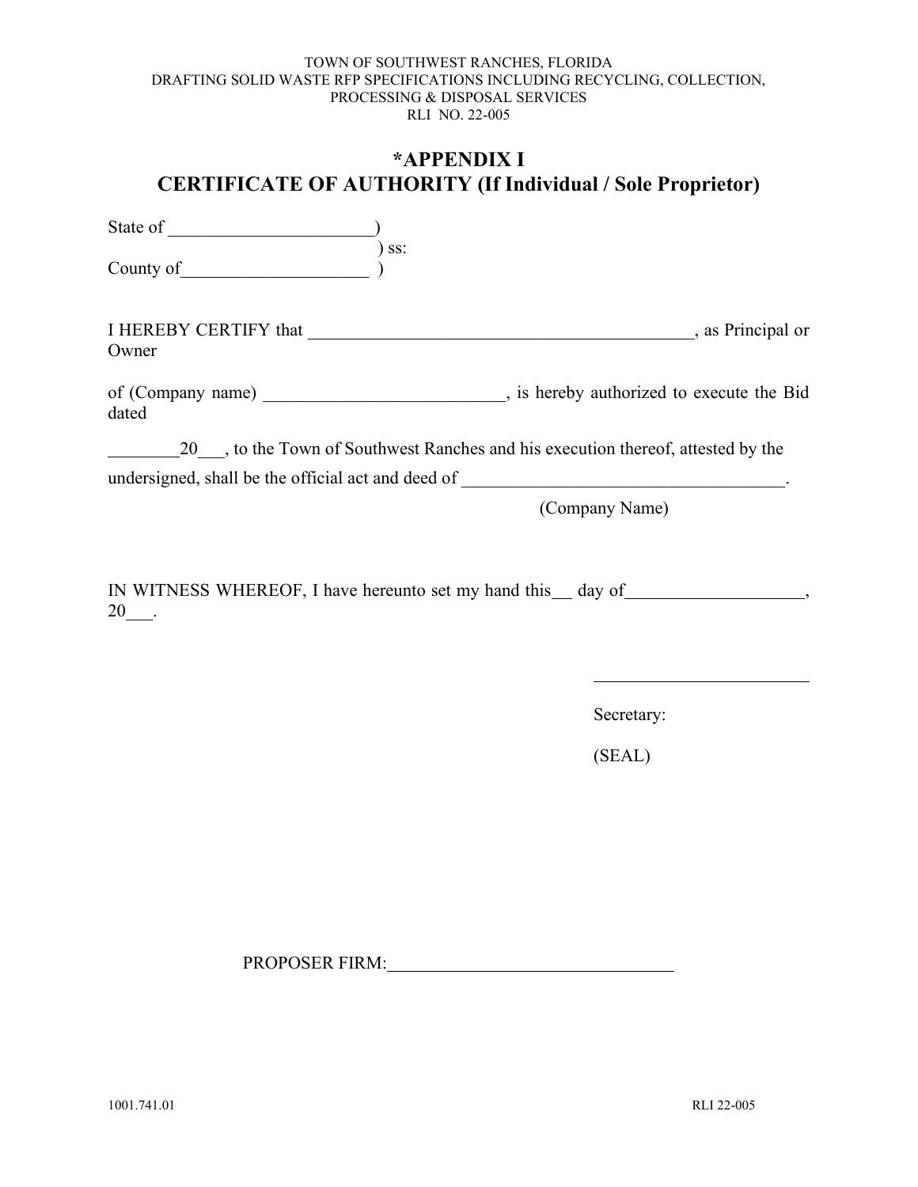TOWN OF SOUTHWEST RANCHES, FLORIDA
DRAFTING SOLID WASTE RFP SPECIFICATIONS INCLUDING RECYCLING, COLLECTION, PROCESSING & DISPOSAL SERVICES
RLI NO. 22-005

# *APPENDIX I
# CERTIFICATE OF AUTHORITY (If Individual / Sole Proprietor)

State of ______________________)
) ss:
County of____________________ )

I HEREBY CERTIFY that ____________________________________________, as Principal or Owner

of (Company name) __________________________, is hereby authorized to execute the Bid dated

________20___, to the Town of Southwest Ranches and his execution thereof, attested by the undersigned, shall be the official act and deed of ___________________________________.
(Company Name)

IN WITNESS WHEREOF, I have hereunto set my hand this__ day of___________________, 20___.

________________________

Secretary:

(SEAL)

PROPOSER FIRM:_______________________________

1001.741.01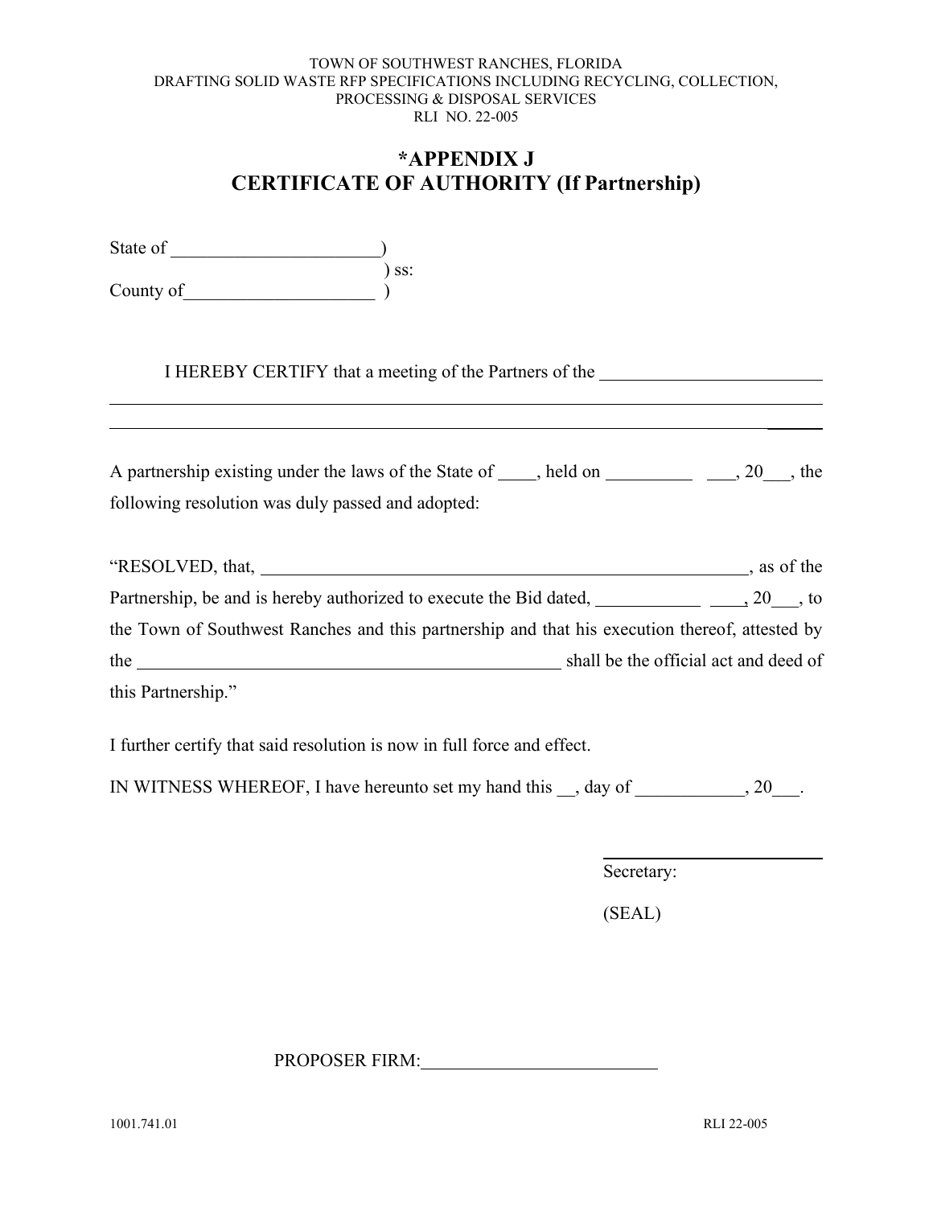TOWN OF SOUTHWEST RANCHES, FLORIDA
DRAFTING SOLID WASTE RFP SPECIFICATIONS INCLUDING RECYCLING, COLLECTION, PROCESSING & DISPOSAL SERVICES
RLI NO. 22-005

# *APPENDIX J
# CERTIFICATE OF AUTHORITY (If Partnership)

State of ______________________)
) ss:
County of____________________ )

I HEREBY CERTIFY that a meeting of the Partners of the ________________________
________________________________________________________________________________
________________________________________________________________________________

A partnership existing under the laws of the State of ____, held on _________ ___, 20___, the following resolution was duly passed and adopted:

"RESOLVED, that, ________________________________________________, as of the Partnership, be and is hereby authorized to execute the Bid dated, ___________ ____, 20___, to the Town of Southwest Ranches and this partnership and that his execution thereof, attested by the ______________________________________________ shall be the official act and deed of this Partnership."

I further certify that said resolution is now in full force and effect.

IN WITNESS WHEREOF, I have hereunto set my hand this __, day of ____________, 20___.

________________________
Secretary:

(SEAL)

PROPOSER FIRM:_________________________

1001.741.01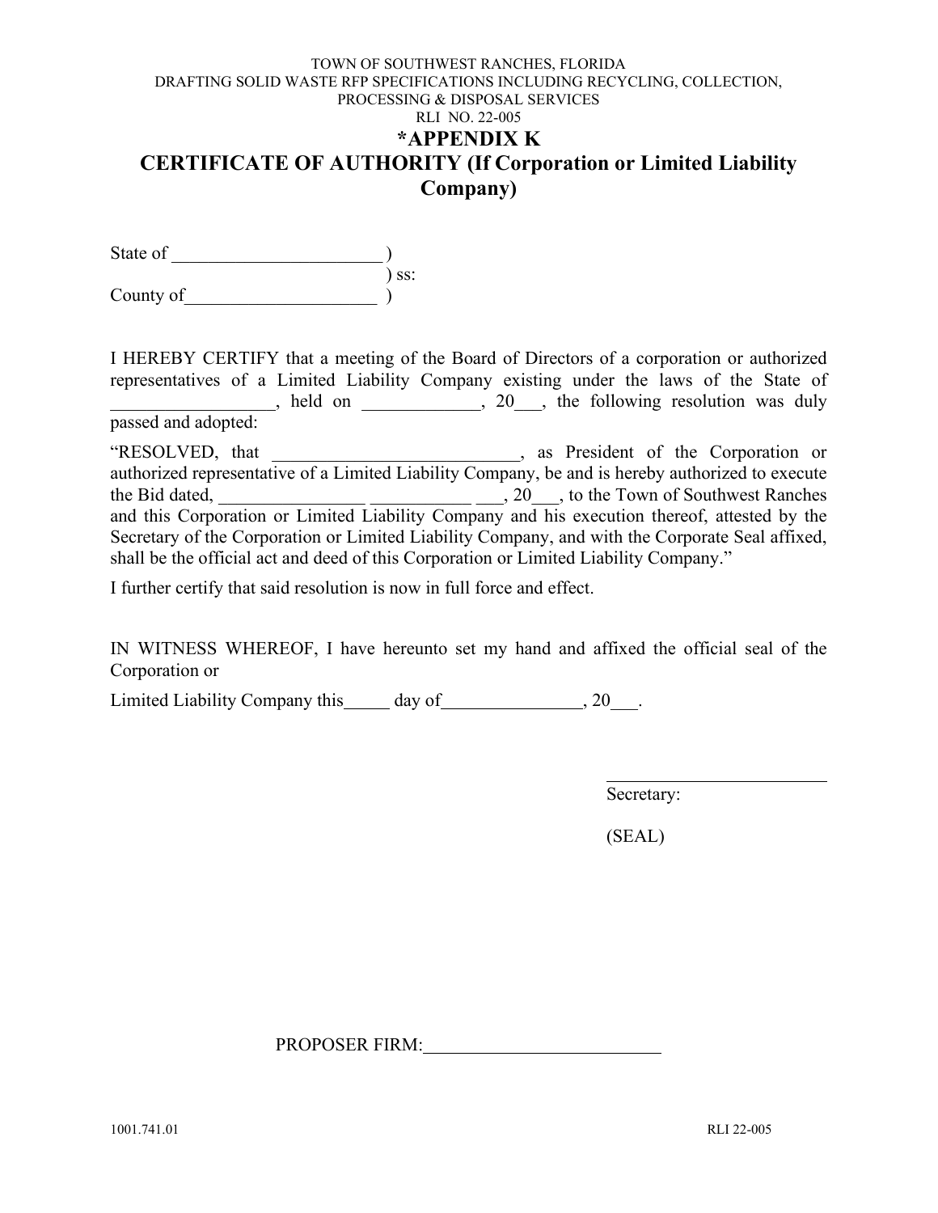TOWN OF SOUTHWEST RANCHES, FLORIDA
DRAFTING SOLID WASTE RFP SPECIFICATIONS INCLUDING RECYCLING, COLLECTION, PROCESSING & DISPOSAL SERVICES
RLI NO. 22-005

# *APPENDIX K
# CERTIFICATE OF AUTHORITY (If Corporation or Limited Liability Company)

State of _______________________ )
) ss:
County of____________________ )

I HEREBY CERTIFY that a meeting of the Board of Directors of a corporation or authorized representatives of a Limited Liability Company existing under the laws of the State of _________________, held on _____________, 20___, the following resolution was duly passed and adopted:

"RESOLVED, that ___________________________, as President of the Corporation or authorized representative of a Limited Liability Company, be and is hereby authorized to execute the Bid dated, ________________ ___________ ___, 20___, to the Town of Southwest Ranches and this Corporation or Limited Liability Company and his execution thereof, attested by the Secretary of the Corporation or Limited Liability Company, and with the Corporate Seal affixed, shall be the official act and deed of this Corporation or Limited Liability Company."

I further certify that said resolution is now in full force and effect.

IN WITNESS WHEREOF, I have hereunto set my hand and affixed the official seal of the Corporation or

Limited Liability Company this_____ day of________________, 20___.

_________________________
Secretary:

(SEAL)

PROPOSER FIRM:__________________________

1001.741.01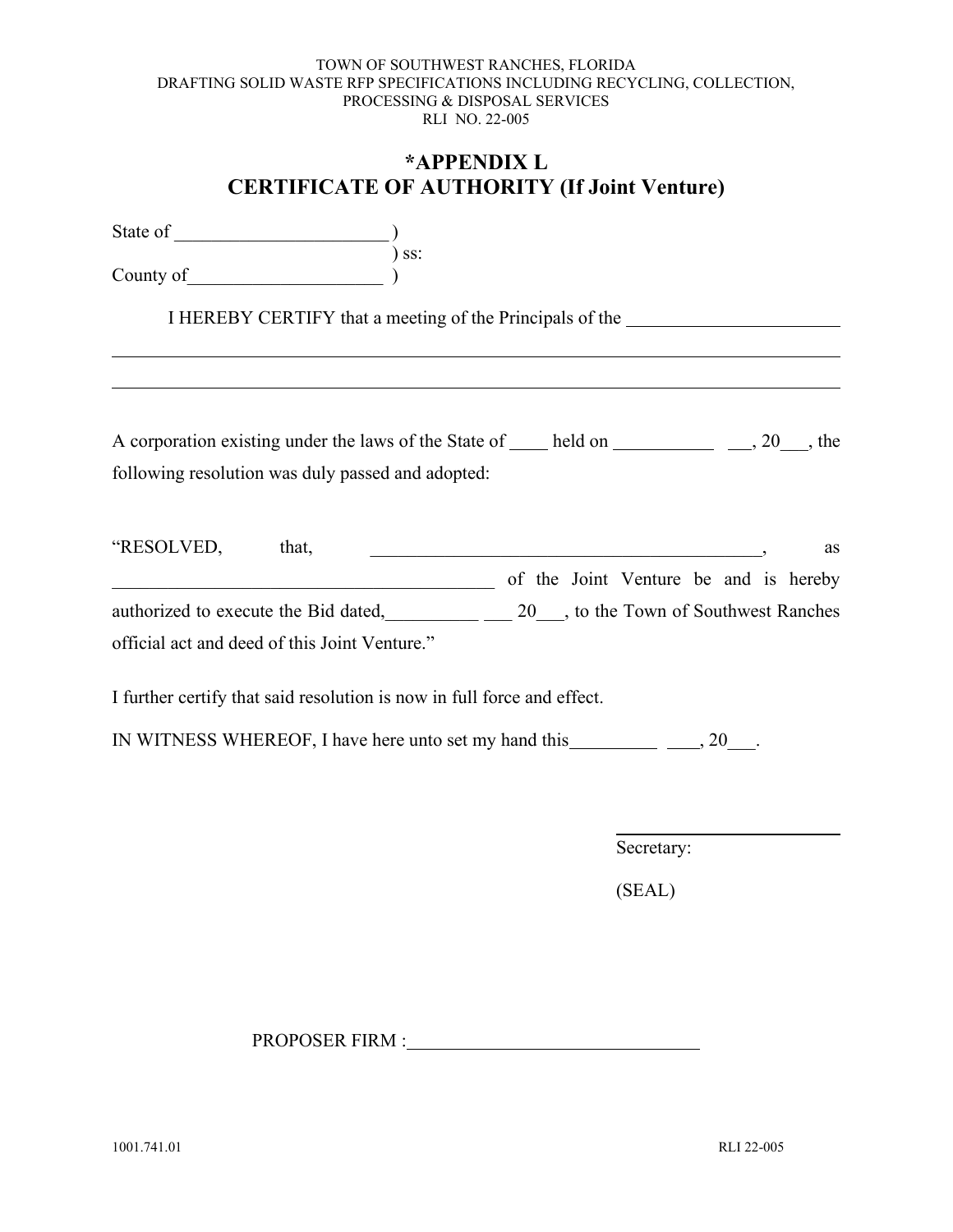TOWN OF SOUTHWEST RANCHES, FLORIDA
DRAFTING SOLID WASTE RFP SPECIFICATIONS INCLUDING RECYCLING, COLLECTION, PROCESSING & DISPOSAL SERVICES
RLI NO. 22-005

# *APPENDIX L
# CERTIFICATE OF AUTHORITY (If Joint Venture)

State of ______________________ )
) ss:
County of____________________ )

I HEREBY CERTIFY that a meeting of the Principals of the ______________________
________________________________________________________________________
________________________________________________________________________

A corporation existing under the laws of the State of ____ held on ___________ __, 20___, the following resolution was duly passed and adopted:

"RESOLVED, that, ___________________________________________, as _________________________________________ of the Joint Venture be and is hereby authorized to execute the Bid dated,__________ ___ 20___, to the Town of Southwest Ranches official act and deed of this Joint Venture."

I further certify that said resolution is now in full force and effect.

IN WITNESS WHEREOF, I have here unto set my hand this_________ ____, 20___.

______________________
Secretary:

(SEAL)

PROPOSER FIRM :________________________________

1001.741.01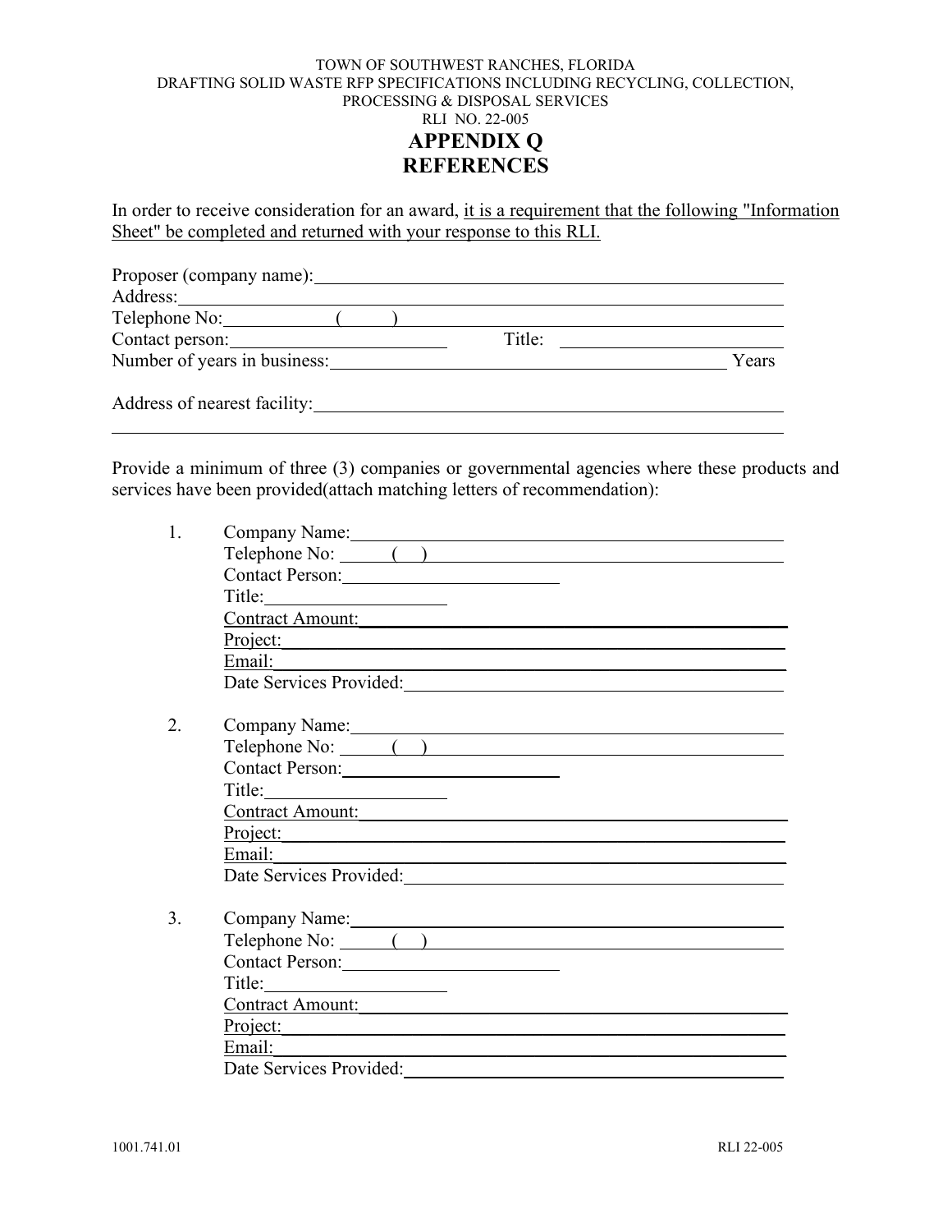TOWN OF SOUTHWEST RANCHES, FLORIDA
DRAFTING SOLID WASTE RFP SPECIFICATIONS INCLUDING RECYCLING, COLLECTION, PROCESSING & DISPOSAL SERVICES
RLI NO. 22-005

# APPENDIX Q
# REFERENCES

In order to receive consideration for an award, <u>it is a requirement that the following "Information Sheet" be completed and returned with your response to this RLI.</u>

Proposer (company name):______________________________________________
Address:______________________________________________________________
Telephone No:____________(_____)_____________________________________
Contact person:_______________________ Title: _________________________
Number of years in business:____________________________________________ Years

Address of nearest facility:______________________________________________
______________________________________________________________________

Provide a minimum of three (3) companies or governmental agencies where these products and services have been provided(attach matching letters of recommendation):

1. Company Name:___________________________________________
   Telephone No: _____(___)___________________________________
   Contact Person:_______________________
   Title:____________________
   Contract Amount:_________________________________________
   Project:_________________________________________________
   Email:__________________________________________________
   Date Services Provided:___________________________________

2. Company Name:___________________________________________
   Telephone No: _____(___)___________________________________
   Contact Person:_______________________
   Title:____________________
   Contract Amount:_________________________________________
   Project:_________________________________________________
   Email:__________________________________________________
   Date Services Provided:___________________________________

3. Company Name:___________________________________________
   Telephone No: _____(___)___________________________________
   Contact Person:_______________________
   Title:____________________
   Contract Amount:_________________________________________
   Project:_________________________________________________
   Email:__________________________________________________
   Date Services Provided:___________________________________

1001.741.01 RLI 22-005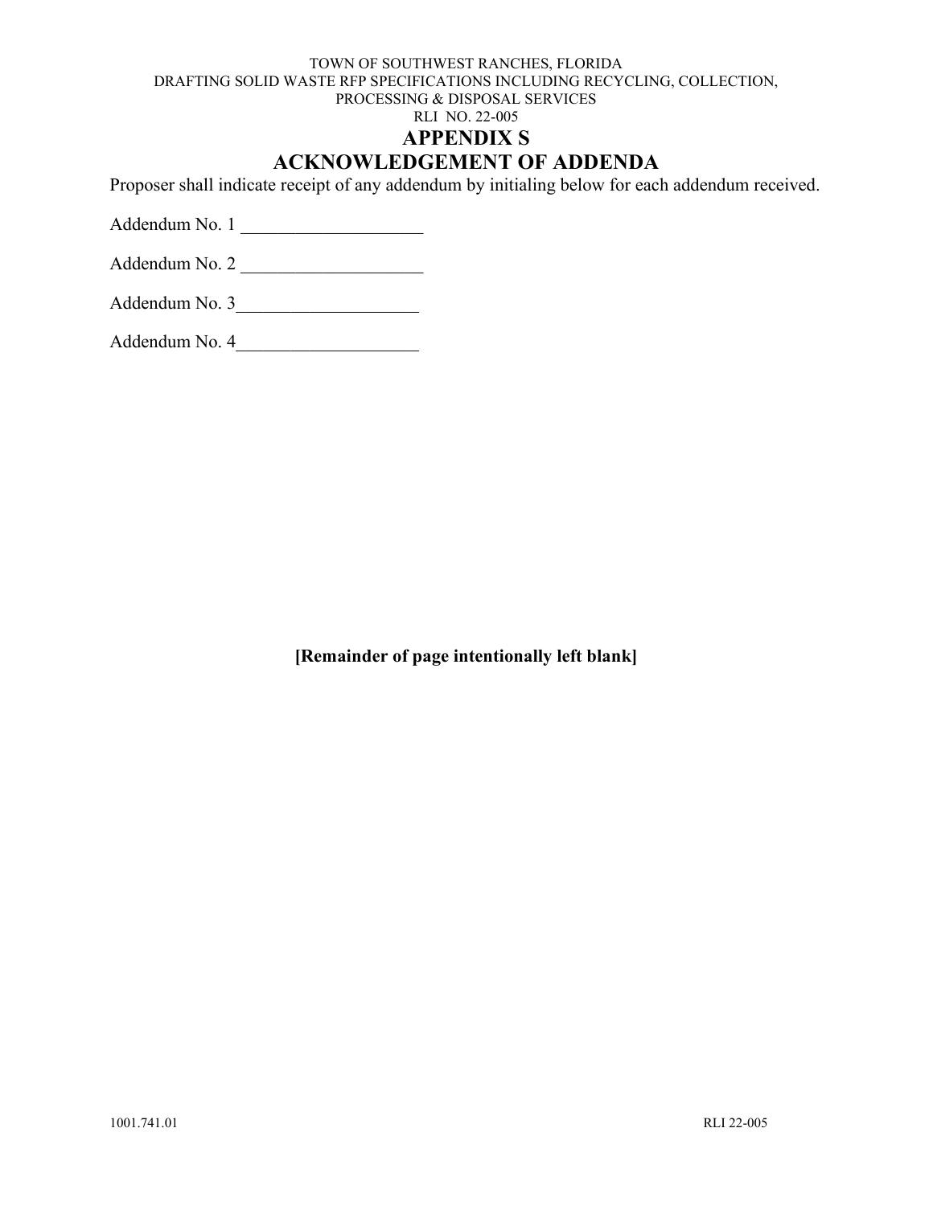TOWN OF SOUTHWEST RANCHES, FLORIDA
DRAFTING SOLID WASTE RFP SPECIFICATIONS INCLUDING RECYCLING, COLLECTION, PROCESSING & DISPOSAL SERVICES
RLI NO. 22-005

# APPENDIX S
# ACKNOWLEDGEMENT OF ADDENDA

Proposer shall indicate receipt of any addendum by initialing below for each addendum received.

Addendum No. 1 ____________________

Addendum No. 2 ____________________

Addendum No. 3____________________

Addendum No. 4____________________

**[Remainder of page intentionally left blank]**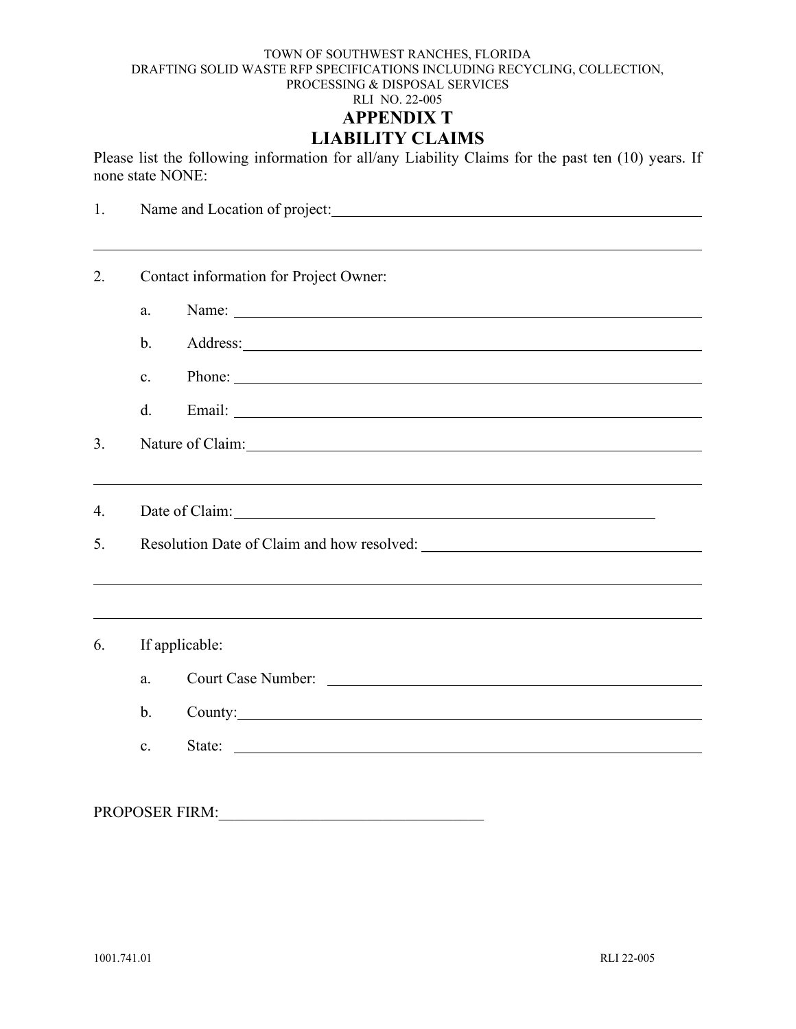TOWN OF SOUTHWEST RANCHES, FLORIDA
DRAFTING SOLID WASTE RFP SPECIFICATIONS INCLUDING RECYCLING, COLLECTION, PROCESSING & DISPOSAL SERVICES
RLI NO. 22-005

# APPENDIX T
# LIABILITY CLAIMS

Please list the following information for all/any Liability Claims for the past ten (10) years. If none state NONE:

1. Name and Location of project: \_\_\_\_\_\_\_\_\_\_\_\_\_\_\_\_\_\_\_\_\_\_\_\_\_\_\_\_\_\_\_\_\_\_\_\_\_\_

\_\_\_\_\_\_\_\_\_\_\_\_\_\_\_\_\_\_\_\_\_\_\_\_\_\_\_\_\_\_\_\_\_\_\_\_\_\_\_\_\_\_\_\_\_\_\_\_\_\_\_\_\_\_\_\_\_\_\_\_

2. Contact information for Project Owner:
   a. Name: \_\_\_\_\_\_\_\_\_\_\_\_\_\_\_\_\_\_\_\_\_\_\_\_\_\_\_\_\_\_\_\_\_\_\_\_\_\_\_\_\_\_\_\_
   b. Address: \_\_\_\_\_\_\_\_\_\_\_\_\_\_\_\_\_\_\_\_\_\_\_\_\_\_\_\_\_\_\_\_\_\_\_\_\_\_\_\_\_\_
   c. Phone: \_\_\_\_\_\_\_\_\_\_\_\_\_\_\_\_\_\_\_\_\_\_\_\_\_\_\_\_\_\_\_\_\_\_\_\_\_\_\_\_\_\_\_\_
   d. Email: \_\_\_\_\_\_\_\_\_\_\_\_\_\_\_\_\_\_\_\_\_\_\_\_\_\_\_\_\_\_\_\_\_\_\_\_\_\_\_\_\_\_\_\_

3. Nature of Claim: \_\_\_\_\_\_\_\_\_\_\_\_\_\_\_\_\_\_\_\_\_\_\_\_\_\_\_\_\_\_\_\_\_\_\_\_\_\_\_\_\_\_\_\_

\_\_\_\_\_\_\_\_\_\_\_\_\_\_\_\_\_\_\_\_\_\_\_\_\_\_\_\_\_\_\_\_\_\_\_\_\_\_\_\_\_\_\_\_\_\_\_\_\_\_\_\_\_\_\_\_\_\_\_\_

4. Date of Claim: \_\_\_\_\_\_\_\_\_\_\_\_\_\_\_\_\_\_\_\_\_\_\_\_\_\_\_\_\_\_\_\_\_\_\_\_\_\_\_\_\_\_\_\_

5. Resolution Date of Claim and how resolved: \_\_\_\_\_\_\_\_\_\_\_\_\_\_\_\_\_\_\_\_\_\_\_\_

\_\_\_\_\_\_\_\_\_\_\_\_\_\_\_\_\_\_\_\_\_\_\_\_\_\_\_\_\_\_\_\_\_\_\_\_\_\_\_\_\_\_\_\_\_\_\_\_\_\_\_\_\_\_\_\_\_\_\_\_

\_\_\_\_\_\_\_\_\_\_\_\_\_\_\_\_\_\_\_\_\_\_\_\_\_\_\_\_\_\_\_\_\_\_\_\_\_\_\_\_\_\_\_\_\_\_\_\_\_\_\_\_\_\_\_\_\_\_\_\_

6. If applicable:
   a. Court Case Number: \_\_\_\_\_\_\_\_\_\_\_\_\_\_\_\_\_\_\_\_\_\_\_\_\_\_\_\_\_\_\_\_\_\_\_\_
   b. County: \_\_\_\_\_\_\_\_\_\_\_\_\_\_\_\_\_\_\_\_\_\_\_\_\_\_\_\_\_\_\_\_\_\_\_\_\_\_\_\_\_\_\_\_\_
   c. State: \_\_\_\_\_\_\_\_\_\_\_\_\_\_\_\_\_\_\_\_\_\_\_\_\_\_\_\_\_\_\_\_\_\_\_\_\_\_\_\_\_\_\_\_\_\_

PROPOSER FIRM: \_\_\_\_\_\_\_\_\_\_\_\_\_\_\_\_\_\_\_\_\_\_\_\_\_\_\_\_\_\_\_\_\_\_

1001.741.01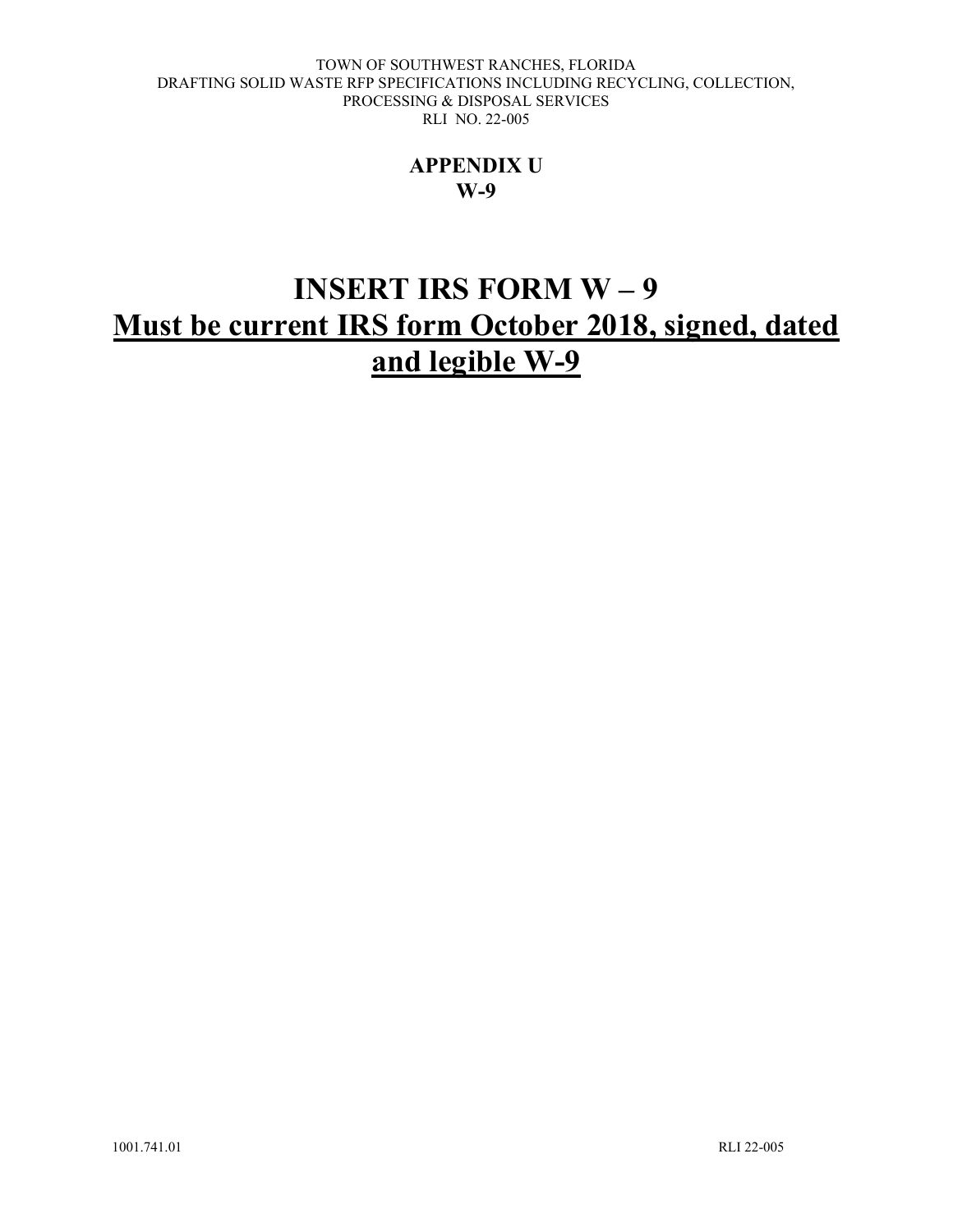## APPENDIX U
## W-9

# INSERT IRS FORM W – 9

# Must be current IRS form October 2018, signed, dated and legible W-9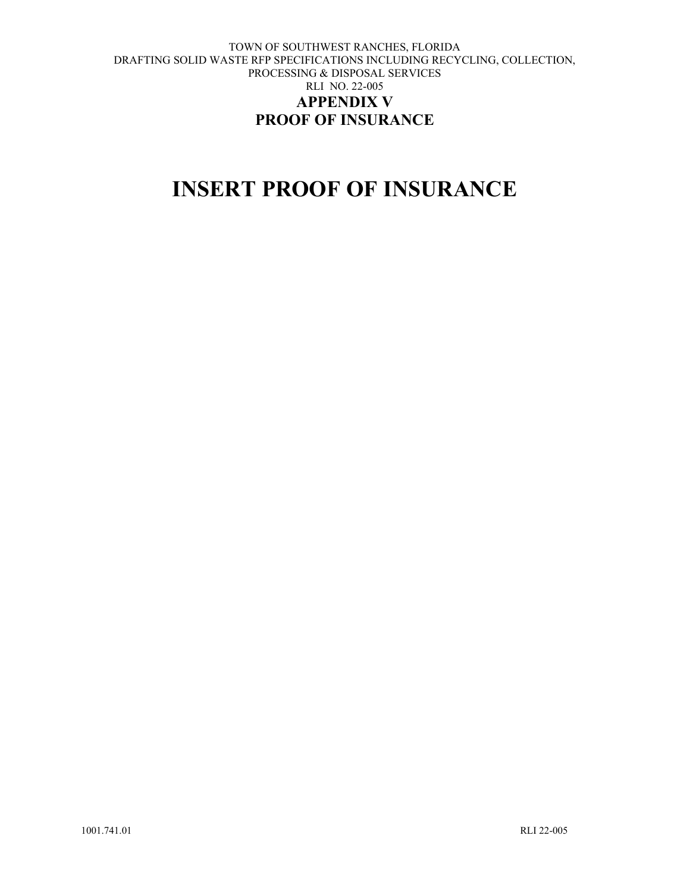TOWN OF SOUTHWEST RANCHES, FLORIDA
DRAFTING SOLID WASTE RFP SPECIFICATIONS INCLUDING RECYCLING, COLLECTION, PROCESSING & DISPOSAL SERVICES
RLI NO. 22-005

## APPENDIX V
## PROOF OF INSURANCE

# INSERT PROOF OF INSURANCE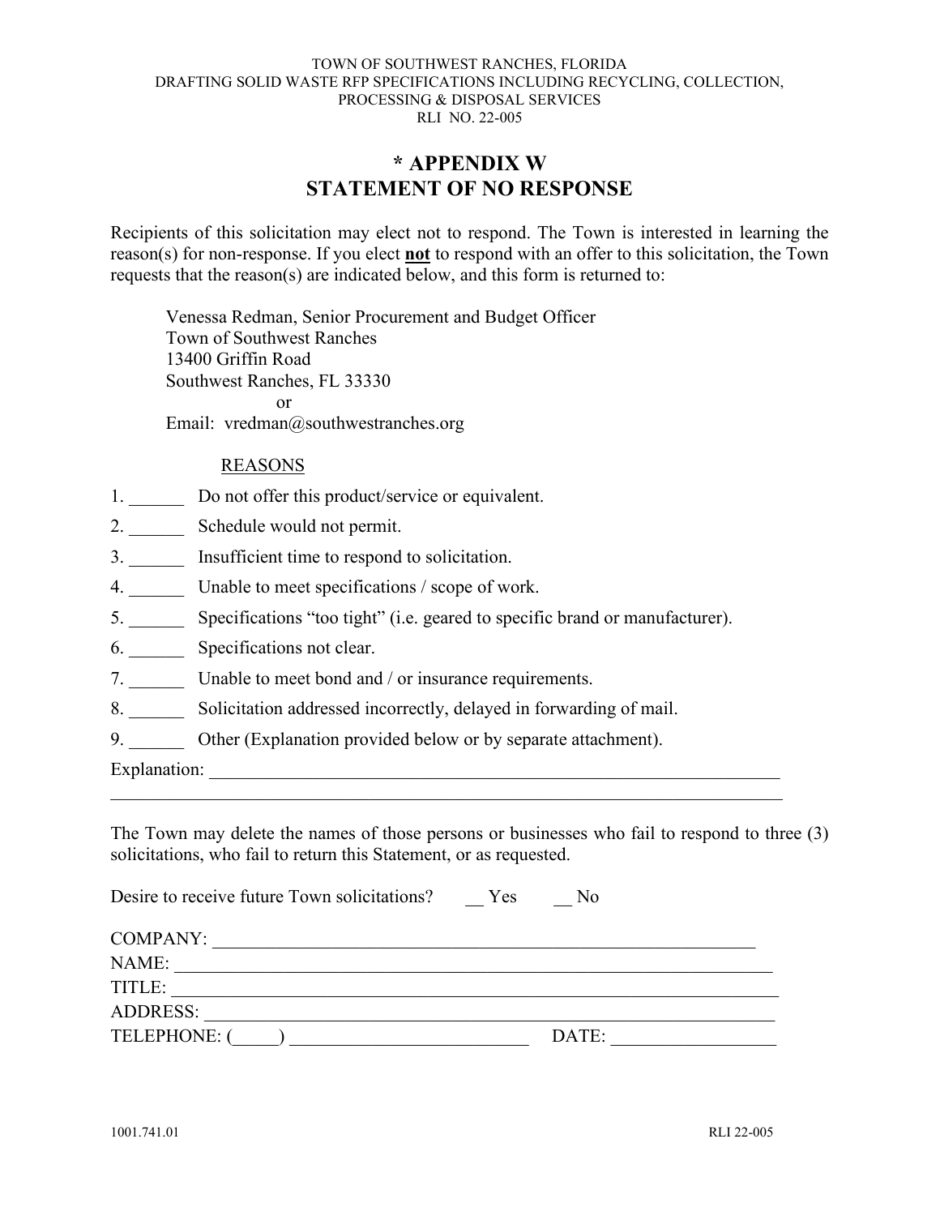TOWN OF SOUTHWEST RANCHES, FLORIDA
DRAFTING SOLID WASTE RFP SPECIFICATIONS INCLUDING RECYCLING, COLLECTION, PROCESSING & DISPOSAL SERVICES
RLI NO. 22-005

# * APPENDIX W
# STATEMENT OF NO RESPONSE

Recipients of this solicitation may elect not to respond. The Town is interested in learning the reason(s) for non-response. If you elect **not** to respond with an offer to this solicitation, the Town requests that the reason(s) are indicated below, and this form is returned to:

> Venessa Redman, Senior Procurement and Budget Officer
> Town of Southwest Ranches
> 13400 Griffin Road
> Southwest Ranches, FL 33330
> or
> Email: vredman@southwestranches.org

REASONS

1. ______ Do not offer this product/service or equivalent.
2. ______ Schedule would not permit.
3. ______ Insufficient time to respond to solicitation.
4. ______ Unable to meet specifications / scope of work.
5. ______ Specifications "too tight" (i.e. geared to specific brand or manufacturer).
6. ______ Specifications not clear.
7. ______ Unable to meet bond and / or insurance requirements.
8. ______ Solicitation addressed incorrectly, delayed in forwarding of mail.
9. ______ Other (Explanation provided below or by separate attachment).

Explanation: ________________________________________________________________
______________________________________________________________________________

The Town may delete the names of those persons or businesses who fail to respond to three (3) solicitations, who fail to return this Statement, or as requested.

Desire to receive future Town solicitations? __ Yes __ No

COMPANY: ____________________________________________________________
NAME: _______________________________________________________________
TITLE: _______________________________________________________________
ADDRESS: _____________________________________________________________
TELEPHONE: (_____) __________________________ DATE: __________________

1001.741.01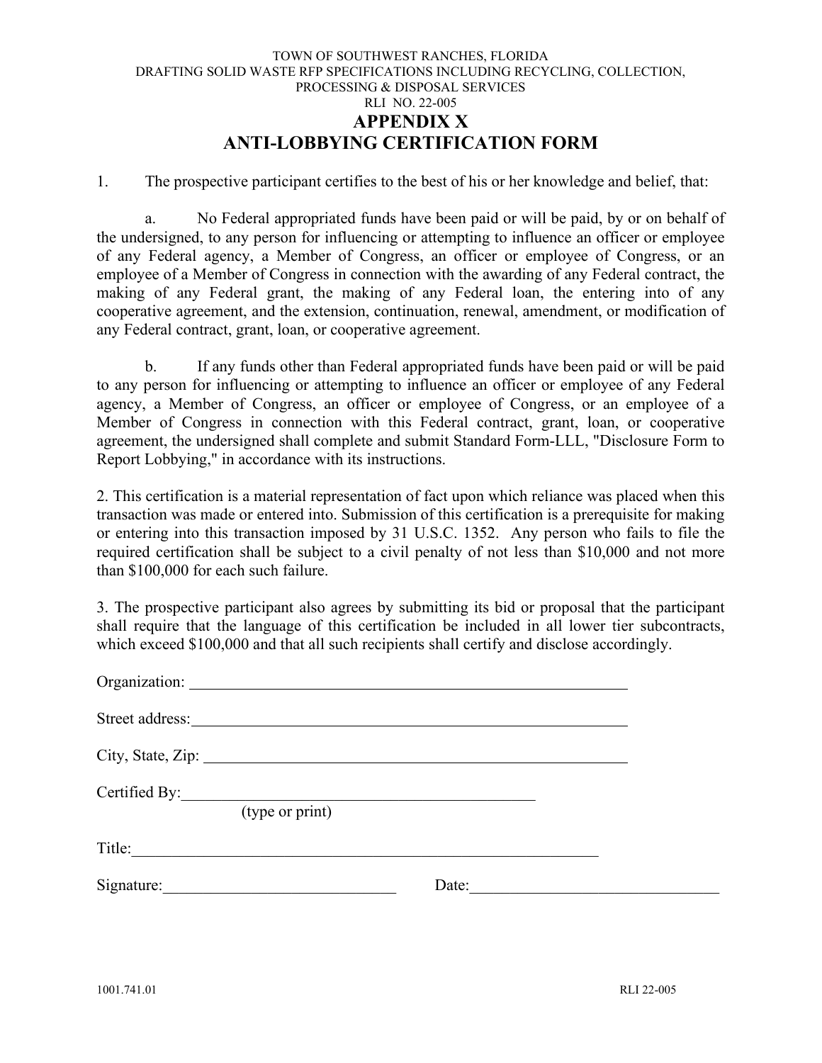TOWN OF SOUTHWEST RANCHES, FLORIDA
DRAFTING SOLID WASTE RFP SPECIFICATIONS INCLUDING RECYCLING, COLLECTION, PROCESSING & DISPOSAL SERVICES
RLI NO. 22-005

# APPENDIX X
# ANTI-LOBBYING CERTIFICATION FORM

1. The prospective participant certifies to the best of his or her knowledge and belief, that:

   a. No Federal appropriated funds have been paid or will be paid, by or on behalf of the undersigned, to any person for influencing or attempting to influence an officer or employee of any Federal agency, a Member of Congress, an officer or employee of Congress, or an employee of a Member of Congress in connection with the awarding of any Federal contract, the making of any Federal grant, the making of any Federal loan, the entering into of any cooperative agreement, and the extension, continuation, renewal, amendment, or modification of any Federal contract, grant, loan, or cooperative agreement.

   b. If any funds other than Federal appropriated funds have been paid or will be paid to any person for influencing or attempting to influence an officer or employee of any Federal agency, a Member of Congress, an officer or employee of Congress, or an employee of a Member of Congress in connection with this Federal contract, grant, loan, or cooperative agreement, the undersigned shall complete and submit Standard Form-LLL, "Disclosure Form to Report Lobbying," in accordance with its instructions.

2. This certification is a material representation of fact upon which reliance was placed when this transaction was made or entered into. Submission of this certification is a prerequisite for making or entering into this transaction imposed by 31 U.S.C. 1352. Any person who fails to file the required certification shall be subject to a civil penalty of not less than $10,000 and not more than $100,000 for each such failure.

3. The prospective participant also agrees by submitting its bid or proposal that the participant shall require that the language of this certification be included in all lower tier subcontracts, which exceed $100,000 and that all such recipients shall certify and disclose accordingly.

Organization: ____________________________________________

Street address: ____________________________________________

City, State, Zip: ____________________________________________

Certified By: ____________________________________
(type or print)

Title: ____________________________________________

Signature: ______________________ Date: ______________________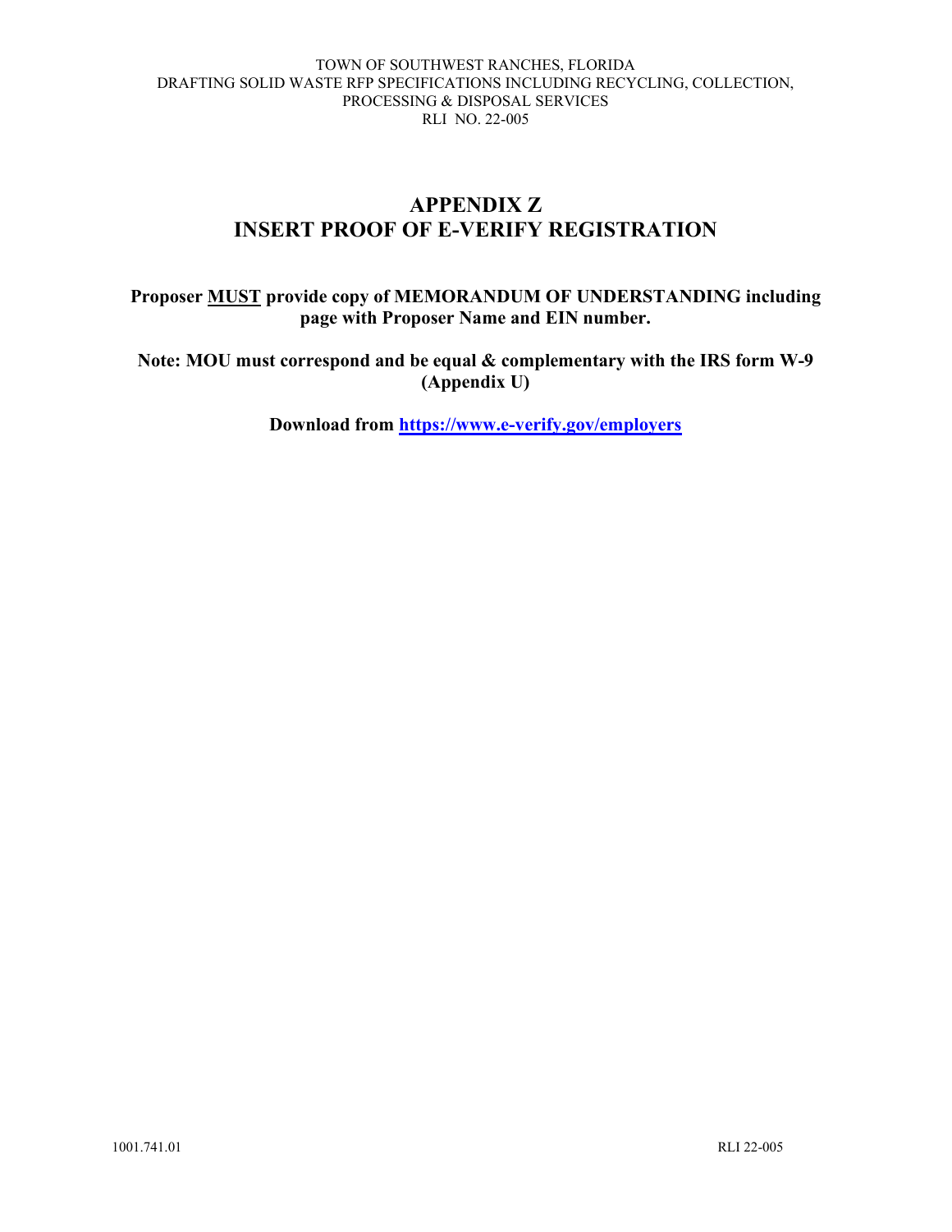# APPENDIX Z
# INSERT PROOF OF E-VERIFY REGISTRATION

**Proposer MUST provide copy of MEMORANDUM OF UNDERSTANDING including page with Proposer Name and EIN number.**

**Note: MOU must correspond and be equal & complementary with the IRS form W-9 (Appendix U)**

**Download from [https://www.e-verify.gov/employers](https://www.e-verify.gov/employers)**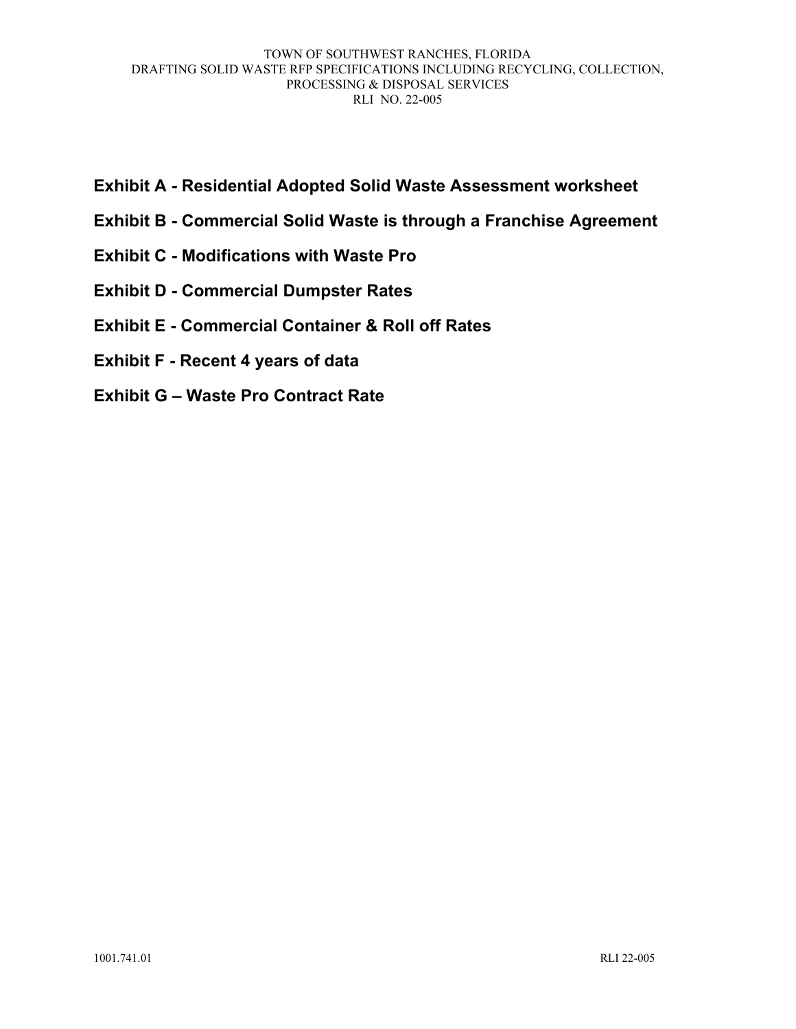**Exhibit A - Residential Adopted Solid Waste Assessment worksheet**

**Exhibit B - Commercial Solid Waste is through a Franchise Agreement**

**Exhibit C - Modifications with Waste Pro**

**Exhibit D - Commercial Dumpster Rates**

**Exhibit E - Commercial Container & Roll off Rates**

**Exhibit F - Recent 4 years of data**

**Exhibit G – Waste Pro Contract Rate**